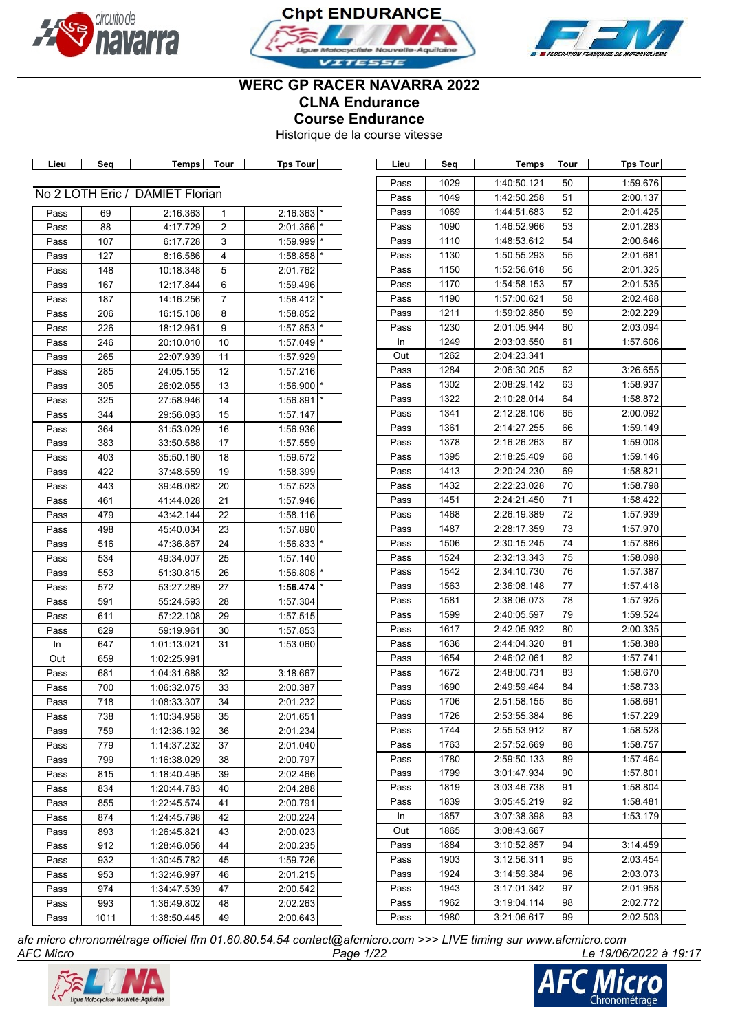Chpt ENDURANCE

# WERC GP RACER NAVARRA 2022
## CLNA Endurance
## Course Endurance
Historique de la course vitesse

No 2 LOTH Eric / DAMIET Florian

| Lieu | Seq | Temps | Tour | Tps Tour | |
|---|---|---|---|---|---|
| Pass | 69 | 2:16.363 | 1 | 2:16.363 | * |
| Pass | 88 | 4:17.729 | 2 | 2:01.366 | * |
| Pass | 107 | 6:17.728 | 3 | 1:59.999 | * |
| Pass | 127 | 8:16.586 | 4 | 1:58.858 | * |
| Pass | 148 | 10:18.348 | 5 | 2:01.762 | |
| Pass | 167 | 12:17.844 | 6 | 1:59.496 | |
| Pass | 187 | 14:16.256 | 7 | 1:58.412 | * |
| Pass | 206 | 16:15.108 | 8 | 1:58.852 | |
| Pass | 226 | 18:12.961 | 9 | 1:57.853 | * |
| Pass | 246 | 20:10.010 | 10 | 1:57.049 | * |
| Pass | 265 | 22:07.939 | 11 | 1:57.929 | |
| Pass | 285 | 24:05.155 | 12 | 1:57.216 | |
| Pass | 305 | 26:02.055 | 13 | 1:56.900 | * |
| Pass | 325 | 27:58.946 | 14 | 1:56.891 | * |
| Pass | 344 | 29:56.093 | 15 | 1:57.147 | |
| Pass | 364 | 31:53.029 | 16 | 1:56.936 | |
| Pass | 383 | 33:50.588 | 17 | 1:57.559 | |
| Pass | 403 | 35:50.160 | 18 | 1:59.572 | |
| Pass | 422 | 37:48.559 | 19 | 1:58.399 | |
| Pass | 443 | 39:46.082 | 20 | 1:57.523 | |
| Pass | 461 | 41:44.028 | 21 | 1:57.946 | |
| Pass | 479 | 43:42.144 | 22 | 1:58.116 | |
| Pass | 498 | 45:40.034 | 23 | 1:57.890 | |
| Pass | 516 | 47:36.867 | 24 | 1:56.833 | * |
| Pass | 534 | 49:34.007 | 25 | 1:57.140 | |
| Pass | 553 | 51:30.815 | 26 | 1:56.808 | * |
| Pass | 572 | 53:27.289 | 27 | **1:56.474** | * |
| Pass | 591 | 55:24.593 | 28 | 1:57.304 | |
| Pass | 611 | 57:22.108 | 29 | 1:57.515 | |
| Pass | 629 | 59:19.961 | 30 | 1:57.853 | |
| In | 647 | 1:01:13.021 | 31 | 1:53.060 | |
| Out | 659 | 1:02:25.991 | | | |
| Pass | 681 | 1:04:31.688 | 32 | 3:18.667 | |
| Pass | 700 | 1:06:32.075 | 33 | 2:00.387 | |
| Pass | 718 | 1:08:33.307 | 34 | 2:01.232 | |
| Pass | 738 | 1:10:34.958 | 35 | 2:01.651 | |
| Pass | 759 | 1:12:36.192 | 36 | 2:01.234 | |
| Pass | 779 | 1:14:37.232 | 37 | 2:01.040 | |
| Pass | 799 | 1:16:38.029 | 38 | 2:00.797 | |
| Pass | 815 | 1:18:40.495 | 39 | 2:02.466 | |
| Pass | 834 | 1:20:44.783 | 40 | 2:04.288 | |
| Pass | 855 | 1:22:45.574 | 41 | 2:00.791 | |
| Pass | 874 | 1:24:45.798 | 42 | 2:00.224 | |
| Pass | 893 | 1:26:45.821 | 43 | 2:00.023 | |
| Pass | 912 | 1:28:46.056 | 44 | 2:00.235 | |
| Pass | 932 | 1:30:45.782 | 45 | 1:59.726 | |
| Pass | 953 | 1:32:46.997 | 46 | 2:01.215 | |
| Pass | 974 | 1:34:47.539 | 47 | 2:00.542 | |
| Pass | 993 | 1:36:49.802 | 48 | 2:02.263 | |
| Pass | 1011 | 1:38:50.445 | 49 | 2:00.643 | |
| Pass | 1029 | 1:40:50.121 | 50 | 1:59.676 | |
| Pass | 1049 | 1:42:50.258 | 51 | 2:00.137 | |
| Pass | 1069 | 1:44:51.683 | 52 | 2:01.425 | |
| Pass | 1090 | 1:46:52.966 | 53 | 2:01.283 | |
| Pass | 1110 | 1:48:53.612 | 54 | 2:00.646 | |
| Pass | 1130 | 1:50:55.293 | 55 | 2:01.681 | |
| Pass | 1150 | 1:52:56.618 | 56 | 2:01.325 | |
| Pass | 1170 | 1:54:58.153 | 57 | 2:01.535 | |
| Pass | 1190 | 1:57:00.621 | 58 | 2:02.468 | |
| Pass | 1211 | 1:59:02.850 | 59 | 2:02.229 | |
| Pass | 1230 | 2:01:05.944 | 60 | 2:03.094 | |
| In | 1249 | 2:03:03.550 | 61 | 1:57.606 | |
| Out | 1262 | 2:04:23.341 | | | |
| Pass | 1284 | 2:06:30.205 | 62 | 3:26.655 | |
| Pass | 1302 | 2:08:29.142 | 63 | 1:58.937 | |
| Pass | 1322 | 2:10:28.014 | 64 | 1:58.872 | |
| Pass | 1341 | 2:12:28.106 | 65 | 2:00.092 | |
| Pass | 1361 | 2:14:27.255 | 66 | 1:59.149 | |
| Pass | 1378 | 2:16:26.263 | 67 | 1:59.008 | |
| Pass | 1395 | 2:18:25.409 | 68 | 1:59.146 | |
| Pass | 1413 | 2:20:24.230 | 69 | 1:58.821 | |
| Pass | 1432 | 2:22:23.028 | 70 | 1:58.798 | |
| Pass | 1451 | 2:24:21.450 | 71 | 1:58.422 | |
| Pass | 1468 | 2:26:19.389 | 72 | 1:57.939 | |
| Pass | 1487 | 2:28:17.359 | 73 | 1:57.970 | |
| Pass | 1506 | 2:30:15.245 | 74 | 1:57.886 | |
| Pass | 1524 | 2:32:13.343 | 75 | 1:58.098 | |
| Pass | 1542 | 2:34:10.730 | 76 | 1:57.387 | |
| Pass | 1563 | 2:36:08.148 | 77 | 1:57.418 | |
| Pass | 1581 | 2:38:06.073 | 78 | 1:57.925 | |
| Pass | 1599 | 2:40:05.597 | 79 | 1:59.524 | |
| Pass | 1617 | 2:42:05.932 | 80 | 2:00.335 | |
| Pass | 1636 | 2:44:04.320 | 81 | 1:58.388 | |
| Pass | 1654 | 2:46:02.061 | 82 | 1:57.741 | |
| Pass | 1672 | 2:48:00.731 | 83 | 1:58.670 | |
| Pass | 1690 | 2:49:59.464 | 84 | 1:58.733 | |
| Pass | 1706 | 2:51:58.155 | 85 | 1:58.691 | |
| Pass | 1726 | 2:53:55.384 | 86 | 1:57.229 | |
| Pass | 1744 | 2:55:53.912 | 87 | 1:58.528 | |
| Pass | 1763 | 2:57:52.669 | 88 | 1:58.757 | |
| Pass | 1780 | 2:59:50.133 | 89 | 1:57.464 | |
| Pass | 1799 | 3:01:47.934 | 90 | 1:57.801 | |
| Pass | 1819 | 3:03:46.738 | 91 | 1:58.804 | |
| Pass | 1839 | 3:05:45.219 | 92 | 1:58.481 | |
| In | 1857 | 3:07:38.398 | 93 | 1:53.179 | |
| Out | 1865 | 3:08:43.667 | | | |
| Pass | 1884 | 3:10:52.857 | 94 | 3:14.459 | |
| Pass | 1903 | 3:12:56.311 | 95 | 2:03.454 | |
| Pass | 1924 | 3:14:59.384 | 96 | 2:03.073 | |
| Pass | 1943 | 3:17:01.342 | 97 | 2:01.958 | |
| Pass | 1962 | 3:19:04.114 | 98 | 2:02.772 | |
| Pass | 1980 | 3:21:06.617 | 99 | 2:02.503 | |

*afc micro chronométrage officiel ffm 01.60.80.54.54 contact@afcmicro.com >>> LIVE timing sur www.afcmicro.com*

*AFC Micro* — *Le 19/06/2022 à 19:17*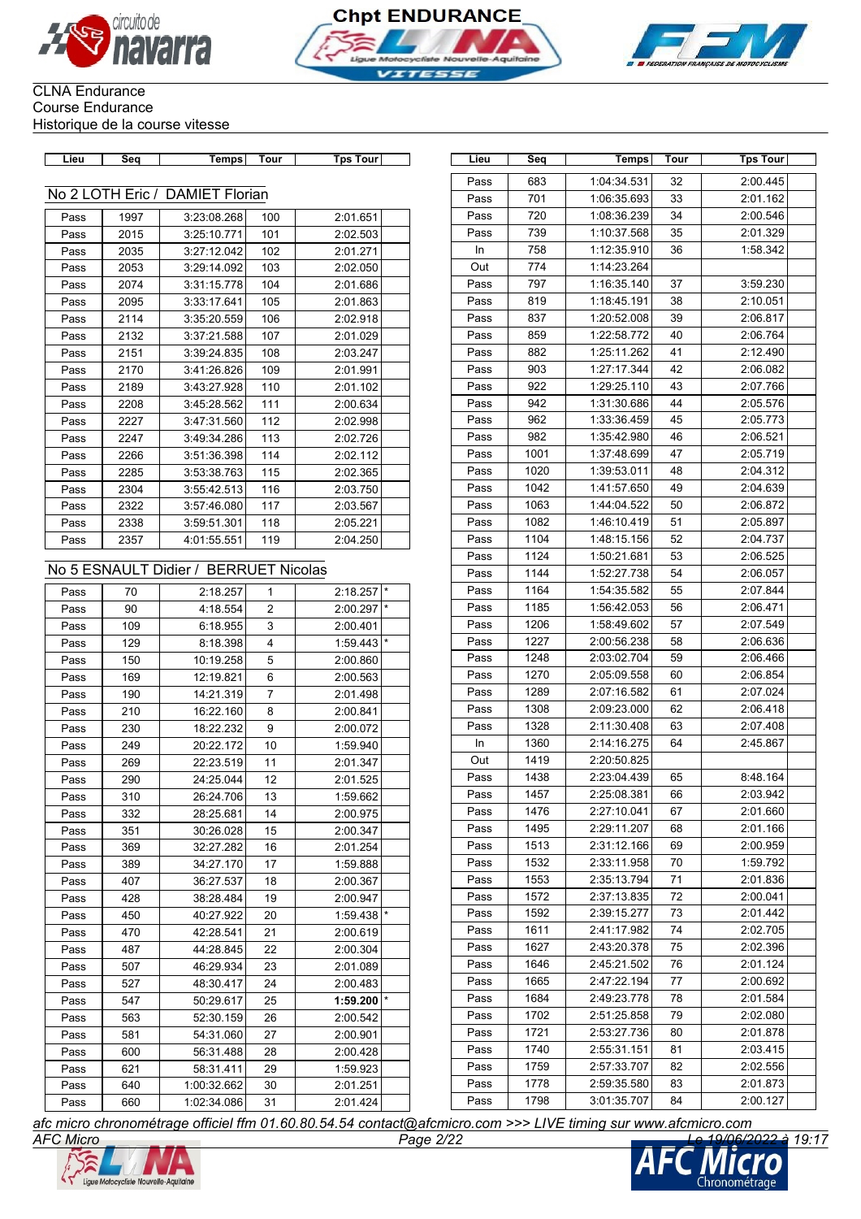CLNA Endurance
Course Endurance
Historique de la course vitesse

## No 2 LOTH Eric / DAMIET Florian

| Lieu | Seq | Temps | Tour | Tps Tour | |
|---|---|---|---|---|---|
| Pass | 1997 | 3:23:08.268 | 100 | 2:01.651 | |
| Pass | 2015 | 3:25:10.771 | 101 | 2:02.503 | |
| Pass | 2035 | 3:27:12.042 | 102 | 2:01.271 | |
| Pass | 2053 | 3:29:14.092 | 103 | 2:02.050 | |
| Pass | 2074 | 3:31:15.778 | 104 | 2:01.686 | |
| Pass | 2095 | 3:33:17.641 | 105 | 2:01.863 | |
| Pass | 2114 | 3:35:20.559 | 106 | 2:02.918 | |
| Pass | 2132 | 3:37:21.588 | 107 | 2:01.029 | |
| Pass | 2151 | 3:39:24.835 | 108 | 2:03.247 | |
| Pass | 2170 | 3:41:26.826 | 109 | 2:01.991 | |
| Pass | 2189 | 3:43:27.928 | 110 | 2:01.102 | |
| Pass | 2208 | 3:45:28.562 | 111 | 2:00.634 | |
| Pass | 2227 | 3:47:31.560 | 112 | 2:02.998 | |
| Pass | 2247 | 3:49:34.286 | 113 | 2:02.726 | |
| Pass | 2266 | 3:51:36.398 | 114 | 2:02.112 | |
| Pass | 2285 | 3:53:38.763 | 115 | 2:02.365 | |
| Pass | 2304 | 3:55:42.513 | 116 | 2:03.750 | |
| Pass | 2322 | 3:57:46.080 | 117 | 2:03.567 | |
| Pass | 2338 | 3:59:51.301 | 118 | 2:05.221 | |
| Pass | 2357 | 4:01:55.551 | 119 | 2:04.250 | |

## No 5 ESNAULT Didier / BERRUET Nicolas

| Lieu | Seq | Temps | Tour | Tps Tour | |
|---|---|---|---|---|---|
| Pass | 70 | 2:18.257 | 1 | 2:18.257 | * |
| Pass | 90 | 4:18.554 | 2 | 2:00.297 | * |
| Pass | 109 | 6:18.955 | 3 | 2:00.401 | |
| Pass | 129 | 8:18.398 | 4 | 1:59.443 | * |
| Pass | 150 | 10:19.258 | 5 | 2:00.860 | |
| Pass | 169 | 12:19.821 | 6 | 2:00.563 | |
| Pass | 190 | 14:21.319 | 7 | 2:01.498 | |
| Pass | 210 | 16:22.160 | 8 | 2:00.841 | |
| Pass | 230 | 18:22.232 | 9 | 2:00.072 | |
| Pass | 249 | 20:22.172 | 10 | 1:59.940 | |
| Pass | 269 | 22:23.519 | 11 | 2:01.347 | |
| Pass | 290 | 24:25.044 | 12 | 2:01.525 | |
| Pass | 310 | 26:24.706 | 13 | 1:59.662 | |
| Pass | 332 | 28:25.681 | 14 | 2:00.975 | |
| Pass | 351 | 30:26.028 | 15 | 2:00.347 | |
| Pass | 369 | 32:27.282 | 16 | 2:01.254 | |
| Pass | 389 | 34:27.170 | 17 | 1:59.888 | |
| Pass | 407 | 36:27.537 | 18 | 2:00.367 | |
| Pass | 428 | 38:28.484 | 19 | 2:00.947 | |
| Pass | 450 | 40:27.922 | 20 | 1:59.438 | * |
| Pass | 470 | 42:28.541 | 21 | 2:00.619 | |
| Pass | 487 | 44:28.845 | 22 | 2:00.304 | |
| Pass | 507 | 46:29.934 | 23 | 2:01.089 | |
| Pass | 527 | 48:30.417 | 24 | 2:00.483 | |
| Pass | 547 | 50:29.617 | 25 | **1:59.200** | * |
| Pass | 563 | 52:30.159 | 26 | 2:00.542 | |
| Pass | 581 | 54:31.060 | 27 | 2:00.901 | |
| Pass | 600 | 56:31.488 | 28 | 2:00.428 | |
| Pass | 621 | 58:31.411 | 29 | 1:59.923 | |
| Pass | 640 | 1:00:32.662 | 30 | 2:01.251 | |
| Pass | 660 | 1:02:34.086 | 31 | 2:01.424 | |
| Pass | 683 | 1:04:34.531 | 32 | 2:00.445 | |
| Pass | 701 | 1:06:35.693 | 33 | 2:01.162 | |
| Pass | 720 | 1:08:36.239 | 34 | 2:00.546 | |
| Pass | 739 | 1:10:37.568 | 35 | 2:01.329 | |
| In | 758 | 1:12:35.910 | 36 | 1:58.342 | |
| Out | 774 | 1:14:23.264 | | | |
| Pass | 797 | 1:16:35.140 | 37 | 3:59.230 | |
| Pass | 819 | 1:18:45.191 | 38 | 2:10.051 | |
| Pass | 837 | 1:20:52.008 | 39 | 2:06.817 | |
| Pass | 859 | 1:22:58.772 | 40 | 2:06.764 | |
| Pass | 882 | 1:25:11.262 | 41 | 2:12.490 | |
| Pass | 903 | 1:27:17.344 | 42 | 2:06.082 | |
| Pass | 922 | 1:29:25.110 | 43 | 2:07.766 | |
| Pass | 942 | 1:31:30.686 | 44 | 2:05.576 | |
| Pass | 962 | 1:33:36.459 | 45 | 2:05.773 | |
| Pass | 982 | 1:35:42.980 | 46 | 2:06.521 | |
| Pass | 1001 | 1:37:48.699 | 47 | 2:05.719 | |
| Pass | 1020 | 1:39:53.011 | 48 | 2:04.312 | |
| Pass | 1042 | 1:41:57.650 | 49 | 2:04.639 | |
| Pass | 1063 | 1:44:04.522 | 50 | 2:06.872 | |
| Pass | 1082 | 1:46:10.419 | 51 | 2:05.897 | |
| Pass | 1104 | 1:48:15.156 | 52 | 2:04.737 | |
| Pass | 1124 | 1:50:21.681 | 53 | 2:06.525 | |
| Pass | 1144 | 1:52:27.738 | 54 | 2:06.057 | |
| Pass | 1164 | 1:54:35.582 | 55 | 2:07.844 | |
| Pass | 1185 | 1:56:42.053 | 56 | 2:06.471 | |
| Pass | 1206 | 1:58:49.602 | 57 | 2:07.549 | |
| Pass | 1227 | 2:00:56.238 | 58 | 2:06.636 | |
| Pass | 1248 | 2:03:02.704 | 59 | 2:06.466 | |
| Pass | 1270 | 2:05:09.558 | 60 | 2:06.854 | |
| Pass | 1289 | 2:07:16.582 | 61 | 2:07.024 | |
| Pass | 1308 | 2:09:23.000 | 62 | 2:06.418 | |
| Pass | 1328 | 2:11:30.408 | 63 | 2:07.408 | |
| In | 1360 | 2:14:16.275 | 64 | 2:45.867 | |
| Out | 1419 | 2:20:50.825 | | | |
| Pass | 1438 | 2:23:04.439 | 65 | 8:48.164 | |
| Pass | 1457 | 2:25:08.381 | 66 | 2:03.942 | |
| Pass | 1476 | 2:27:10.041 | 67 | 2:01.660 | |
| Pass | 1495 | 2:29:11.207 | 68 | 2:01.166 | |
| Pass | 1513 | 2:31:12.166 | 69 | 2:00.959 | |
| Pass | 1532 | 2:33:11.958 | 70 | 1:59.792 | |
| Pass | 1553 | 2:35:13.794 | 71 | 2:01.836 | |
| Pass | 1572 | 2:37:13.835 | 72 | 2:00.041 | |
| Pass | 1592 | 2:39:15.277 | 73 | 2:01.442 | |
| Pass | 1611 | 2:41:17.982 | 74 | 2:02.705 | |
| Pass | 1627 | 2:43:20.378 | 75 | 2:02.396 | |
| Pass | 1646 | 2:45:21.502 | 76 | 2:01.124 | |
| Pass | 1665 | 2:47:22.194 | 77 | 2:00.692 | |
| Pass | 1684 | 2:49:23.778 | 78 | 2:01.584 | |
| Pass | 1702 | 2:51:25.858 | 79 | 2:02.080 | |
| Pass | 1721 | 2:53:27.736 | 80 | 2:01.878 | |
| Pass | 1740 | 2:55:31.151 | 81 | 2:03.415 | |
| Pass | 1759 | 2:57:33.707 | 82 | 2:02.556 | |
| Pass | 1778 | 2:59:35.580 | 83 | 2:01.873 | |
| Pass | 1798 | 3:01:35.707 | 84 | 2:00.127 | |

*afc micro chronométrage officiel ffm 01.60.80.54.54 contact@afcmicro.com >>> LIVE timing sur www.afcmicro.com*
AFC Micro — Le 19/06/2022 à 19:17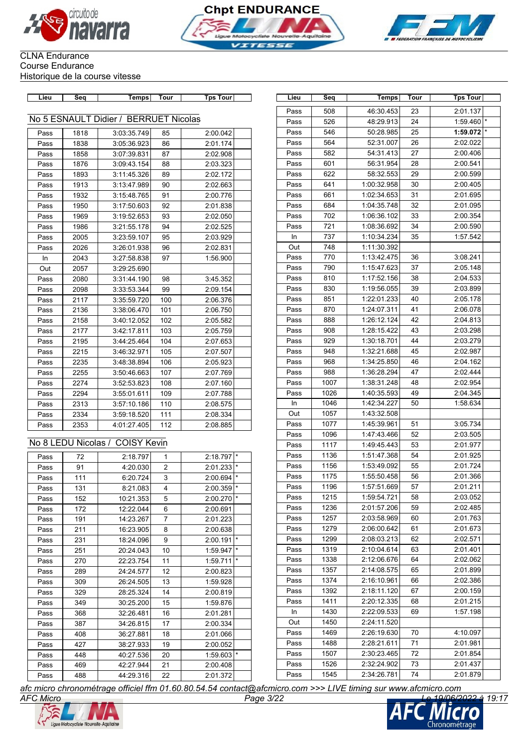CLNA Endurance
Course Endurance
Historique de la course vitesse

## No 5 ESNAULT Didier / BERRUET Nicolas

| Lieu | Seq | Temps | Tour | Tps Tour | |
|---|---|---|---|---|---|
| Pass | 1818 | 3:03:35.749 | 85 | 2:00.042 | |
| Pass | 1838 | 3:05:36.923 | 86 | 2:01.174 | |
| Pass | 1858 | 3:07:39.831 | 87 | 2:02.908 | |
| Pass | 1876 | 3:09:43.154 | 88 | 2:03.323 | |
| Pass | 1893 | 3:11:45.326 | 89 | 2:02.172 | |
| Pass | 1913 | 3:13:47.989 | 90 | 2:02.663 | |
| Pass | 1932 | 3:15:48.765 | 91 | 2:00.776 | |
| Pass | 1950 | 3:17:50.603 | 92 | 2:01.838 | |
| Pass | 1969 | 3:19:52.653 | 93 | 2:02.050 | |
| Pass | 1986 | 3:21:55.178 | 94 | 2:02.525 | |
| Pass | 2005 | 3:23:59.107 | 95 | 2:03.929 | |
| Pass | 2026 | 3:26:01.938 | 96 | 2:02.831 | |
| In | 2043 | 3:27:58.838 | 97 | 1:56.900 | |
| Out | 2057 | 3:29:25.690 | | | |
| Pass | 2080 | 3:31:44.190 | 98 | 3:45.352 | |
| Pass | 2098 | 3:33:53.344 | 99 | 2:09.154 | |
| Pass | 2117 | 3:35:59.720 | 100 | 2:06.376 | |
| Pass | 2136 | 3:38:06.470 | 101 | 2:06.750 | |
| Pass | 2158 | 3:40:12.052 | 102 | 2:05.582 | |
| Pass | 2177 | 3:42:17.811 | 103 | 2:05.759 | |
| Pass | 2195 | 3:44:25.464 | 104 | 2:07.653 | |
| Pass | 2215 | 3:46:32.971 | 105 | 2:07.507 | |
| Pass | 2235 | 3:48:38.894 | 106 | 2:05.923 | |
| Pass | 2255 | 3:50:46.663 | 107 | 2:07.769 | |
| Pass | 2274 | 3:52:53.823 | 108 | 2:07.160 | |
| Pass | 2294 | 3:55:01.611 | 109 | 2:07.788 | |
| Pass | 2313 | 3:57:10.186 | 110 | 2:08.575 | |
| Pass | 2334 | 3:59:18.520 | 111 | 2:08.334 | |
| Pass | 2353 | 4:01:27.405 | 112 | 2:08.885 | |

## No 8 LEDU Nicolas / COISY Kevin

| Lieu | Seq | Temps | Tour | Tps Tour | |
|---|---|---|---|---|---|
| Pass | 72 | 2:18.797 | 1 | 2:18.797 | * |
| Pass | 91 | 4:20.030 | 2 | 2:01.233 | * |
| Pass | 111 | 6:20.724 | 3 | 2:00.694 | * |
| Pass | 131 | 8:21.083 | 4 | 2:00.359 | * |
| Pass | 152 | 10:21.353 | 5 | 2:00.270 | * |
| Pass | 172 | 12:22.044 | 6 | 2:00.691 | |
| Pass | 191 | 14:23.267 | 7 | 2:01.223 | |
| Pass | 211 | 16:23.905 | 8 | 2:00.638 | |
| Pass | 231 | 18:24.096 | 9 | 2:00.191 | * |
| Pass | 251 | 20:24.043 | 10 | 1:59.947 | * |
| Pass | 270 | 22:23.754 | 11 | 1:59.711 | * |
| Pass | 289 | 24:24.577 | 12 | 2:00.823 | |
| Pass | 309 | 26:24.505 | 13 | 1:59.928 | |
| Pass | 329 | 28:25.324 | 14 | 2:00.819 | |
| Pass | 349 | 30:25.200 | 15 | 1:59.876 | |
| Pass | 368 | 32:26.481 | 16 | 2:01.281 | |
| Pass | 387 | 34:26.815 | 17 | 2:00.334 | |
| Pass | 408 | 36:27.881 | 18 | 2:01.066 | |
| Pass | 427 | 38:27.933 | 19 | 2:00.052 | |
| Pass | 448 | 40:27.536 | 20 | 1:59.603 | * |
| Pass | 469 | 42:27.944 | 21 | 2:00.408 | |
| Pass | 488 | 44:29.316 | 22 | 2:01.372 | |
| Pass | 508 | 46:30.453 | 23 | 2:01.137 | |
| Pass | 526 | 48:29.913 | 24 | 1:59.460 | * |
| Pass | 546 | 50:28.985 | 25 | **1:59.072** | * |
| Pass | 564 | 52:31.007 | 26 | 2:02.022 | |
| Pass | 582 | 54:31.413 | 27 | 2:00.406 | |
| Pass | 601 | 56:31.954 | 28 | 2:00.541 | |
| Pass | 622 | 58:32.553 | 29 | 2:00.599 | |
| Pass | 641 | 1:00:32.958 | 30 | 2:00.405 | |
| Pass | 661 | 1:02:34.653 | 31 | 2:01.695 | |
| Pass | 684 | 1:04:35.748 | 32 | 2:01.095 | |
| Pass | 702 | 1:06:36.102 | 33 | 2:00.354 | |
| Pass | 721 | 1:08:36.692 | 34 | 2:00.590 | |
| In | 737 | 1:10:34.234 | 35 | 1:57.542 | |
| Out | 748 | 1:11:30.392 | | | |
| Pass | 770 | 1:13:42.475 | 36 | 3:08.241 | |
| Pass | 790 | 1:15:47.623 | 37 | 2:05.148 | |
| Pass | 810 | 1:17:52.156 | 38 | 2:04.533 | |
| Pass | 830 | 1:19:56.055 | 39 | 2:03.899 | |
| Pass | 851 | 1:22:01.233 | 40 | 2:05.178 | |
| Pass | 870 | 1:24:07.311 | 41 | 2:06.078 | |
| Pass | 888 | 1:26:12.124 | 42 | 2:04.813 | |
| Pass | 908 | 1:28:15.422 | 43 | 2:03.298 | |
| Pass | 929 | 1:30:18.701 | 44 | 2:03.279 | |
| Pass | 948 | 1:32:21.688 | 45 | 2:02.987 | |
| Pass | 968 | 1:34:25.850 | 46 | 2:04.162 | |
| Pass | 988 | 1:36:28.294 | 47 | 2:02.444 | |
| Pass | 1007 | 1:38:31.248 | 48 | 2:02.954 | |
| Pass | 1026 | 1:40:35.593 | 49 | 2:04.345 | |
| In | 1046 | 1:42:34.227 | 50 | 1:58.634 | |
| Out | 1057 | 1:43:32.508 | | | |
| Pass | 1077 | 1:45:39.961 | 51 | 3:05.734 | |
| Pass | 1096 | 1:47:43.466 | 52 | 2:03.505 | |
| Pass | 1117 | 1:49:45.443 | 53 | 2:01.977 | |
| Pass | 1136 | 1:51:47.368 | 54 | 2:01.925 | |
| Pass | 1156 | 1:53:49.092 | 55 | 2:01.724 | |
| Pass | 1175 | 1:55:50.458 | 56 | 2:01.366 | |
| Pass | 1196 | 1:57:51.669 | 57 | 2:01.211 | |
| Pass | 1215 | 1:59:54.721 | 58 | 2:03.052 | |
| Pass | 1236 | 2:01:57.206 | 59 | 2:02.485 | |
| Pass | 1257 | 2:03:58.969 | 60 | 2:01.763 | |
| Pass | 1279 | 2:06:00.642 | 61 | 2:01.673 | |
| Pass | 1299 | 2:08:03.213 | 62 | 2:02.571 | |
| Pass | 1319 | 2:10:04.614 | 63 | 2:01.401 | |
| Pass | 1338 | 2:12:06.676 | 64 | 2:02.062 | |
| Pass | 1357 | 2:14:08.575 | 65 | 2:01.899 | |
| Pass | 1374 | 2:16:10.961 | 66 | 2:02.386 | |
| Pass | 1392 | 2:18:11.120 | 67 | 2:00.159 | |
| Pass | 1411 | 2:20:12.335 | 68 | 2:01.215 | |
| In | 1430 | 2:22:09.533 | 69 | 1:57.198 | |
| Out | 1450 | 2:24:11.520 | | | |
| Pass | 1469 | 2:26:19.630 | 70 | 4:10.097 | |
| Pass | 1488 | 2:28:21.611 | 71 | 2:01.981 | |
| Pass | 1507 | 2:30:23.465 | 72 | 2:01.854 | |
| Pass | 1526 | 2:32:24.902 | 73 | 2:01.437 | |
| Pass | 1545 | 2:34:26.781 | 74 | 2:01.879 | |

*afc micro chronométrage officiel ffm 01.60.80.54.54 contact@afcmicro.com >>> LIVE timing sur www.afcmicro.com*

AFC Micro — Le 19/06/2022 à 19:17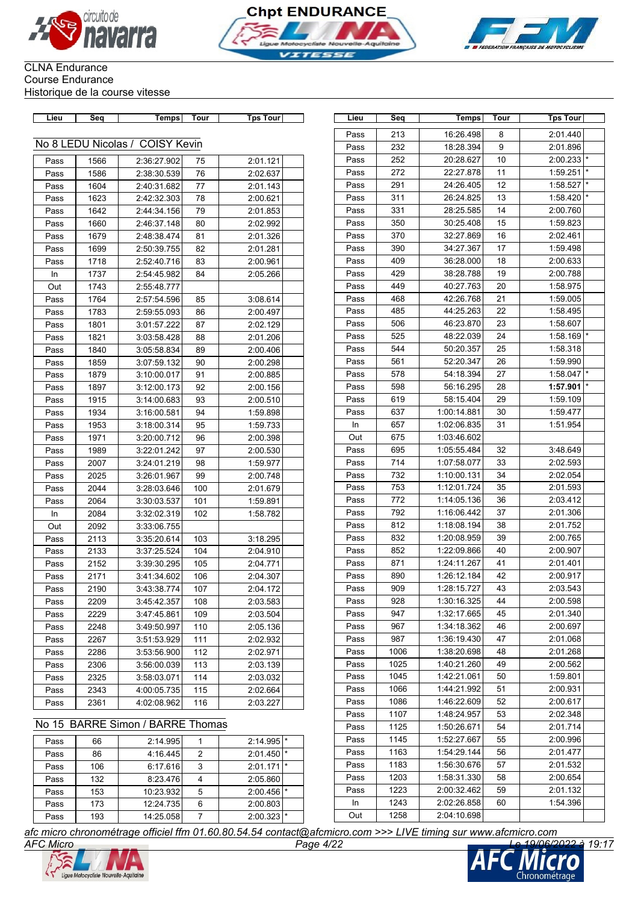CLNA Endurance
Course Endurance
Historique de la course vitesse

## No 8 LEDU Nicolas / COISY Kevin

| Lieu | Seq | Temps | Tour | Tps Tour | |
|---|---|---|---|---|---|
| Pass | 1566 | 2:36:27.902 | 75 | 2:01.121 | |
| Pass | 1586 | 2:38:30.539 | 76 | 2:02.637 | |
| Pass | 1604 | 2:40:31.682 | 77 | 2:01.143 | |
| Pass | 1623 | 2:42:32.303 | 78 | 2:00.621 | |
| Pass | 1642 | 2:44:34.156 | 79 | 2:01.853 | |
| Pass | 1660 | 2:46:37.148 | 80 | 2:02.992 | |
| Pass | 1679 | 2:48:38.474 | 81 | 2:01.326 | |
| Pass | 1699 | 2:50:39.755 | 82 | 2:01.281 | |
| Pass | 1718 | 2:52:40.716 | 83 | 2:00.961 | |
| In | 1737 | 2:54:45.982 | 84 | 2:05.266 | |
| Out | 1743 | 2:55:48.777 | | | |
| Pass | 1764 | 2:57:54.596 | 85 | 3:08.614 | |
| Pass | 1783 | 2:59:55.093 | 86 | 2:00.497 | |
| Pass | 1801 | 3:01:57.222 | 87 | 2:02.129 | |
| Pass | 1821 | 3:03:58.428 | 88 | 2:01.206 | |
| Pass | 1840 | 3:05:58.834 | 89 | 2:00.406 | |
| Pass | 1859 | 3:07:59.132 | 90 | 2:00.298 | |
| Pass | 1879 | 3:10:00.017 | 91 | 2:00.885 | |
| Pass | 1897 | 3:12:00.173 | 92 | 2:00.156 | |
| Pass | 1915 | 3:14:00.683 | 93 | 2:00.510 | |
| Pass | 1934 | 3:16:00.581 | 94 | 1:59.898 | |
| Pass | 1953 | 3:18:00.314 | 95 | 1:59.733 | |
| Pass | 1971 | 3:20:00.712 | 96 | 2:00.398 | |
| Pass | 1989 | 3:22:01.242 | 97 | 2:00.530 | |
| Pass | 2007 | 3:24:01.219 | 98 | 1:59.977 | |
| Pass | 2025 | 3:26:01.967 | 99 | 2:00.748 | |
| Pass | 2044 | 3:28:03.646 | 100 | 2:01.679 | |
| Pass | 2064 | 3:30:03.537 | 101 | 1:59.891 | |
| In | 2084 | 3:32:02.319 | 102 | 1:58.782 | |
| Out | 2092 | 3:33:06.755 | | | |
| Pass | 2113 | 3:35:20.614 | 103 | 3:18.295 | |
| Pass | 2133 | 3:37:25.524 | 104 | 2:04.910 | |
| Pass | 2152 | 3:39:30.295 | 105 | 2:04.771 | |
| Pass | 2171 | 3:41:34.602 | 106 | 2:04.307 | |
| Pass | 2190 | 3:43:38.774 | 107 | 2:04.172 | |
| Pass | 2209 | 3:45:42.357 | 108 | 2:03.583 | |
| Pass | 2229 | 3:47:45.861 | 109 | 2:03.504 | |
| Pass | 2248 | 3:49:50.997 | 110 | 2:05.136 | |
| Pass | 2267 | 3:51:53.929 | 111 | 2:02.932 | |
| Pass | 2286 | 3:53:56.900 | 112 | 2:02.971 | |
| Pass | 2306 | 3:56:00.039 | 113 | 2:03.139 | |
| Pass | 2325 | 3:58:03.071 | 114 | 2:03.032 | |
| Pass | 2343 | 4:00:05.735 | 115 | 2:02.664 | |
| Pass | 2361 | 4:02:08.962 | 116 | 2:03.227 | |

## No 15 BARRE Simon / BARRE Thomas

| Lieu | Seq | Temps | Tour | Tps Tour | |
|---|---|---|---|---|---|
| Pass | 66 | 2:14.995 | 1 | 2:14.995 | * |
| Pass | 86 | 4:16.445 | 2 | 2:01.450 | * |
| Pass | 106 | 6:17.616 | 3 | 2:01.171 | * |
| Pass | 132 | 8:23.476 | 4 | 2:05.860 | |
| Pass | 153 | 10:23.932 | 5 | 2:00.456 | * |
| Pass | 173 | 12:24.735 | 6 | 2:00.803 | |
| Pass | 193 | 14:25.058 | 7 | 2:00.323 | * |
| Pass | 213 | 16:26.498 | 8 | 2:01.440 | |
| Pass | 232 | 18:28.394 | 9 | 2:01.896 | |
| Pass | 252 | 20:28.627 | 10 | 2:00.233 | * |
| Pass | 272 | 22:27.878 | 11 | 1:59.251 | * |
| Pass | 291 | 24:26.405 | 12 | 1:58.527 | * |
| Pass | 311 | 26:24.825 | 13 | 1:58.420 | * |
| Pass | 331 | 28:25.585 | 14 | 2:00.760 | |
| Pass | 350 | 30:25.408 | 15 | 1:59.823 | |
| Pass | 370 | 32:27.869 | 16 | 2:02.461 | |
| Pass | 390 | 34:27.367 | 17 | 1:59.498 | |
| Pass | 409 | 36:28.000 | 18 | 2:00.633 | |
| Pass | 429 | 38:28.788 | 19 | 2:00.788 | |
| Pass | 449 | 40:27.763 | 20 | 1:58.975 | |
| Pass | 468 | 42:26.768 | 21 | 1:59.005 | |
| Pass | 485 | 44:25.263 | 22 | 1:58.495 | |
| Pass | 506 | 46:23.870 | 23 | 1:58.607 | |
| Pass | 525 | 48:22.039 | 24 | 1:58.169 | * |
| Pass | 544 | 50:20.357 | 25 | 1:58.318 | |
| Pass | 561 | 52:20.347 | 26 | 1:59.990 | |
| Pass | 578 | 54:18.394 | 27 | 1:58.047 | * |
| Pass | 598 | 56:16.295 | 28 | **1:57.901** | * |
| Pass | 619 | 58:15.404 | 29 | 1:59.109 | |
| Pass | 637 | 1:00:14.881 | 30 | 1:59.477 | |
| In | 657 | 1:02:06.835 | 31 | 1:51.954 | |
| Out | 675 | 1:03:46.602 | | | |
| Pass | 695 | 1:05:55.484 | 32 | 3:48.649 | |
| Pass | 714 | 1:07:58.077 | 33 | 2:02.593 | |
| Pass | 732 | 1:10:00.131 | 34 | 2:02.054 | |
| Pass | 753 | 1:12:01.724 | 35 | 2:01.593 | |
| Pass | 772 | 1:14:05.136 | 36 | 2:03.412 | |
| Pass | 792 | 1:16:06.442 | 37 | 2:01.306 | |
| Pass | 812 | 1:18:08.194 | 38 | 2:01.752 | |
| Pass | 832 | 1:20:08.959 | 39 | 2:00.765 | |
| Pass | 852 | 1:22:09.866 | 40 | 2:00.907 | |
| Pass | 871 | 1:24:11.267 | 41 | 2:01.401 | |
| Pass | 890 | 1:26:12.184 | 42 | 2:00.917 | |
| Pass | 909 | 1:28:15.727 | 43 | 2:03.543 | |
| Pass | 928 | 1:30:16.325 | 44 | 2:00.598 | |
| Pass | 947 | 1:32:17.665 | 45 | 2:01.340 | |
| Pass | 967 | 1:34:18.362 | 46 | 2:00.697 | |
| Pass | 987 | 1:36:19.430 | 47 | 2:01.068 | |
| Pass | 1006 | 1:38:20.698 | 48 | 2:01.268 | |
| Pass | 1025 | 1:40:21.260 | 49 | 2:00.562 | |
| Pass | 1045 | 1:42:21.061 | 50 | 1:59.801 | |
| Pass | 1066 | 1:44:21.992 | 51 | 2:00.931 | |
| Pass | 1086 | 1:46:22.609 | 52 | 2:00.617 | |
| Pass | 1107 | 1:48:24.957 | 53 | 2:02.348 | |
| Pass | 1125 | 1:50:26.671 | 54 | 2:01.714 | |
| Pass | 1145 | 1:52:27.667 | 55 | 2:00.996 | |
| Pass | 1163 | 1:54:29.144 | 56 | 2:01.477 | |
| Pass | 1183 | 1:56:30.676 | 57 | 2:01.532 | |
| Pass | 1203 | 1:58:31.330 | 58 | 2:00.654 | |
| Pass | 1223 | 2:00:32.462 | 59 | 2:01.132 | |
| In | 1243 | 2:02:26.858 | 60 | 1:54.396 | |
| Out | 1258 | 2:04:10.698 | | | |

*afc micro chronométrage officiel ffm 01.60.80.54.54 contact@afcmicro.com >>> LIVE timing sur www.afcmicro.com*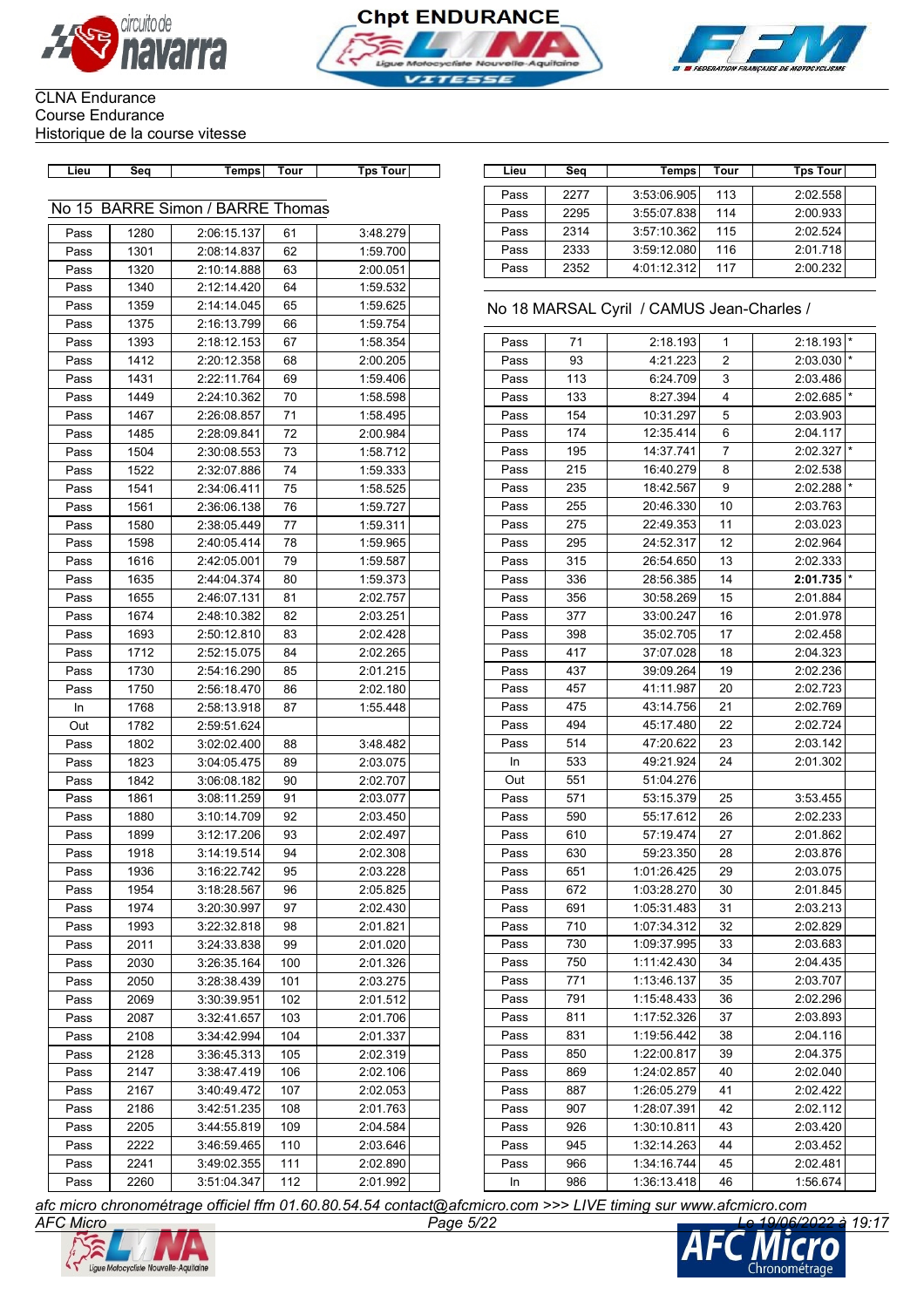Chpt ENDURANCE

CLNA Endurance
Course Endurance
Historique de la course vitesse

## No 15 BARRE Simon / BARRE Thomas

| Lieu | Seq | Temps | Tour | Tps Tour |
|---|---|---|---|---|
| Pass | 1280 | 2:06:15.137 | 61 | 3:48.279 |
| Pass | 1301 | 2:08:14.837 | 62 | 1:59.700 |
| Pass | 1320 | 2:10:14.888 | 63 | 2:00.051 |
| Pass | 1340 | 2:12:14.420 | 64 | 1:59.532 |
| Pass | 1359 | 2:14:14.045 | 65 | 1:59.625 |
| Pass | 1375 | 2:16:13.799 | 66 | 1:59.754 |
| Pass | 1393 | 2:18:12.153 | 67 | 1:58.354 |
| Pass | 1412 | 2:20:12.358 | 68 | 2:00.205 |
| Pass | 1431 | 2:22:11.764 | 69 | 1:59.406 |
| Pass | 1449 | 2:24:10.362 | 70 | 1:58.598 |
| Pass | 1467 | 2:26:08.857 | 71 | 1:58.495 |
| Pass | 1485 | 2:28:09.841 | 72 | 2:00.984 |
| Pass | 1504 | 2:30:08.553 | 73 | 1:58.712 |
| Pass | 1522 | 2:32:07.886 | 74 | 1:59.333 |
| Pass | 1541 | 2:34:06.411 | 75 | 1:58.525 |
| Pass | 1561 | 2:36:06.138 | 76 | 1:59.727 |
| Pass | 1580 | 2:38:05.449 | 77 | 1:59.311 |
| Pass | 1598 | 2:40:05.414 | 78 | 1:59.965 |
| Pass | 1616 | 2:42:05.001 | 79 | 1:59.587 |
| Pass | 1635 | 2:44:04.374 | 80 | 1:59.373 |
| Pass | 1655 | 2:46:07.131 | 81 | 2:02.757 |
| Pass | 1674 | 2:48:10.382 | 82 | 2:03.251 |
| Pass | 1693 | 2:50:12.810 | 83 | 2:02.428 |
| Pass | 1712 | 2:52:15.075 | 84 | 2:02.265 |
| Pass | 1730 | 2:54:16.290 | 85 | 2:01.215 |
| Pass | 1750 | 2:56:18.470 | 86 | 2:02.180 |
| In | 1768 | 2:58:13.918 | 87 | 1:55.448 |
| Out | 1782 | 2:59:51.624 | | |
| Pass | 1802 | 3:02:02.400 | 88 | 3:48.482 |
| Pass | 1823 | 3:04:05.475 | 89 | 2:03.075 |
| Pass | 1842 | 3:06:08.182 | 90 | 2:02.707 |
| Pass | 1861 | 3:08:11.259 | 91 | 2:03.077 |
| Pass | 1880 | 3:10:14.709 | 92 | 2:03.450 |
| Pass | 1899 | 3:12:17.206 | 93 | 2:02.497 |
| Pass | 1918 | 3:14:19.514 | 94 | 2:02.308 |
| Pass | 1936 | 3:16:22.742 | 95 | 2:03.228 |
| Pass | 1954 | 3:18:28.567 | 96 | 2:05.825 |
| Pass | 1974 | 3:20:30.997 | 97 | 2:02.430 |
| Pass | 1993 | 3:22:32.818 | 98 | 2:01.821 |
| Pass | 2011 | 3:24:33.838 | 99 | 2:01.020 |
| Pass | 2030 | 3:26:35.164 | 100 | 2:01.326 |
| Pass | 2050 | 3:28:38.439 | 101 | 2:03.275 |
| Pass | 2069 | 3:30:39.951 | 102 | 2:01.512 |
| Pass | 2087 | 3:32:41.657 | 103 | 2:01.706 |
| Pass | 2108 | 3:34:42.994 | 104 | 2:01.337 |
| Pass | 2128 | 3:36:45.313 | 105 | 2:02.319 |
| Pass | 2147 | 3:38:47.419 | 106 | 2:02.106 |
| Pass | 2167 | 3:40:49.472 | 107 | 2:02.053 |
| Pass | 2186 | 3:42:51.235 | 108 | 2:01.763 |
| Pass | 2205 | 3:44:55.819 | 109 | 2:04.584 |
| Pass | 2222 | 3:46:59.465 | 110 | 2:03.646 |
| Pass | 2241 | 3:49:02.355 | 111 | 2:02.890 |
| Pass | 2260 | 3:51:04.347 | 112 | 2:01.992 |
| Pass | 2277 | 3:53:06.905 | 113 | 2:02.558 |
| Pass | 2295 | 3:55:07.838 | 114 | 2:00.933 |
| Pass | 2314 | 3:57:10.362 | 115 | 2:02.524 |
| Pass | 2333 | 3:59:12.080 | 116 | 2:01.718 |
| Pass | 2352 | 4:01:12.312 | 117 | 2:00.232 |

## No 18 MARSAL Cyril / CAMUS Jean-Charles /

| Lieu | Seq | Temps | Tour | Tps Tour | |
|---|---|---|---|---|---|
| Pass | 71 | 2:18.193 | 1 | 2:18.193 | * |
| Pass | 93 | 4:21.223 | 2 | 2:03.030 | * |
| Pass | 113 | 6:24.709 | 3 | 2:03.486 | |
| Pass | 133 | 8:27.394 | 4 | 2:02.685 | * |
| Pass | 154 | 10:31.297 | 5 | 2:03.903 | |
| Pass | 174 | 12:35.414 | 6 | 2:04.117 | |
| Pass | 195 | 14:37.741 | 7 | 2:02.327 | * |
| Pass | 215 | 16:40.279 | 8 | 2:02.538 | |
| Pass | 235 | 18:42.567 | 9 | 2:02.288 | * |
| Pass | 255 | 20:46.330 | 10 | 2:03.763 | |
| Pass | 275 | 22:49.353 | 11 | 2:03.023 | |
| Pass | 295 | 24:52.317 | 12 | 2:02.964 | |
| Pass | 315 | 26:54.650 | 13 | 2:02.333 | |
| Pass | 336 | 28:56.385 | 14 | **2:01.735** | * |
| Pass | 356 | 30:58.269 | 15 | 2:01.884 | |
| Pass | 377 | 33:00.247 | 16 | 2:01.978 | |
| Pass | 398 | 35:02.705 | 17 | 2:02.458 | |
| Pass | 417 | 37:07.028 | 18 | 2:04.323 | |
| Pass | 437 | 39:09.264 | 19 | 2:02.236 | |
| Pass | 457 | 41:11.987 | 20 | 2:02.723 | |
| Pass | 475 | 43:14.756 | 21 | 2:02.769 | |
| Pass | 494 | 45:17.480 | 22 | 2:02.724 | |
| Pass | 514 | 47:20.622 | 23 | 2:03.142 | |
| In | 533 | 49:21.924 | 24 | 2:01.302 | |
| Out | 551 | 51:04.276 | | | |
| Pass | 571 | 53:15.379 | 25 | 3:53.455 | |
| Pass | 590 | 55:17.612 | 26 | 2:02.233 | |
| Pass | 610 | 57:19.474 | 27 | 2:01.862 | |
| Pass | 630 | 59:23.350 | 28 | 2:03.876 | |
| Pass | 651 | 1:01:26.425 | 29 | 2:03.075 | |
| Pass | 672 | 1:03:28.270 | 30 | 2:01.845 | |
| Pass | 691 | 1:05:31.483 | 31 | 2:03.213 | |
| Pass | 710 | 1:07:34.312 | 32 | 2:02.829 | |
| Pass | 730 | 1:09:37.995 | 33 | 2:03.683 | |
| Pass | 750 | 1:11:42.430 | 34 | 2:04.435 | |
| Pass | 771 | 1:13:46.137 | 35 | 2:03.707 | |
| Pass | 791 | 1:15:48.433 | 36 | 2:02.296 | |
| Pass | 811 | 1:17:52.326 | 37 | 2:03.893 | |
| Pass | 831 | 1:19:56.442 | 38 | 2:04.116 | |
| Pass | 850 | 1:22:00.817 | 39 | 2:04.375 | |
| Pass | 869 | 1:24:02.857 | 40 | 2:02.040 | |
| Pass | 887 | 1:26:05.279 | 41 | 2:02.422 | |
| Pass | 907 | 1:28:07.391 | 42 | 2:02.112 | |
| Pass | 926 | 1:30:10.811 | 43 | 2:03.420 | |
| Pass | 945 | 1:32:14.263 | 44 | 2:03.452 | |
| Pass | 966 | 1:34:16.744 | 45 | 2:02.481 | |
| In | 986 | 1:36:13.418 | 46 | 1:56.674 | |

*afc micro chronométrage officiel ffm 01.60.80.54.54 contact@afcmicro.com >>> LIVE timing sur www.afcmicro.com*
AFC Micro — Le 19/06/2022 à 19:17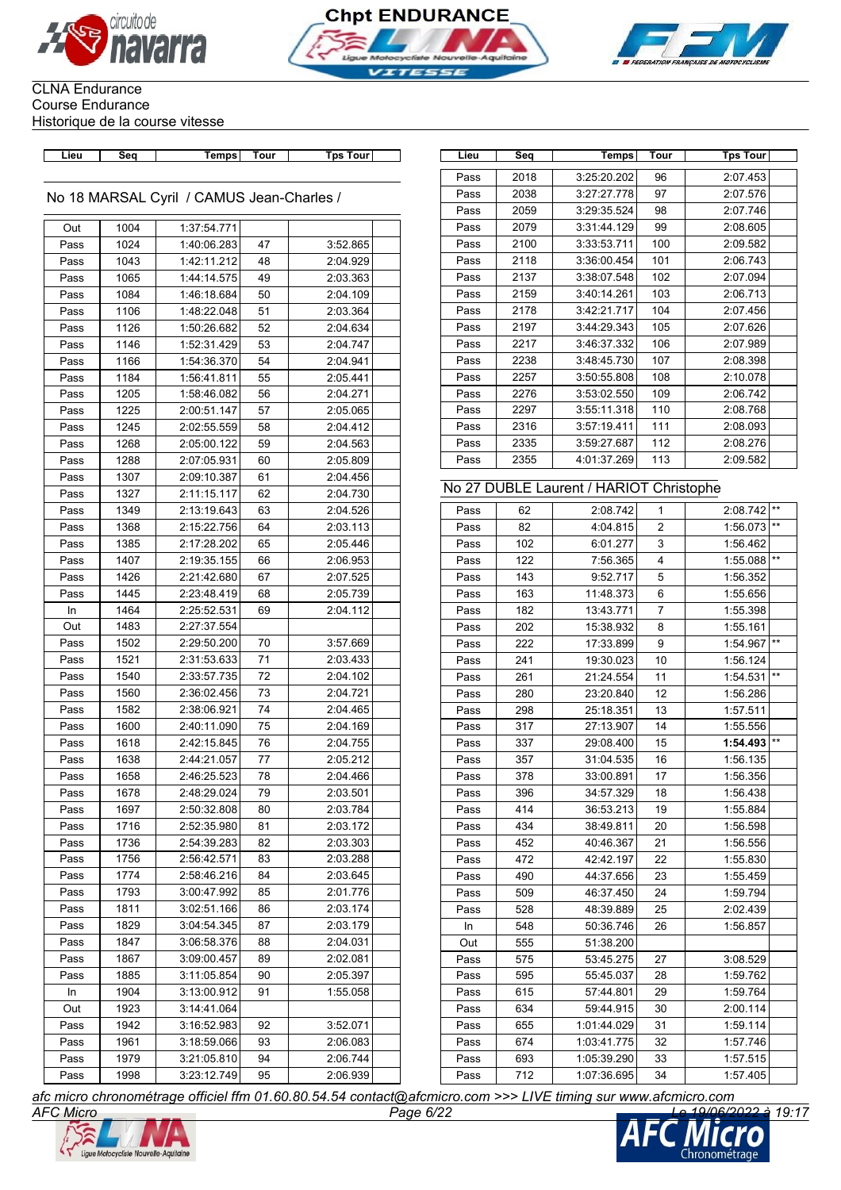CLNA Endurance
Course Endurance
Historique de la course vitesse

## No 18 MARSAL Cyril / CAMUS Jean-Charles /

| Lieu | Seq | Temps | Tour | Tps Tour | |
|---|---|---|---|---|---|
| Out | 1004 | 1:37:54.771 | | | |
| Pass | 1024 | 1:40:06.283 | 47 | 3:52.865 | |
| Pass | 1043 | 1:42:11.212 | 48 | 2:04.929 | |
| Pass | 1065 | 1:44:14.575 | 49 | 2:03.363 | |
| Pass | 1084 | 1:46:18.684 | 50 | 2:04.109 | |
| Pass | 1106 | 1:48:22.048 | 51 | 2:03.364 | |
| Pass | 1126 | 1:50:26.682 | 52 | 2:04.634 | |
| Pass | 1146 | 1:52:31.429 | 53 | 2:04.747 | |
| Pass | 1166 | 1:54:36.370 | 54 | 2:04.941 | |
| Pass | 1184 | 1:56:41.811 | 55 | 2:05.441 | |
| Pass | 1205 | 1:58:46.082 | 56 | 2:04.271 | |
| Pass | 1225 | 2:00:51.147 | 57 | 2:05.065 | |
| Pass | 1245 | 2:02:55.559 | 58 | 2:04.412 | |
| Pass | 1268 | 2:05:00.122 | 59 | 2:04.563 | |
| Pass | 1288 | 2:07:05.931 | 60 | 2:05.809 | |
| Pass | 1307 | 2:09:10.387 | 61 | 2:04.456 | |
| Pass | 1327 | 2:11:15.117 | 62 | 2:04.730 | |
| Pass | 1349 | 2:13:19.643 | 63 | 2:04.526 | |
| Pass | 1368 | 2:15:22.756 | 64 | 2:03.113 | |
| Pass | 1385 | 2:17:28.202 | 65 | 2:05.446 | |
| Pass | 1407 | 2:19:35.155 | 66 | 2:06.953 | |
| Pass | 1426 | 2:21:42.680 | 67 | 2:07.525 | |
| Pass | 1445 | 2:23:48.419 | 68 | 2:05.739 | |
| In | 1464 | 2:25:52.531 | 69 | 2:04.112 | |
| Out | 1483 | 2:27:37.554 | | | |
| Pass | 1502 | 2:29:50.200 | 70 | 3:57.669 | |
| Pass | 1521 | 2:31:53.633 | 71 | 2:03.433 | |
| Pass | 1540 | 2:33:57.735 | 72 | 2:04.102 | |
| Pass | 1560 | 2:36:02.456 | 73 | 2:04.721 | |
| Pass | 1582 | 2:38:06.921 | 74 | 2:04.465 | |
| Pass | 1600 | 2:40:11.090 | 75 | 2:04.169 | |
| Pass | 1618 | 2:42:15.845 | 76 | 2:04.755 | |
| Pass | 1638 | 2:44:21.057 | 77 | 2:05.212 | |
| Pass | 1658 | 2:46:25.523 | 78 | 2:04.466 | |
| Pass | 1678 | 2:48:29.024 | 79 | 2:03.501 | |
| Pass | 1697 | 2:50:32.808 | 80 | 2:03.784 | |
| Pass | 1716 | 2:52:35.980 | 81 | 2:03.172 | |
| Pass | 1736 | 2:54:39.283 | 82 | 2:03.303 | |
| Pass | 1756 | 2:56:42.571 | 83 | 2:03.288 | |
| Pass | 1774 | 2:58:46.216 | 84 | 2:03.645 | |
| Pass | 1793 | 3:00:47.992 | 85 | 2:01.776 | |
| Pass | 1811 | 3:02:51.166 | 86 | 2:03.174 | |
| Pass | 1829 | 3:04:54.345 | 87 | 2:03.179 | |
| Pass | 1847 | 3:06:58.376 | 88 | 2:04.031 | |
| Pass | 1867 | 3:09:00.457 | 89 | 2:02.081 | |
| Pass | 1885 | 3:11:05.854 | 90 | 2:05.397 | |
| In | 1904 | 3:13:00.912 | 91 | 1:55.058 | |
| Out | 1923 | 3:14:41.064 | | | |
| Pass | 1942 | 3:16:52.983 | 92 | 3:52.071 | |
| Pass | 1961 | 3:18:59.066 | 93 | 2:06.083 | |
| Pass | 1979 | 3:21:05.810 | 94 | 2:06.744 | |
| Pass | 1998 | 3:23:12.749 | 95 | 2:06.939 | |
| Pass | 2018 | 3:25:20.202 | 96 | 2:07.453 | |
| Pass | 2038 | 3:27:27.778 | 97 | 2:07.576 | |
| Pass | 2059 | 3:29:35.524 | 98 | 2:07.746 | |
| Pass | 2079 | 3:31:44.129 | 99 | 2:08.605 | |
| Pass | 2100 | 3:33:53.711 | 100 | 2:09.582 | |
| Pass | 2118 | 3:36:00.454 | 101 | 2:06.743 | |
| Pass | 2137 | 3:38:07.548 | 102 | 2:07.094 | |
| Pass | 2159 | 3:40:14.261 | 103 | 2:06.713 | |
| Pass | 2178 | 3:42:21.717 | 104 | 2:07.456 | |
| Pass | 2197 | 3:44:29.343 | 105 | 2:07.626 | |
| Pass | 2217 | 3:46:37.332 | 106 | 2:07.989 | |
| Pass | 2238 | 3:48:45.730 | 107 | 2:08.398 | |
| Pass | 2257 | 3:50:55.808 | 108 | 2:10.078 | |
| Pass | 2276 | 3:53:02.550 | 109 | 2:06.742 | |
| Pass | 2297 | 3:55:11.318 | 110 | 2:08.768 | |
| Pass | 2316 | 3:57:19.411 | 111 | 2:08.093 | |
| Pass | 2335 | 3:59:27.687 | 112 | 2:08.276 | |
| Pass | 2355 | 4:01:37.269 | 113 | 2:09.582 | |

## No 27 DUBLE Laurent / HARIOT Christophe

| Lieu | Seq | Temps | Tour | Tps Tour | |
|---|---|---|---|---|---|
| Pass | 62 | 2:08.742 | 1 | 2:08.742 | ** |
| Pass | 82 | 4:04.815 | 2 | 1:56.073 | ** |
| Pass | 102 | 6:01.277 | 3 | 1:56.462 | |
| Pass | 122 | 7:56.365 | 4 | 1:55.088 | ** |
| Pass | 143 | 9:52.717 | 5 | 1:56.352 | |
| Pass | 163 | 11:48.373 | 6 | 1:55.656 | |
| Pass | 182 | 13:43.771 | 7 | 1:55.398 | |
| Pass | 202 | 15:38.932 | 8 | 1:55.161 | |
| Pass | 222 | 17:33.899 | 9 | 1:54.967 | ** |
| Pass | 241 | 19:30.023 | 10 | 1:56.124 | |
| Pass | 261 | 21:24.554 | 11 | 1:54.531 | ** |
| Pass | 280 | 23:20.840 | 12 | 1:56.286 | |
| Pass | 298 | 25:18.351 | 13 | 1:57.511 | |
| Pass | 317 | 27:13.907 | 14 | 1:55.556 | |
| Pass | 337 | 29:08.400 | 15 | **1:54.493** | ** |
| Pass | 357 | 31:04.535 | 16 | 1:56.135 | |
| Pass | 378 | 33:00.891 | 17 | 1:56.356 | |
| Pass | 396 | 34:57.329 | 18 | 1:56.438 | |
| Pass | 414 | 36:53.213 | 19 | 1:55.884 | |
| Pass | 434 | 38:49.811 | 20 | 1:56.598 | |
| Pass | 452 | 40:46.367 | 21 | 1:56.556 | |
| Pass | 472 | 42:42.197 | 22 | 1:55.830 | |
| Pass | 490 | 44:37.656 | 23 | 1:55.459 | |
| Pass | 509 | 46:37.450 | 24 | 1:59.794 | |
| Pass | 528 | 48:39.889 | 25 | 2:02.439 | |
| In | 548 | 50:36.746 | 26 | 1:56.857 | |
| Out | 555 | 51:38.200 | | | |
| Pass | 575 | 53:45.275 | 27 | 3:08.529 | |
| Pass | 595 | 55:45.037 | 28 | 1:59.762 | |
| Pass | 615 | 57:44.801 | 29 | 1:59.764 | |
| Pass | 634 | 59:44.915 | 30 | 2:00.114 | |
| Pass | 655 | 1:01:44.029 | 31 | 1:59.114 | |
| Pass | 674 | 1:03:41.775 | 32 | 1:57.746 | |
| Pass | 693 | 1:05:39.290 | 33 | 1:57.515 | |
| Pass | 712 | 1:07:36.695 | 34 | 1:57.405 | |

*afc micro chronométrage officiel ffm 01.60.80.54.54 contact@afcmicro.com >>> LIVE timing sur www.afcmicro.com*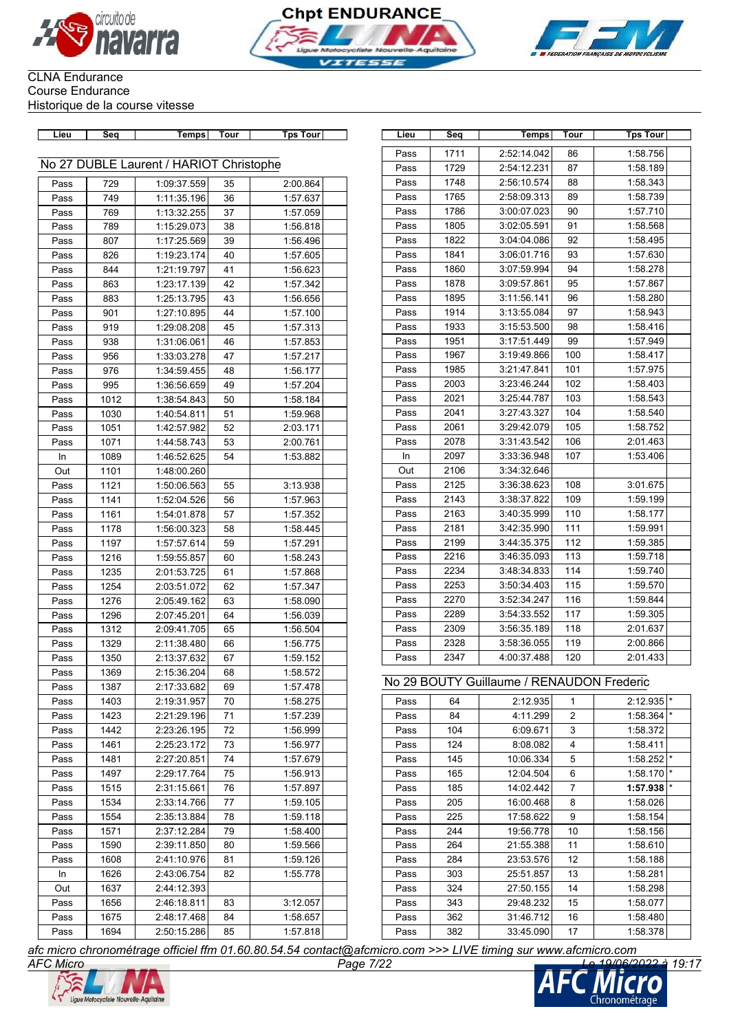CLNA Endurance
Course Endurance
Historique de la course vitesse

## No 27 DUBLE Laurent / HARIOT Christophe

| Lieu | Seq | Temps | Tour | Tps Tour | |
|---|---|---|---|---|---|
| Pass | 729 | 1:09:37.559 | 35 | 2:00.864 | |
| Pass | 749 | 1:11:35.196 | 36 | 1:57.637 | |
| Pass | 769 | 1:13:32.255 | 37 | 1:57.059 | |
| Pass | 789 | 1:15:29.073 | 38 | 1:56.818 | |
| Pass | 807 | 1:17:25.569 | 39 | 1:56.496 | |
| Pass | 826 | 1:19:23.174 | 40 | 1:57.605 | |
| Pass | 844 | 1:21:19.797 | 41 | 1:56.623 | |
| Pass | 863 | 1:23:17.139 | 42 | 1:57.342 | |
| Pass | 883 | 1:25:13.795 | 43 | 1:56.656 | |
| Pass | 901 | 1:27:10.895 | 44 | 1:57.100 | |
| Pass | 919 | 1:29:08.208 | 45 | 1:57.313 | |
| Pass | 938 | 1:31:06.061 | 46 | 1:57.853 | |
| Pass | 956 | 1:33:03.278 | 47 | 1:57.217 | |
| Pass | 976 | 1:34:59.455 | 48 | 1:56.177 | |
| Pass | 995 | 1:36:56.659 | 49 | 1:57.204 | |
| Pass | 1012 | 1:38:54.843 | 50 | 1:58.184 | |
| Pass | 1030 | 1:40:54.811 | 51 | 1:59.968 | |
| Pass | 1051 | 1:42:57.982 | 52 | 2:03.171 | |
| Pass | 1071 | 1:44:58.743 | 53 | 2:00.761 | |
| In | 1089 | 1:46:52.625 | 54 | 1:53.882 | |
| Out | 1101 | 1:48:00.260 | | | |
| Pass | 1121 | 1:50:06.563 | 55 | 3:13.938 | |
| Pass | 1141 | 1:52:04.526 | 56 | 1:57.963 | |
| Pass | 1161 | 1:54:01.878 | 57 | 1:57.352 | |
| Pass | 1178 | 1:56:00.323 | 58 | 1:58.445 | |
| Pass | 1197 | 1:57:57.614 | 59 | 1:57.291 | |
| Pass | 1216 | 1:59:55.857 | 60 | 1:58.243 | |
| Pass | 1235 | 2:01:53.725 | 61 | 1:57.868 | |
| Pass | 1254 | 2:03:51.072 | 62 | 1:57.347 | |
| Pass | 1276 | 2:05:49.162 | 63 | 1:58.090 | |
| Pass | 1296 | 2:07:45.201 | 64 | 1:56.039 | |
| Pass | 1312 | 2:09:41.705 | 65 | 1:56.504 | |
| Pass | 1329 | 2:11:38.480 | 66 | 1:56.775 | |
| Pass | 1350 | 2:13:37.632 | 67 | 1:59.152 | |
| Pass | 1369 | 2:15:36.204 | 68 | 1:58.572 | |
| Pass | 1387 | 2:17:33.682 | 69 | 1:57.478 | |
| Pass | 1403 | 2:19:31.957 | 70 | 1:58.275 | |
| Pass | 1423 | 2:21:29.196 | 71 | 1:57.239 | |
| Pass | 1442 | 2:23:26.195 | 72 | 1:56.999 | |
| Pass | 1461 | 2:25:23.172 | 73 | 1:56.977 | |
| Pass | 1481 | 2:27:20.851 | 74 | 1:57.679 | |
| Pass | 1497 | 2:29:17.764 | 75 | 1:56.913 | |
| Pass | 1515 | 2:31:15.661 | 76 | 1:57.897 | |
| Pass | 1534 | 2:33:14.766 | 77 | 1:59.105 | |
| Pass | 1554 | 2:35:13.884 | 78 | 1:59.118 | |
| Pass | 1571 | 2:37:12.284 | 79 | 1:58.400 | |
| Pass | 1590 | 2:39:11.850 | 80 | 1:59.566 | |
| Pass | 1608 | 2:41:10.976 | 81 | 1:59.126 | |
| In | 1626 | 2:43:06.754 | 82 | 1:55.778 | |
| Out | 1637 | 2:44:12.393 | | | |
| Pass | 1656 | 2:46:18.811 | 83 | 3:12.057 | |
| Pass | 1675 | 2:48:17.468 | 84 | 1:58.657 | |
| Pass | 1694 | 2:50:15.286 | 85 | 1:57.818 | |
| Pass | 1711 | 2:52:14.042 | 86 | 1:58.756 | |
| Pass | 1729 | 2:54:12.231 | 87 | 1:58.189 | |
| Pass | 1748 | 2:56:10.574 | 88 | 1:58.343 | |
| Pass | 1765 | 2:58:09.313 | 89 | 1:58.739 | |
| Pass | 1786 | 3:00:07.023 | 90 | 1:57.710 | |
| Pass | 1805 | 3:02:05.591 | 91 | 1:58.568 | |
| Pass | 1822 | 3:04:04.086 | 92 | 1:58.495 | |
| Pass | 1841 | 3:06:01.716 | 93 | 1:57.630 | |
| Pass | 1860 | 3:07:59.994 | 94 | 1:58.278 | |
| Pass | 1878 | 3:09:57.861 | 95 | 1:57.867 | |
| Pass | 1895 | 3:11:56.141 | 96 | 1:58.280 | |
| Pass | 1914 | 3:13:55.084 | 97 | 1:58.943 | |
| Pass | 1933 | 3:15:53.500 | 98 | 1:58.416 | |
| Pass | 1951 | 3:17:51.449 | 99 | 1:57.949 | |
| Pass | 1967 | 3:19:49.866 | 100 | 1:58.417 | |
| Pass | 1985 | 3:21:47.841 | 101 | 1:57.975 | |
| Pass | 2003 | 3:23:46.244 | 102 | 1:58.403 | |
| Pass | 2021 | 3:25:44.787 | 103 | 1:58.543 | |
| Pass | 2041 | 3:27:43.327 | 104 | 1:58.540 | |
| Pass | 2061 | 3:29:42.079 | 105 | 1:58.752 | |
| Pass | 2078 | 3:31:43.542 | 106 | 2:01.463 | |
| In | 2097 | 3:33:36.948 | 107 | 1:53.406 | |
| Out | 2106 | 3:34:32.646 | | | |
| Pass | 2125 | 3:36:38.623 | 108 | 3:01.675 | |
| Pass | 2143 | 3:38:37.822 | 109 | 1:59.199 | |
| Pass | 2163 | 3:40:35.999 | 110 | 1:58.177 | |
| Pass | 2181 | 3:42:35.990 | 111 | 1:59.991 | |
| Pass | 2199 | 3:44:35.375 | 112 | 1:59.385 | |
| Pass | 2216 | 3:46:35.093 | 113 | 1:59.718 | |
| Pass | 2234 | 3:48:34.833 | 114 | 1:59.740 | |
| Pass | 2253 | 3:50:34.403 | 115 | 1:59.570 | |
| Pass | 2270 | 3:52:34.247 | 116 | 1:59.844 | |
| Pass | 2289 | 3:54:33.552 | 117 | 1:59.305 | |
| Pass | 2309 | 3:56:35.189 | 118 | 2:01.637 | |
| Pass | 2328 | 3:58:36.055 | 119 | 2:00.866 | |
| Pass | 2347 | 4:00:37.488 | 120 | 2:01.433 | |

## No 29 BOUTY Guillaume / RENAUDON Frederic

| Lieu | Seq | Temps | Tour | Tps Tour | |
|---|---|---|---|---|---|
| Pass | 64 | 2:12.935 | 1 | 2:12.935 | * |
| Pass | 84 | 4:11.299 | 2 | 1:58.364 | * |
| Pass | 104 | 6:09.671 | 3 | 1:58.372 | |
| Pass | 124 | 8:08.082 | 4 | 1:58.411 | |
| Pass | 145 | 10:06.334 | 5 | 1:58.252 | * |
| Pass | 165 | 12:04.504 | 6 | 1:58.170 | * |
| Pass | 185 | 14:02.442 | 7 | **1:57.938** | * |
| Pass | 205 | 16:00.468 | 8 | 1:58.026 | |
| Pass | 225 | 17:58.622 | 9 | 1:58.154 | |
| Pass | 244 | 19:56.778 | 10 | 1:58.156 | |
| Pass | 264 | 21:55.388 | 11 | 1:58.610 | |
| Pass | 284 | 23:53.576 | 12 | 1:58.188 | |
| Pass | 303 | 25:51.857 | 13 | 1:58.281 | |
| Pass | 324 | 27:50.155 | 14 | 1:58.298 | |
| Pass | 343 | 29:48.232 | 15 | 1:58.077 | |
| Pass | 362 | 31:46.712 | 16 | 1:58.480 | |
| Pass | 382 | 33:45.090 | 17 | 1:58.378 | |

*afc micro chronométrage officiel ffm 01.60.80.54.54 contact@afcmicro.com >>> LIVE timing sur www.afcmicro.com*

AFC Micro — Le 19/06/2022 à 19:17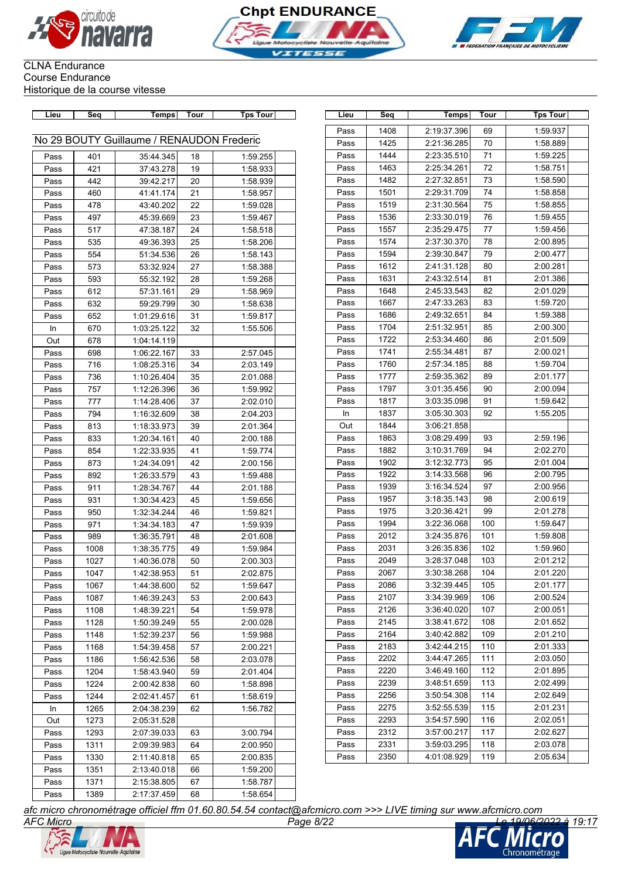CLNA Endurance
Course Endurance
Historique de la course vitesse

## No 29 BOUTY Guillaume / RENAUDON Frederic

| Lieu | Seq | Temps | Tour | Tps Tour |
|---|---|---|---|---|
| Pass | 401 | 35:44.345 | 18 | 1:59.255 |
| Pass | 421 | 37:43.278 | 19 | 1:58.933 |
| Pass | 442 | 39:42.217 | 20 | 1:58.939 |
| Pass | 460 | 41:41.174 | 21 | 1:58.957 |
| Pass | 478 | 43:40.202 | 22 | 1:59.028 |
| Pass | 497 | 45:39.669 | 23 | 1:59.467 |
| Pass | 517 | 47:38.187 | 24 | 1:58.518 |
| Pass | 535 | 49:36.393 | 25 | 1:58.206 |
| Pass | 554 | 51:34.536 | 26 | 1:58.143 |
| Pass | 573 | 53:32.924 | 27 | 1:58.388 |
| Pass | 593 | 55:32.192 | 28 | 1:59.268 |
| Pass | 612 | 57:31.161 | 29 | 1:58.969 |
| Pass | 632 | 59:29.799 | 30 | 1:58.638 |
| Pass | 652 | 1:01:29.616 | 31 | 1:59.817 |
| In | 670 | 1:03:25.122 | 32 | 1:55.506 |
| Out | 678 | 1:04:14.119 | | |
| Pass | 698 | 1:06:22.167 | 33 | 2:57.045 |
| Pass | 716 | 1:08:25.316 | 34 | 2:03.149 |
| Pass | 736 | 1:10:26.404 | 35 | 2:01.088 |
| Pass | 757 | 1:12:26.396 | 36 | 1:59.992 |
| Pass | 777 | 1:14:28.406 | 37 | 2:02.010 |
| Pass | 794 | 1:16:32.609 | 38 | 2:04.203 |
| Pass | 813 | 1:18:33.973 | 39 | 2:01.364 |
| Pass | 833 | 1:20:34.161 | 40 | 2:00.188 |
| Pass | 854 | 1:22:33.935 | 41 | 1:59.774 |
| Pass | 873 | 1:24:34.091 | 42 | 2:00.156 |
| Pass | 892 | 1:26:33.579 | 43 | 1:59.488 |
| Pass | 911 | 1:28:34.767 | 44 | 2:01.188 |
| Pass | 931 | 1:30:34.423 | 45 | 1:59.656 |
| Pass | 950 | 1:32:34.244 | 46 | 1:59.821 |
| Pass | 971 | 1:34:34.183 | 47 | 1:59.939 |
| Pass | 989 | 1:36:35.791 | 48 | 2:01.608 |
| Pass | 1008 | 1:38:35.775 | 49 | 1:59.984 |
| Pass | 1027 | 1:40:36.078 | 50 | 2:00.303 |
| Pass | 1047 | 1:42:38.953 | 51 | 2:02.875 |
| Pass | 1067 | 1:44:38.600 | 52 | 1:59.647 |
| Pass | 1087 | 1:46:39.243 | 53 | 2:00.643 |
| Pass | 1108 | 1:48:39.221 | 54 | 1:59.978 |
| Pass | 1128 | 1:50:39.249 | 55 | 2:00.028 |
| Pass | 1148 | 1:52:39.237 | 56 | 1:59.988 |
| Pass | 1168 | 1:54:39.458 | 57 | 2:00.221 |
| Pass | 1186 | 1:56:42.536 | 58 | 2:03.078 |
| Pass | 1204 | 1:58:43.940 | 59 | 2:01.404 |
| Pass | 1224 | 2:00:42.838 | 60 | 1:58.898 |
| Pass | 1244 | 2:02:41.457 | 61 | 1:58.619 |
| In | 1265 | 2:04:38.239 | 62 | 1:56.782 |
| Out | 1273 | 2:05:31.528 | | |
| Pass | 1293 | 2:07:39.033 | 63 | 3:00.794 |
| Pass | 1311 | 2:09:39.983 | 64 | 2:00.950 |
| Pass | 1330 | 2:11:40.818 | 65 | 2:00.835 |
| Pass | 1351 | 2:13:40.018 | 66 | 1:59.200 |
| Pass | 1371 | 2:15:38.805 | 67 | 1:58.787 |
| Pass | 1389 | 2:17:37.459 | 68 | 1:58.654 |
| Pass | 1408 | 2:19:37.396 | 69 | 1:59.937 |
| Pass | 1425 | 2:21:36.285 | 70 | 1:58.889 |
| Pass | 1444 | 2:23:35.510 | 71 | 1:59.225 |
| Pass | 1463 | 2:25:34.261 | 72 | 1:58.751 |
| Pass | 1482 | 2:27:32.851 | 73 | 1:58.590 |
| Pass | 1501 | 2:29:31.709 | 74 | 1:58.858 |
| Pass | 1519 | 2:31:30.564 | 75 | 1:58.855 |
| Pass | 1536 | 2:33:30.019 | 76 | 1:59.455 |
| Pass | 1557 | 2:35:29.475 | 77 | 1:59.456 |
| Pass | 1574 | 2:37:30.370 | 78 | 2:00.895 |
| Pass | 1594 | 2:39:30.847 | 79 | 2:00.477 |
| Pass | 1612 | 2:41:31.128 | 80 | 2:00.281 |
| Pass | 1631 | 2:43:32.514 | 81 | 2:01.386 |
| Pass | 1648 | 2:45:33.543 | 82 | 2:01.029 |
| Pass | 1667 | 2:47:33.263 | 83 | 1:59.720 |
| Pass | 1686 | 2:49:32.651 | 84 | 1:59.388 |
| Pass | 1704 | 2:51:32.951 | 85 | 2:00.300 |
| Pass | 1722 | 2:53:34.460 | 86 | 2:01.509 |
| Pass | 1741 | 2:55:34.481 | 87 | 2:00.021 |
| Pass | 1760 | 2:57:34.185 | 88 | 1:59.704 |
| Pass | 1777 | 2:59:35.362 | 89 | 2:01.177 |
| Pass | 1797 | 3:01:35.456 | 90 | 2:00.094 |
| Pass | 1817 | 3:03:35.098 | 91 | 1:59.642 |
| In | 1837 | 3:05:30.303 | 92 | 1:55.205 |
| Out | 1844 | 3:06:21.858 | | |
| Pass | 1863 | 3:08:29.499 | 93 | 2:59.196 |
| Pass | 1882 | 3:10:31.769 | 94 | 2:02.270 |
| Pass | 1902 | 3:12:32.773 | 95 | 2:01.004 |
| Pass | 1922 | 3:14:33.568 | 96 | 2:00.795 |
| Pass | 1939 | 3:16:34.524 | 97 | 2:00.956 |
| Pass | 1957 | 3:18:35.143 | 98 | 2:00.619 |
| Pass | 1975 | 3:20:36.421 | 99 | 2:01.278 |
| Pass | 1994 | 3:22:36.068 | 100 | 1:59.647 |
| Pass | 2012 | 3:24:35.876 | 101 | 1:59.808 |
| Pass | 2031 | 3:26:35.836 | 102 | 1:59.960 |
| Pass | 2049 | 3:28:37.048 | 103 | 2:01.212 |
| Pass | 2067 | 3:30:38.268 | 104 | 2:01.220 |
| Pass | 2086 | 3:32:39.445 | 105 | 2:01.177 |
| Pass | 2107 | 3:34:39.969 | 106 | 2:00.524 |
| Pass | 2126 | 3:36:40.020 | 107 | 2:00.051 |
| Pass | 2145 | 3:38:41.672 | 108 | 2:01.652 |
| Pass | 2164 | 3:40:42.882 | 109 | 2:01.210 |
| Pass | 2183 | 3:42:44.215 | 110 | 2:01.333 |
| Pass | 2202 | 3:44:47.265 | 111 | 2:03.050 |
| Pass | 2220 | 3:46:49.160 | 112 | 2:01.895 |
| Pass | 2239 | 3:48:51.659 | 113 | 2:02.499 |
| Pass | 2256 | 3:50:54.308 | 114 | 2:02.649 |
| Pass | 2275 | 3:52:55.539 | 115 | 2:01.231 |
| Pass | 2293 | 3:54:57.590 | 116 | 2:02.051 |
| Pass | 2312 | 3:57:00.217 | 117 | 2:02.627 |
| Pass | 2331 | 3:59:03.295 | 118 | 2:03.078 |
| Pass | 2350 | 4:01:08.929 | 119 | 2:05.634 |

*afc micro chronométrage officiel ffm 01.60.80.54.54 contact@afcmicro.com >>> LIVE timing sur www.afcmicro.com*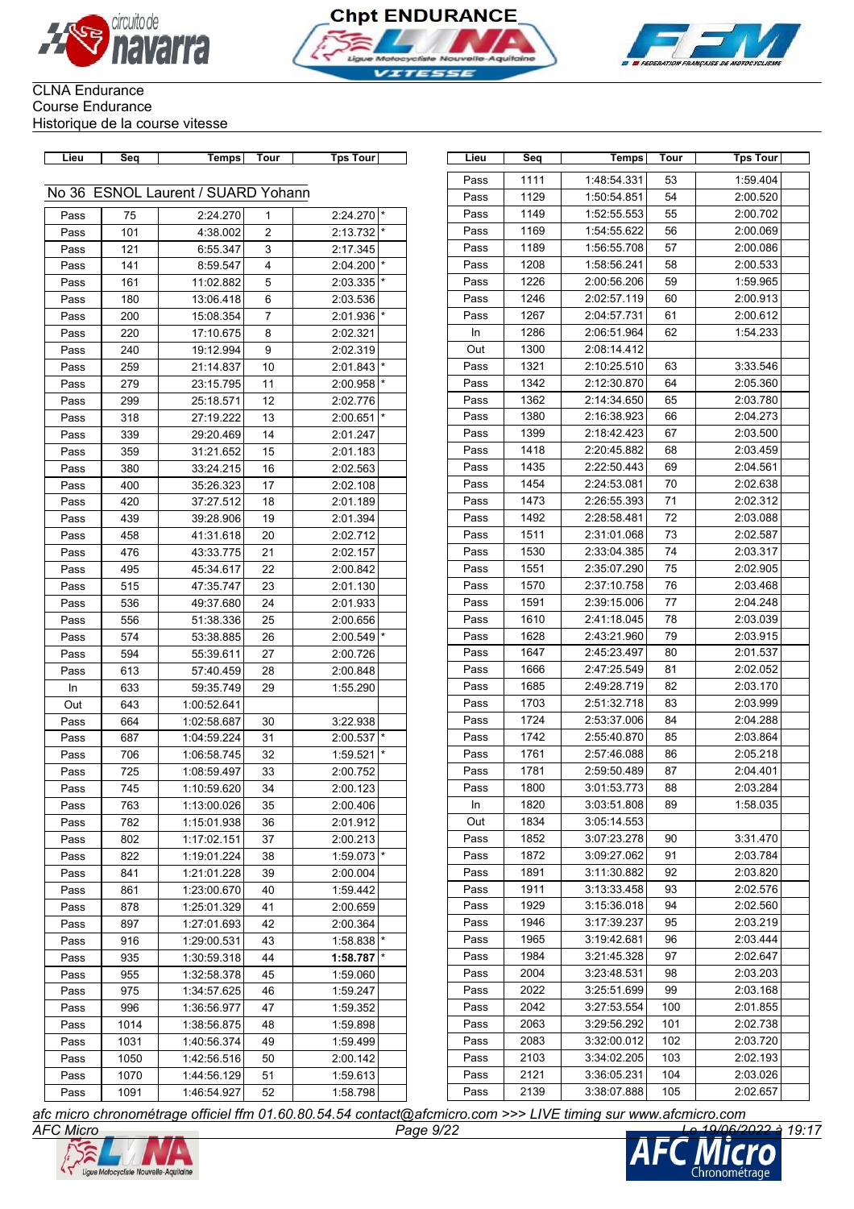CLNA Endurance
Course Endurance
Historique de la course vitesse

## No 36 ESNOL Laurent / SUARD Yohann

| Lieu | Seq | Temps | Tour | Tps Tour | |
|---|---|---|---|---|---|
| Pass | 75 | 2:24.270 | 1 | 2:24.270 | * |
| Pass | 101 | 4:38.002 | 2 | 2:13.732 | * |
| Pass | 121 | 6:55.347 | 3 | 2:17.345 | |
| Pass | 141 | 8:59.547 | 4 | 2:04.200 | * |
| Pass | 161 | 11:02.882 | 5 | 2:03.335 | * |
| Pass | 180 | 13:06.418 | 6 | 2:03.536 | |
| Pass | 200 | 15:08.354 | 7 | 2:01.936 | * |
| Pass | 220 | 17:10.675 | 8 | 2:02.321 | |
| Pass | 240 | 19:12.994 | 9 | 2:02.319 | |
| Pass | 259 | 21:14.837 | 10 | 2:01.843 | * |
| Pass | 279 | 23:15.795 | 11 | 2:00.958 | * |
| Pass | 299 | 25:18.571 | 12 | 2:02.776 | |
| Pass | 318 | 27:19.222 | 13 | 2:00.651 | * |
| Pass | 339 | 29:20.469 | 14 | 2:01.247 | |
| Pass | 359 | 31:21.652 | 15 | 2:01.183 | |
| Pass | 380 | 33:24.215 | 16 | 2:02.563 | |
| Pass | 400 | 35:26.323 | 17 | 2:02.108 | |
| Pass | 420 | 37:27.512 | 18 | 2:01.189 | |
| Pass | 439 | 39:28.906 | 19 | 2:01.394 | |
| Pass | 458 | 41:31.618 | 20 | 2:02.712 | |
| Pass | 476 | 43:33.775 | 21 | 2:02.157 | |
| Pass | 495 | 45:34.617 | 22 | 2:00.842 | |
| Pass | 515 | 47:35.747 | 23 | 2:01.130 | |
| Pass | 536 | 49:37.680 | 24 | 2:01.933 | |
| Pass | 556 | 51:38.336 | 25 | 2:00.656 | |
| Pass | 574 | 53:38.885 | 26 | 2:00.549 | * |
| Pass | 594 | 55:39.611 | 27 | 2:00.726 | |
| Pass | 613 | 57:40.459 | 28 | 2:00.848 | |
| In | 633 | 59:35.749 | 29 | 1:55.290 | |
| Out | 643 | 1:00:52.641 | | | |
| Pass | 664 | 1:02:58.687 | 30 | 3:22.938 | |
| Pass | 687 | 1:04:59.224 | 31 | 2:00.537 | * |
| Pass | 706 | 1:06:58.745 | 32 | 1:59.521 | * |
| Pass | 725 | 1:08:59.497 | 33 | 2:00.752 | |
| Pass | 745 | 1:10:59.620 | 34 | 2:00.123 | |
| Pass | 763 | 1:13:00.026 | 35 | 2:00.406 | |
| Pass | 782 | 1:15:01.938 | 36 | 2:01.912 | |
| Pass | 802 | 1:17:02.151 | 37 | 2:00.213 | |
| Pass | 822 | 1:19:01.224 | 38 | 1:59.073 | * |
| Pass | 841 | 1:21:01.228 | 39 | 2:00.004 | |
| Pass | 861 | 1:23:00.670 | 40 | 1:59.442 | |
| Pass | 878 | 1:25:01.329 | 41 | 2:00.659 | |
| Pass | 897 | 1:27:01.693 | 42 | 2:00.364 | |
| Pass | 916 | 1:29:00.531 | 43 | 1:58.838 | * |
| Pass | 935 | 1:30:59.318 | 44 | **1:58.787** | * |
| Pass | 955 | 1:32:58.378 | 45 | 1:59.060 | |
| Pass | 975 | 1:34:57.625 | 46 | 1:59.247 | |
| Pass | 996 | 1:36:56.977 | 47 | 1:59.352 | |
| Pass | 1014 | 1:38:56.875 | 48 | 1:59.898 | |
| Pass | 1031 | 1:40:56.374 | 49 | 1:59.499 | |
| Pass | 1050 | 1:42:56.516 | 50 | 2:00.142 | |
| Pass | 1070 | 1:44:56.129 | 51 | 1:59.613 | |
| Pass | 1091 | 1:46:54.927 | 52 | 1:58.798 | |
| Pass | 1111 | 1:48:54.331 | 53 | 1:59.404 | |
| Pass | 1129 | 1:50:54.851 | 54 | 2:00.520 | |
| Pass | 1149 | 1:52:55.553 | 55 | 2:00.702 | |
| Pass | 1169 | 1:54:55.622 | 56 | 2:00.069 | |
| Pass | 1189 | 1:56:55.708 | 57 | 2:00.086 | |
| Pass | 1208 | 1:58:56.241 | 58 | 2:00.533 | |
| Pass | 1226 | 2:00:56.206 | 59 | 1:59.965 | |
| Pass | 1246 | 2:02:57.119 | 60 | 2:00.913 | |
| Pass | 1267 | 2:04:57.731 | 61 | 2:00.612 | |
| In | 1286 | 2:06:51.964 | 62 | 1:54.233 | |
| Out | 1300 | 2:08:14.412 | | | |
| Pass | 1321 | 2:10:25.510 | 63 | 3:33.546 | |
| Pass | 1342 | 2:12:30.870 | 64 | 2:05.360 | |
| Pass | 1362 | 2:14:34.650 | 65 | 2:03.780 | |
| Pass | 1380 | 2:16:38.923 | 66 | 2:04.273 | |
| Pass | 1399 | 2:18:42.423 | 67 | 2:03.500 | |
| Pass | 1418 | 2:20:45.882 | 68 | 2:03.459 | |
| Pass | 1435 | 2:22:50.443 | 69 | 2:04.561 | |
| Pass | 1454 | 2:24:53.081 | 70 | 2:02.638 | |
| Pass | 1473 | 2:26:55.393 | 71 | 2:02.312 | |
| Pass | 1492 | 2:28:58.481 | 72 | 2:03.088 | |
| Pass | 1511 | 2:31:01.068 | 73 | 2:02.587 | |
| Pass | 1530 | 2:33:04.385 | 74 | 2:03.317 | |
| Pass | 1551 | 2:35:07.290 | 75 | 2:02.905 | |
| Pass | 1570 | 2:37:10.758 | 76 | 2:03.468 | |
| Pass | 1591 | 2:39:15.006 | 77 | 2:04.248 | |
| Pass | 1610 | 2:41:18.045 | 78 | 2:03.039 | |
| Pass | 1628 | 2:43:21.960 | 79 | 2:03.915 | |
| Pass | 1647 | 2:45:23.497 | 80 | 2:01.537 | |
| Pass | 1666 | 2:47:25.549 | 81 | 2:02.052 | |
| Pass | 1685 | 2:49:28.719 | 82 | 2:03.170 | |
| Pass | 1703 | 2:51:32.718 | 83 | 2:03.999 | |
| Pass | 1724 | 2:53:37.006 | 84 | 2:04.288 | |
| Pass | 1742 | 2:55:40.870 | 85 | 2:03.864 | |
| Pass | 1761 | 2:57:46.088 | 86 | 2:05.218 | |
| Pass | 1781 | 2:59:50.489 | 87 | 2:04.401 | |
| Pass | 1800 | 3:01:53.773 | 88 | 2:03.284 | |
| In | 1820 | 3:03:51.808 | 89 | 1:58.035 | |
| Out | 1834 | 3:05:14.553 | | | |
| Pass | 1852 | 3:07:23.278 | 90 | 3:31.470 | |
| Pass | 1872 | 3:09:27.062 | 91 | 2:03.784 | |
| Pass | 1891 | 3:11:30.882 | 92 | 2:03.820 | |
| Pass | 1911 | 3:13:33.458 | 93 | 2:02.576 | |
| Pass | 1929 | 3:15:36.018 | 94 | 2:02.560 | |
| Pass | 1946 | 3:17:39.237 | 95 | 2:03.219 | |
| Pass | 1965 | 3:19:42.681 | 96 | 2:03.444 | |
| Pass | 1984 | 3:21:45.328 | 97 | 2:02.647 | |
| Pass | 2004 | 3:23:48.531 | 98 | 2:03.203 | |
| Pass | 2022 | 3:25:51.699 | 99 | 2:03.168 | |
| Pass | 2042 | 3:27:53.554 | 100 | 2:01.855 | |
| Pass | 2063 | 3:29:56.292 | 101 | 2:02.738 | |
| Pass | 2083 | 3:32:00.012 | 102 | 2:03.720 | |
| Pass | 2103 | 3:34:02.205 | 103 | 2:02.193 | |
| Pass | 2121 | 3:36:05.231 | 104 | 2:03.026 | |
| Pass | 2139 | 3:38:07.888 | 105 | 2:02.657 | |

*afc micro chronométrage officiel ffm 01.60.80.54.54 contact@afcmicro.com >>> LIVE timing sur www.afcmicro.com*
AFC Micro — *Le 19/06/2022 à 19:17*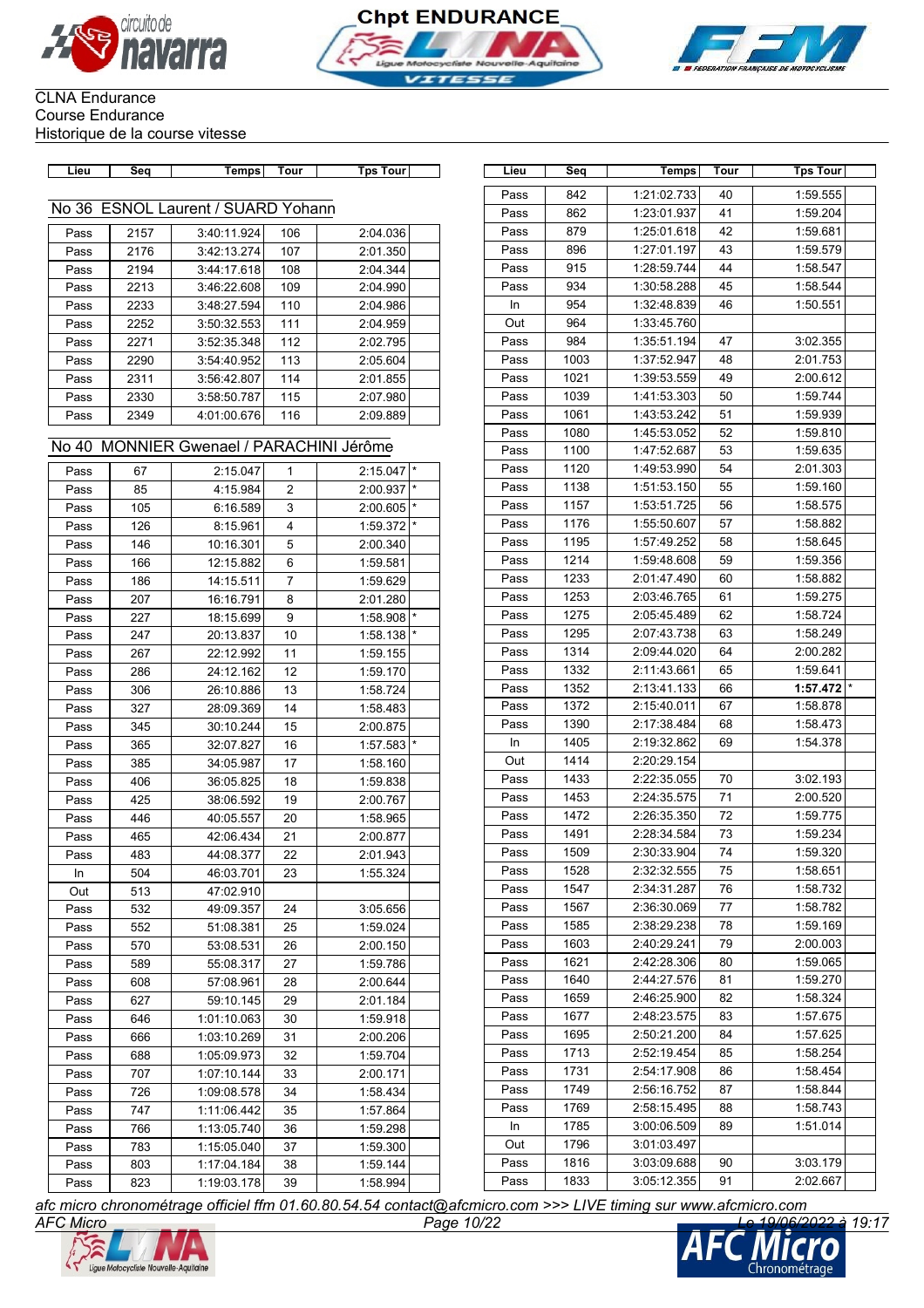CLNA Endurance
Course Endurance
Historique de la course vitesse

## No 36 ESNOL Laurent / SUARD Yohann

| Lieu | Seq | Temps | Tour | Tps Tour | |
|---|---|---|---|---|---|
| Pass | 2157 | 3:40:11.924 | 106 | 2:04.036 | |
| Pass | 2176 | 3:42:13.274 | 107 | 2:01.350 | |
| Pass | 2194 | 3:44:17.618 | 108 | 2:04.344 | |
| Pass | 2213 | 3:46:22.608 | 109 | 2:04.990 | |
| Pass | 2233 | 3:48:27.594 | 110 | 2:04.986 | |
| Pass | 2252 | 3:50:32.553 | 111 | 2:04.959 | |
| Pass | 2271 | 3:52:35.348 | 112 | 2:02.795 | |
| Pass | 2290 | 3:54:40.952 | 113 | 2:05.604 | |
| Pass | 2311 | 3:56:42.807 | 114 | 2:01.855 | |
| Pass | 2330 | 3:58:50.787 | 115 | 2:07.980 | |
| Pass | 2349 | 4:01:00.676 | 116 | 2:09.889 | |

## No 40 MONNIER Gwenael / PARACHINI Jérôme

| Lieu | Seq | Temps | Tour | Tps Tour | |
|---|---|---|---|---|---|
| Pass | 67 | 2:15.047 | 1 | 2:15.047 | * |
| Pass | 85 | 4:15.984 | 2 | 2:00.937 | * |
| Pass | 105 | 6:16.589 | 3 | 2:00.605 | * |
| Pass | 126 | 8:15.961 | 4 | 1:59.372 | * |
| Pass | 146 | 10:16.301 | 5 | 2:00.340 | |
| Pass | 166 | 12:15.882 | 6 | 1:59.581 | |
| Pass | 186 | 14:15.511 | 7 | 1:59.629 | |
| Pass | 207 | 16:16.791 | 8 | 2:01.280 | |
| Pass | 227 | 18:15.699 | 9 | 1:58.908 | * |
| Pass | 247 | 20:13.837 | 10 | 1:58.138 | * |
| Pass | 267 | 22:12.992 | 11 | 1:59.155 | |
| Pass | 286 | 24:12.162 | 12 | 1:59.170 | |
| Pass | 306 | 26:10.886 | 13 | 1:58.724 | |
| Pass | 327 | 28:09.369 | 14 | 1:58.483 | |
| Pass | 345 | 30:10.244 | 15 | 2:00.875 | |
| Pass | 365 | 32:07.827 | 16 | 1:57.583 | * |
| Pass | 385 | 34:05.987 | 17 | 1:58.160 | |
| Pass | 406 | 36:05.825 | 18 | 1:59.838 | |
| Pass | 425 | 38:06.592 | 19 | 2:00.767 | |
| Pass | 446 | 40:05.557 | 20 | 1:58.965 | |
| Pass | 465 | 42:06.434 | 21 | 2:00.877 | |
| Pass | 483 | 44:08.377 | 22 | 2:01.943 | |
| In | 504 | 46:03.701 | 23 | 1:55.324 | |
| Out | 513 | 47:02.910 | | | |
| Pass | 532 | 49:09.357 | 24 | 3:05.656 | |
| Pass | 552 | 51:08.381 | 25 | 1:59.024 | |
| Pass | 570 | 53:08.531 | 26 | 2:00.150 | |
| Pass | 589 | 55:08.317 | 27 | 1:59.786 | |
| Pass | 608 | 57:08.961 | 28 | 2:00.644 | |
| Pass | 627 | 59:10.145 | 29 | 2:01.184 | |
| Pass | 646 | 1:01:10.063 | 30 | 1:59.918 | |
| Pass | 666 | 1:03:10.269 | 31 | 2:00.206 | |
| Pass | 688 | 1:05:09.973 | 32 | 1:59.704 | |
| Pass | 707 | 1:07:10.144 | 33 | 2:00.171 | |
| Pass | 726 | 1:09:08.578 | 34 | 1:58.434 | |
| Pass | 747 | 1:11:06.442 | 35 | 1:57.864 | |
| Pass | 766 | 1:13:05.740 | 36 | 1:59.298 | |
| Pass | 783 | 1:15:05.040 | 37 | 1:59.300 | |
| Pass | 803 | 1:17:04.184 | 38 | 1:59.144 | |
| Pass | 823 | 1:19:03.178 | 39 | 1:58.994 | |
| Pass | 842 | 1:21:02.733 | 40 | 1:59.555 | |
| Pass | 862 | 1:23:01.937 | 41 | 1:59.204 | |
| Pass | 879 | 1:25:01.618 | 42 | 1:59.681 | |
| Pass | 896 | 1:27:01.197 | 43 | 1:59.579 | |
| Pass | 915 | 1:28:59.744 | 44 | 1:58.547 | |
| Pass | 934 | 1:30:58.288 | 45 | 1:58.544 | |
| In | 954 | 1:32:48.839 | 46 | 1:50.551 | |
| Out | 964 | 1:33:45.760 | | | |
| Pass | 984 | 1:35:51.194 | 47 | 3:02.355 | |
| Pass | 1003 | 1:37:52.947 | 48 | 2:01.753 | |
| Pass | 1021 | 1:39:53.559 | 49 | 2:00.612 | |
| Pass | 1039 | 1:41:53.303 | 50 | 1:59.744 | |
| Pass | 1061 | 1:43:53.242 | 51 | 1:59.939 | |
| Pass | 1080 | 1:45:53.052 | 52 | 1:59.810 | |
| Pass | 1100 | 1:47:52.687 | 53 | 1:59.635 | |
| Pass | 1120 | 1:49:53.990 | 54 | 2:01.303 | |
| Pass | 1138 | 1:51:53.150 | 55 | 1:59.160 | |
| Pass | 1157 | 1:53:51.725 | 56 | 1:58.575 | |
| Pass | 1176 | 1:55:50.607 | 57 | 1:58.882 | |
| Pass | 1195 | 1:57:49.252 | 58 | 1:58.645 | |
| Pass | 1214 | 1:59:48.608 | 59 | 1:59.356 | |
| Pass | 1233 | 2:01:47.490 | 60 | 1:58.882 | |
| Pass | 1253 | 2:03:46.765 | 61 | 1:59.275 | |
| Pass | 1275 | 2:05:45.489 | 62 | 1:58.724 | |
| Pass | 1295 | 2:07:43.738 | 63 | 1:58.249 | |
| Pass | 1314 | 2:09:44.020 | 64 | 2:00.282 | |
| Pass | 1332 | 2:11:43.661 | 65 | 1:59.641 | |
| Pass | 1352 | 2:13:41.133 | 66 | **1:57.472** | * |
| Pass | 1372 | 2:15:40.011 | 67 | 1:58.878 | |
| Pass | 1390 | 2:17:38.484 | 68 | 1:58.473 | |
| In | 1405 | 2:19:32.862 | 69 | 1:54.378 | |
| Out | 1414 | 2:20:29.154 | | | |
| Pass | 1433 | 2:22:35.055 | 70 | 3:02.193 | |
| Pass | 1453 | 2:24:35.575 | 71 | 2:00.520 | |
| Pass | 1472 | 2:26:35.350 | 72 | 1:59.775 | |
| Pass | 1491 | 2:28:34.584 | 73 | 1:59.234 | |
| Pass | 1509 | 2:30:33.904 | 74 | 1:59.320 | |
| Pass | 1528 | 2:32:32.555 | 75 | 1:58.651 | |
| Pass | 1547 | 2:34:31.287 | 76 | 1:58.732 | |
| Pass | 1567 | 2:36:30.069 | 77 | 1:58.782 | |
| Pass | 1585 | 2:38:29.238 | 78 | 1:59.169 | |
| Pass | 1603 | 2:40:29.241 | 79 | 2:00.003 | |
| Pass | 1621 | 2:42:28.306 | 80 | 1:59.065 | |
| Pass | 1640 | 2:44:27.576 | 81 | 1:59.270 | |
| Pass | 1659 | 2:46:25.900 | 82 | 1:58.324 | |
| Pass | 1677 | 2:48:23.575 | 83 | 1:57.675 | |
| Pass | 1695 | 2:50:21.200 | 84 | 1:57.625 | |
| Pass | 1713 | 2:52:19.454 | 85 | 1:58.254 | |
| Pass | 1731 | 2:54:17.908 | 86 | 1:58.454 | |
| Pass | 1749 | 2:56:16.752 | 87 | 1:58.844 | |
| Pass | 1769 | 2:58:15.495 | 88 | 1:58.743 | |
| In | 1785 | 3:00:06.509 | 89 | 1:51.014 | |
| Out | 1796 | 3:01:03.497 | | | |
| Pass | 1816 | 3:03:09.688 | 90 | 3:03.179 | |
| Pass | 1833 | 3:05:12.355 | 91 | 2:02.667 | |

*afc micro chronométrage officiel ffm 01.60.80.54.54 contact@afcmicro.com >>> LIVE timing sur www.afcmicro.com*
*AFC Micro* *Le 19/06/2022 à 19:17*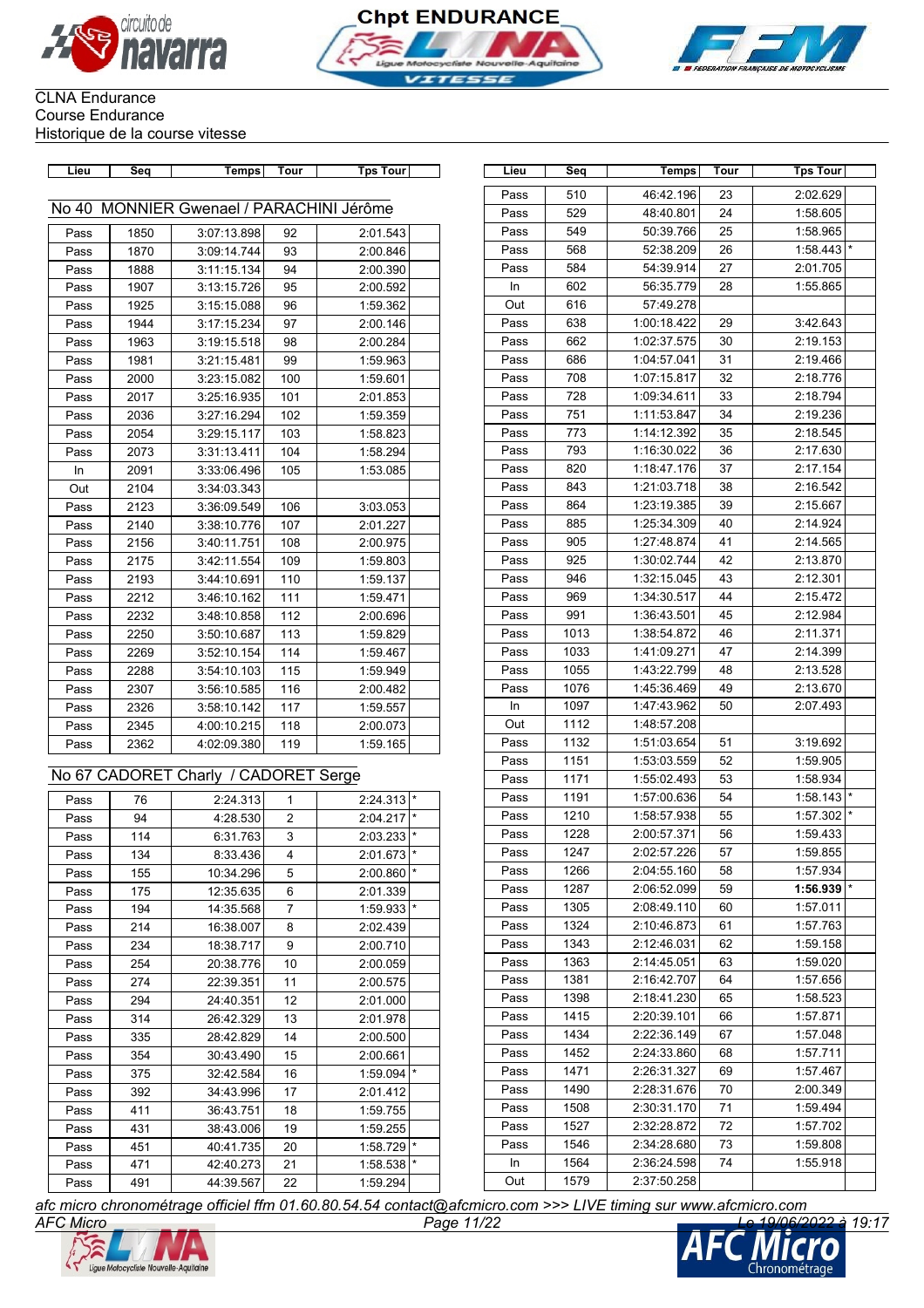Chpt ENDURANCE

CLNA Endurance
Course Endurance
Historique de la course vitesse

## No 40 MONNIER Gwenael / PARACHINI Jérôme

| Lieu | Seq | Temps | Tour | Tps Tour | |
|---|---|---|---|---|---|
| Pass | 1850 | 3:07:13.898 | 92 | 2:01.543 | |
| Pass | 1870 | 3:09:14.744 | 93 | 2:00.846 | |
| Pass | 1888 | 3:11:15.134 | 94 | 2:00.390 | |
| Pass | 1907 | 3:13:15.726 | 95 | 2:00.592 | |
| Pass | 1925 | 3:15:15.088 | 96 | 1:59.362 | |
| Pass | 1944 | 3:17:15.234 | 97 | 2:00.146 | |
| Pass | 1963 | 3:19:15.518 | 98 | 2:00.284 | |
| Pass | 1981 | 3:21:15.481 | 99 | 1:59.963 | |
| Pass | 2000 | 3:23:15.082 | 100 | 1:59.601 | |
| Pass | 2017 | 3:25:16.935 | 101 | 2:01.853 | |
| Pass | 2036 | 3:27:16.294 | 102 | 1:59.359 | |
| Pass | 2054 | 3:29:15.117 | 103 | 1:58.823 | |
| Pass | 2073 | 3:31:13.411 | 104 | 1:58.294 | |
| In | 2091 | 3:33:06.496 | 105 | 1:53.085 | |
| Out | 2104 | 3:34:03.343 | | | |
| Pass | 2123 | 3:36:09.549 | 106 | 3:03.053 | |
| Pass | 2140 | 3:38:10.776 | 107 | 2:01.227 | |
| Pass | 2156 | 3:40:11.751 | 108 | 2:00.975 | |
| Pass | 2175 | 3:42:11.554 | 109 | 1:59.803 | |
| Pass | 2193 | 3:44:10.691 | 110 | 1:59.137 | |
| Pass | 2212 | 3:46:10.162 | 111 | 1:59.471 | |
| Pass | 2232 | 3:48:10.858 | 112 | 2:00.696 | |
| Pass | 2250 | 3:50:10.687 | 113 | 1:59.829 | |
| Pass | 2269 | 3:52:10.154 | 114 | 1:59.467 | |
| Pass | 2288 | 3:54:10.103 | 115 | 1:59.949 | |
| Pass | 2307 | 3:56:10.585 | 116 | 2:00.482 | |
| Pass | 2326 | 3:58:10.142 | 117 | 1:59.557 | |
| Pass | 2345 | 4:00:10.215 | 118 | 2:00.073 | |
| Pass | 2362 | 4:02:09.380 | 119 | 1:59.165 | |

## No 67 CADORET Charly / CADORET Serge

| Lieu | Seq | Temps | Tour | Tps Tour | |
|---|---|---|---|---|---|
| Pass | 76 | 2:24.313 | 1 | 2:24.313 | * |
| Pass | 94 | 4:28.530 | 2 | 2:04.217 | * |
| Pass | 114 | 6:31.763 | 3 | 2:03.233 | * |
| Pass | 134 | 8:33.436 | 4 | 2:01.673 | * |
| Pass | 155 | 10:34.296 | 5 | 2:00.860 | * |
| Pass | 175 | 12:35.635 | 6 | 2:01.339 | |
| Pass | 194 | 14:35.568 | 7 | 1:59.933 | * |
| Pass | 214 | 16:38.007 | 8 | 2:02.439 | |
| Pass | 234 | 18:38.717 | 9 | 2:00.710 | |
| Pass | 254 | 20:38.776 | 10 | 2:00.059 | |
| Pass | 274 | 22:39.351 | 11 | 2:00.575 | |
| Pass | 294 | 24:40.351 | 12 | 2:01.000 | |
| Pass | 314 | 26:42.329 | 13 | 2:01.978 | |
| Pass | 335 | 28:42.829 | 14 | 2:00.500 | |
| Pass | 354 | 30:43.490 | 15 | 2:00.661 | |
| Pass | 375 | 32:42.584 | 16 | 1:59.094 | * |
| Pass | 392 | 34:43.996 | 17 | 2:01.412 | |
| Pass | 411 | 36:43.751 | 18 | 1:59.755 | |
| Pass | 431 | 38:43.006 | 19 | 1:59.255 | |
| Pass | 451 | 40:41.735 | 20 | 1:58.729 | * |
| Pass | 471 | 42:40.273 | 21 | 1:58.538 | * |
| Pass | 491 | 44:39.567 | 22 | 1:59.294 | |
| Pass | 510 | 46:42.196 | 23 | 2:02.629 | |
| Pass | 529 | 48:40.801 | 24 | 1:58.605 | |
| Pass | 549 | 50:39.766 | 25 | 1:58.965 | |
| Pass | 568 | 52:38.209 | 26 | 1:58.443 | * |
| Pass | 584 | 54:39.914 | 27 | 2:01.705 | |
| In | 602 | 56:35.779 | 28 | 1:55.865 | |
| Out | 616 | 57:49.278 | | | |
| Pass | 638 | 1:00:18.422 | 29 | 3:42.643 | |
| Pass | 662 | 1:02:37.575 | 30 | 2:19.153 | |
| Pass | 686 | 1:04:57.041 | 31 | 2:19.466 | |
| Pass | 708 | 1:07:15.817 | 32 | 2:18.776 | |
| Pass | 728 | 1:09:34.611 | 33 | 2:18.794 | |
| Pass | 751 | 1:11:53.847 | 34 | 2:19.236 | |
| Pass | 773 | 1:14:12.392 | 35 | 2:18.545 | |
| Pass | 793 | 1:16:30.022 | 36 | 2:17.630 | |
| Pass | 820 | 1:18:47.176 | 37 | 2:17.154 | |
| Pass | 843 | 1:21:03.718 | 38 | 2:16.542 | |
| Pass | 864 | 1:23:19.385 | 39 | 2:15.667 | |
| Pass | 885 | 1:25:34.309 | 40 | 2:14.924 | |
| Pass | 905 | 1:27:48.874 | 41 | 2:14.565 | |
| Pass | 925 | 1:30:02.744 | 42 | 2:13.870 | |
| Pass | 946 | 1:32:15.045 | 43 | 2:12.301 | |
| Pass | 969 | 1:34:30.517 | 44 | 2:15.472 | |
| Pass | 991 | 1:36:43.501 | 45 | 2:12.984 | |
| Pass | 1013 | 1:38:54.872 | 46 | 2:11.371 | |
| Pass | 1033 | 1:41:09.271 | 47 | 2:14.399 | |
| Pass | 1055 | 1:43:22.799 | 48 | 2:13.528 | |
| Pass | 1076 | 1:45:36.469 | 49 | 2:13.670 | |
| In | 1097 | 1:47:43.962 | 50 | 2:07.493 | |
| Out | 1112 | 1:48:57.208 | | | |
| Pass | 1132 | 1:51:03.654 | 51 | 3:19.692 | |
| Pass | 1151 | 1:53:03.559 | 52 | 1:59.905 | |
| Pass | 1171 | 1:55:02.493 | 53 | 1:58.934 | |
| Pass | 1191 | 1:57:00.636 | 54 | 1:58.143 | * |
| Pass | 1210 | 1:58:57.938 | 55 | 1:57.302 | * |
| Pass | 1228 | 2:00:57.371 | 56 | 1:59.433 | |
| Pass | 1247 | 2:02:57.226 | 57 | 1:59.855 | |
| Pass | 1266 | 2:04:55.160 | 58 | 1:57.934 | |
| Pass | 1287 | 2:06:52.099 | 59 | **1:56.939** | * |
| Pass | 1305 | 2:08:49.110 | 60 | 1:57.011 | |
| Pass | 1324 | 2:10:46.873 | 61 | 1:57.763 | |
| Pass | 1343 | 2:12:46.031 | 62 | 1:59.158 | |
| Pass | 1363 | 2:14:45.051 | 63 | 1:59.020 | |
| Pass | 1381 | 2:16:42.707 | 64 | 1:57.656 | |
| Pass | 1398 | 2:18:41.230 | 65 | 1:58.523 | |
| Pass | 1415 | 2:20:39.101 | 66 | 1:57.871 | |
| Pass | 1434 | 2:22:36.149 | 67 | 1:57.048 | |
| Pass | 1452 | 2:24:33.860 | 68 | 1:57.711 | |
| Pass | 1471 | 2:26:31.327 | 69 | 1:57.467 | |
| Pass | 1490 | 2:28:31.676 | 70 | 2:00.349 | |
| Pass | 1508 | 2:30:31.170 | 71 | 1:59.494 | |
| Pass | 1527 | 2:32:28.872 | 72 | 1:57.702 | |
| Pass | 1546 | 2:34:28.680 | 73 | 1:59.808 | |
| In | 1564 | 2:36:24.598 | 74 | 1:55.918 | |
| Out | 1579 | 2:37:50.258 | | | |

*afc micro chronométrage officiel ffm 01.60.80.54.54 contact@afcmicro.com >>> LIVE timing sur www.afcmicro.com*
*AFC Micro — Le 19/06/2022 à 19:17*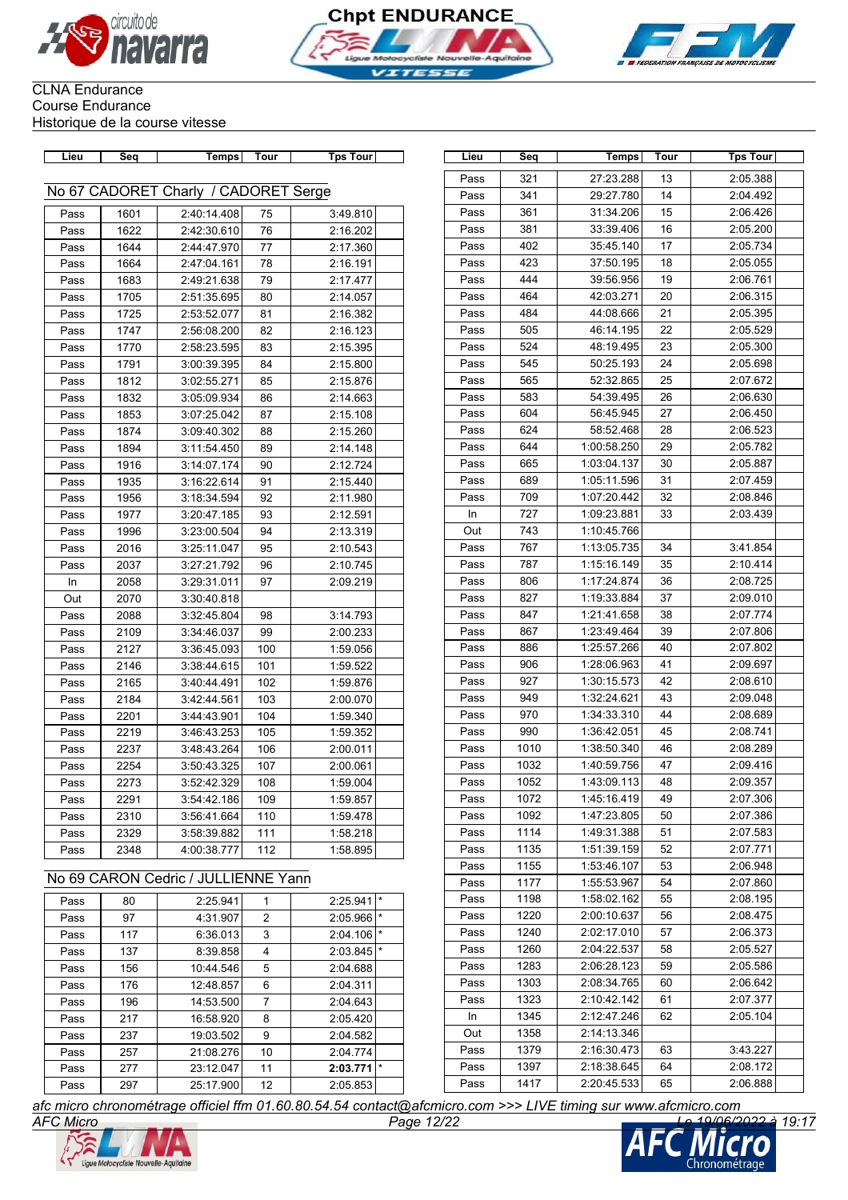CLNA Endurance
Course Endurance
Historique de la course vitesse

## No 67 CADORET Charly / CADORET Serge

| Lieu | Seq | Temps | Tour | Tps Tour | |
|---|---|---|---|---|---|
| Pass | 1601 | 2:40:14.408 | 75 | 3:49.810 | |
| Pass | 1622 | 2:42:30.610 | 76 | 2:16.202 | |
| Pass | 1644 | 2:44:47.970 | 77 | 2:17.360 | |
| Pass | 1664 | 2:47:04.161 | 78 | 2:16.191 | |
| Pass | 1683 | 2:49:21.638 | 79 | 2:17.477 | |
| Pass | 1705 | 2:51:35.695 | 80 | 2:14.057 | |
| Pass | 1725 | 2:53:52.077 | 81 | 2:16.382 | |
| Pass | 1747 | 2:56:08.200 | 82 | 2:16.123 | |
| Pass | 1770 | 2:58:23.595 | 83 | 2:15.395 | |
| Pass | 1791 | 3:00:39.395 | 84 | 2:15.800 | |
| Pass | 1812 | 3:02:55.271 | 85 | 2:15.876 | |
| Pass | 1832 | 3:05:09.934 | 86 | 2:14.663 | |
| Pass | 1853 | 3:07:25.042 | 87 | 2:15.108 | |
| Pass | 1874 | 3:09:40.302 | 88 | 2:15.260 | |
| Pass | 1894 | 3:11:54.450 | 89 | 2:14.148 | |
| Pass | 1916 | 3:14:07.174 | 90 | 2:12.724 | |
| Pass | 1935 | 3:16:22.614 | 91 | 2:15.440 | |
| Pass | 1956 | 3:18:34.594 | 92 | 2:11.980 | |
| Pass | 1977 | 3:20:47.185 | 93 | 2:12.591 | |
| Pass | 1996 | 3:23:00.504 | 94 | 2:13.319 | |
| Pass | 2016 | 3:25:11.047 | 95 | 2:10.543 | |
| Pass | 2037 | 3:27:21.792 | 96 | 2:10.745 | |
| In | 2058 | 3:29:31.011 | 97 | 2:09.219 | |
| Out | 2070 | 3:30:40.818 | | | |
| Pass | 2088 | 3:32:45.804 | 98 | 3:14.793 | |
| Pass | 2109 | 3:34:46.037 | 99 | 2:00.233 | |
| Pass | 2127 | 3:36:45.093 | 100 | 1:59.056 | |
| Pass | 2146 | 3:38:44.615 | 101 | 1:59.522 | |
| Pass | 2165 | 3:40:44.491 | 102 | 1:59.876 | |
| Pass | 2184 | 3:42:44.561 | 103 | 2:00.070 | |
| Pass | 2201 | 3:44:43.901 | 104 | 1:59.340 | |
| Pass | 2219 | 3:46:43.253 | 105 | 1:59.352 | |
| Pass | 2237 | 3:48:43.264 | 106 | 2:00.011 | |
| Pass | 2254 | 3:50:43.325 | 107 | 2:00.061 | |
| Pass | 2273 | 3:52:42.329 | 108 | 1:59.004 | |
| Pass | 2291 | 3:54:42.186 | 109 | 1:59.857 | |
| Pass | 2310 | 3:56:41.664 | 110 | 1:59.478 | |
| Pass | 2329 | 3:58:39.882 | 111 | 1:58.218 | |
| Pass | 2348 | 4:00:38.777 | 112 | 1:58.895 | |

## No 69 CARON Cedric / JULLIENNE Yann

| Lieu | Seq | Temps | Tour | Tps Tour | |
|---|---|---|---|---|---|
| Pass | 80 | 2:25.941 | 1 | 2:25.941 | * |
| Pass | 97 | 4:31.907 | 2 | 2:05.966 | * |
| Pass | 117 | 6:36.013 | 3 | 2:04.106 | * |
| Pass | 137 | 8:39.858 | 4 | 2:03.845 | * |
| Pass | 156 | 10:44.546 | 5 | 2:04.688 | |
| Pass | 176 | 12:48.857 | 6 | 2:04.311 | |
| Pass | 196 | 14:53.500 | 7 | 2:04.643 | |
| Pass | 217 | 16:58.920 | 8 | 2:05.420 | |
| Pass | 237 | 19:03.502 | 9 | 2:04.582 | |
| Pass | 257 | 21:08.276 | 10 | 2:04.774 | |
| Pass | 277 | 23:12.047 | 11 | **2:03.771** | * |
| Pass | 297 | 25:17.900 | 12 | 2:05.853 | |
| Pass | 321 | 27:23.288 | 13 | 2:05.388 | |
| Pass | 341 | 29:27.780 | 14 | 2:04.492 | |
| Pass | 361 | 31:34.206 | 15 | 2:06.426 | |
| Pass | 381 | 33:39.406 | 16 | 2:05.200 | |
| Pass | 402 | 35:45.140 | 17 | 2:05.734 | |
| Pass | 423 | 37:50.195 | 18 | 2:05.055 | |
| Pass | 444 | 39:56.956 | 19 | 2:06.761 | |
| Pass | 464 | 42:03.271 | 20 | 2:06.315 | |
| Pass | 484 | 44:08.666 | 21 | 2:05.395 | |
| Pass | 505 | 46:14.195 | 22 | 2:05.529 | |
| Pass | 524 | 48:19.495 | 23 | 2:05.300 | |
| Pass | 545 | 50:25.193 | 24 | 2:05.698 | |
| Pass | 565 | 52:32.865 | 25 | 2:07.672 | |
| Pass | 583 | 54:39.495 | 26 | 2:06.630 | |
| Pass | 604 | 56:45.945 | 27 | 2:06.450 | |
| Pass | 624 | 58:52.468 | 28 | 2:06.523 | |
| Pass | 644 | 1:00:58.250 | 29 | 2:05.782 | |
| Pass | 665 | 1:03:04.137 | 30 | 2:05.887 | |
| Pass | 689 | 1:05:11.596 | 31 | 2:07.459 | |
| Pass | 709 | 1:07:20.442 | 32 | 2:08.846 | |
| In | 727 | 1:09:23.881 | 33 | 2:03.439 | |
| Out | 743 | 1:10:45.766 | | | |
| Pass | 767 | 1:13:05.735 | 34 | 3:41.854 | |
| Pass | 787 | 1:15:16.149 | 35 | 2:10.414 | |
| Pass | 806 | 1:17:24.874 | 36 | 2:08.725 | |
| Pass | 827 | 1:19:33.884 | 37 | 2:09.010 | |
| Pass | 847 | 1:21:41.658 | 38 | 2:07.774 | |
| Pass | 867 | 1:23:49.464 | 39 | 2:07.806 | |
| Pass | 886 | 1:25:57.266 | 40 | 2:07.802 | |
| Pass | 906 | 1:28:06.963 | 41 | 2:09.697 | |
| Pass | 927 | 1:30:15.573 | 42 | 2:08.610 | |
| Pass | 949 | 1:32:24.621 | 43 | 2:09.048 | |
| Pass | 970 | 1:34:33.310 | 44 | 2:08.689 | |
| Pass | 990 | 1:36:42.051 | 45 | 2:08.741 | |
| Pass | 1010 | 1:38:50.340 | 46 | 2:08.289 | |
| Pass | 1032 | 1:40:59.756 | 47 | 2:09.416 | |
| Pass | 1052 | 1:43:09.113 | 48 | 2:09.357 | |
| Pass | 1072 | 1:45:16.419 | 49 | 2:07.306 | |
| Pass | 1092 | 1:47:23.805 | 50 | 2:07.386 | |
| Pass | 1114 | 1:49:31.388 | 51 | 2:07.583 | |
| Pass | 1135 | 1:51:39.159 | 52 | 2:07.771 | |
| Pass | 1155 | 1:53:46.107 | 53 | 2:06.948 | |
| Pass | 1177 | 1:55:53.967 | 54 | 2:07.860 | |
| Pass | 1198 | 1:58:02.162 | 55 | 2:08.195 | |
| Pass | 1220 | 2:00:10.637 | 56 | 2:08.475 | |
| Pass | 1240 | 2:02:17.010 | 57 | 2:06.373 | |
| Pass | 1260 | 2:04:22.537 | 58 | 2:05.527 | |
| Pass | 1283 | 2:06:28.123 | 59 | 2:05.586 | |
| Pass | 1303 | 2:08:34.765 | 60 | 2:06.642 | |
| Pass | 1323 | 2:10:42.142 | 61 | 2:07.377 | |
| In | 1345 | 2:12:47.246 | 62 | 2:05.104 | |
| Out | 1358 | 2:14:13.346 | | | |
| Pass | 1379 | 2:16:30.473 | 63 | 3:43.227 | |
| Pass | 1397 | 2:18:38.645 | 64 | 2:08.172 | |
| Pass | 1417 | 2:20:45.533 | 65 | 2:06.888 | |

*afc micro chronométrage officiel ffm 01.60.80.54.54 contact@afcmicro.com >>> LIVE timing sur www.afcmicro.com*
AFC Micro — Le 19/06/2022 à 19:17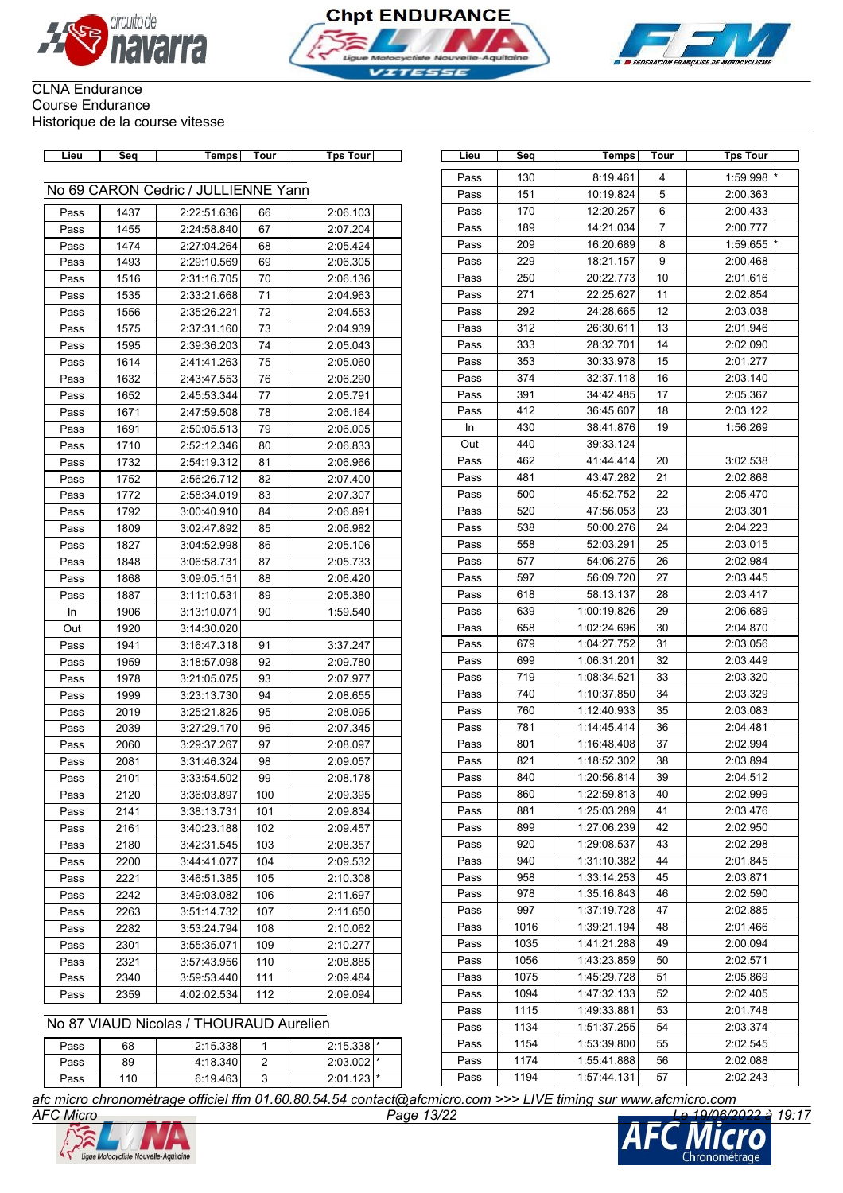Chpt ENDURANCE

CLNA Endurance
Course Endurance
Historique de la course vitesse

## No 69 CARON Cedric / JULLIENNE Yann

| Lieu | Seq | Temps | Tour | Tps Tour | |
|---|---|---|---|---|---|
| Pass | 1437 | 2:22:51.636 | 66 | 2:06.103 | |
| Pass | 1455 | 2:24:58.840 | 67 | 2:07.204 | |
| Pass | 1474 | 2:27:04.264 | 68 | 2:05.424 | |
| Pass | 1493 | 2:29:10.569 | 69 | 2:06.305 | |
| Pass | 1516 | 2:31:16.705 | 70 | 2:06.136 | |
| Pass | 1535 | 2:33:21.668 | 71 | 2:04.963 | |
| Pass | 1556 | 2:35:26.221 | 72 | 2:04.553 | |
| Pass | 1575 | 2:37:31.160 | 73 | 2:04.939 | |
| Pass | 1595 | 2:39:36.203 | 74 | 2:05.043 | |
| Pass | 1614 | 2:41:41.263 | 75 | 2:05.060 | |
| Pass | 1632 | 2:43:47.553 | 76 | 2:06.290 | |
| Pass | 1652 | 2:45:53.344 | 77 | 2:05.791 | |
| Pass | 1671 | 2:47:59.508 | 78 | 2:06.164 | |
| Pass | 1691 | 2:50:05.513 | 79 | 2:06.005 | |
| Pass | 1710 | 2:52:12.346 | 80 | 2:06.833 | |
| Pass | 1732 | 2:54:19.312 | 81 | 2:06.966 | |
| Pass | 1752 | 2:56:26.712 | 82 | 2:07.400 | |
| Pass | 1772 | 2:58:34.019 | 83 | 2:07.307 | |
| Pass | 1792 | 3:00:40.910 | 84 | 2:06.891 | |
| Pass | 1809 | 3:02:47.892 | 85 | 2:06.982 | |
| Pass | 1827 | 3:04:52.998 | 86 | 2:05.106 | |
| Pass | 1848 | 3:06:58.731 | 87 | 2:05.733 | |
| Pass | 1868 | 3:09:05.151 | 88 | 2:06.420 | |
| Pass | 1887 | 3:11:10.531 | 89 | 2:05.380 | |
| In | 1906 | 3:13:10.071 | 90 | 1:59.540 | |
| Out | 1920 | 3:14:30.020 | | | |
| Pass | 1941 | 3:16:47.318 | 91 | 3:37.247 | |
| Pass | 1959 | 3:18:57.098 | 92 | 2:09.780 | |
| Pass | 1978 | 3:21:05.075 | 93 | 2:07.977 | |
| Pass | 1999 | 3:23:13.730 | 94 | 2:08.655 | |
| Pass | 2019 | 3:25:21.825 | 95 | 2:08.095 | |
| Pass | 2039 | 3:27:29.170 | 96 | 2:07.345 | |
| Pass | 2060 | 3:29:37.267 | 97 | 2:08.097 | |
| Pass | 2081 | 3:31:46.324 | 98 | 2:09.057 | |
| Pass | 2101 | 3:33:54.502 | 99 | 2:08.178 | |
| Pass | 2120 | 3:36:03.897 | 100 | 2:09.395 | |
| Pass | 2141 | 3:38:13.731 | 101 | 2:09.834 | |
| Pass | 2161 | 3:40:23.188 | 102 | 2:09.457 | |
| Pass | 2180 | 3:42:31.545 | 103 | 2:08.357 | |
| Pass | 2200 | 3:44:41.077 | 104 | 2:09.532 | |
| Pass | 2221 | 3:46:51.385 | 105 | 2:10.308 | |
| Pass | 2242 | 3:49:03.082 | 106 | 2:11.697 | |
| Pass | 2263 | 3:51:14.732 | 107 | 2:11.650 | |
| Pass | 2282 | 3:53:24.794 | 108 | 2:10.062 | |
| Pass | 2301 | 3:55:35.071 | 109 | 2:10.277 | |
| Pass | 2321 | 3:57:43.956 | 110 | 2:08.885 | |
| Pass | 2340 | 3:59:53.440 | 111 | 2:09.484 | |
| Pass | 2359 | 4:02:02.534 | 112 | 2:09.094 | |

## No 87 VIAUD Nicolas / THOURAUD Aurelien

| Lieu | Seq | Temps | Tour | Tps Tour | |
|---|---|---|---|---|---|
| Pass | 68 | 2:15.338 | 1 | 2:15.338 | * |
| Pass | 89 | 4:18.340 | 2 | 2:03.002 | * |
| Pass | 110 | 6:19.463 | 3 | 2:01.123 | * |
| Pass | 130 | 8:19.461 | 4 | 1:59.998 | * |
| Pass | 151 | 10:19.824 | 5 | 2:00.363 | |
| Pass | 170 | 12:20.257 | 6 | 2:00.433 | |
| Pass | 189 | 14:21.034 | 7 | 2:00.777 | |
| Pass | 209 | 16:20.689 | 8 | 1:59.655 | * |
| Pass | 229 | 18:21.157 | 9 | 2:00.468 | |
| Pass | 250 | 20:22.773 | 10 | 2:01.616 | |
| Pass | 271 | 22:25.627 | 11 | 2:02.854 | |
| Pass | 292 | 24:28.665 | 12 | 2:03.038 | |
| Pass | 312 | 26:30.611 | 13 | 2:01.946 | |
| Pass | 333 | 28:32.701 | 14 | 2:02.090 | |
| Pass | 353 | 30:33.978 | 15 | 2:01.277 | |
| Pass | 374 | 32:37.118 | 16 | 2:03.140 | |
| Pass | 391 | 34:42.485 | 17 | 2:05.367 | |
| Pass | 412 | 36:45.607 | 18 | 2:03.122 | |
| In | 430 | 38:41.876 | 19 | 1:56.269 | |
| Out | 440 | 39:33.124 | | | |
| Pass | 462 | 41:44.414 | 20 | 3:02.538 | |
| Pass | 481 | 43:47.282 | 21 | 2:02.868 | |
| Pass | 500 | 45:52.752 | 22 | 2:05.470 | |
| Pass | 520 | 47:56.053 | 23 | 2:03.301 | |
| Pass | 538 | 50:00.276 | 24 | 2:04.223 | |
| Pass | 558 | 52:03.291 | 25 | 2:03.015 | |
| Pass | 577 | 54:06.275 | 26 | 2:02.984 | |
| Pass | 597 | 56:09.720 | 27 | 2:03.445 | |
| Pass | 618 | 58:13.137 | 28 | 2:03.417 | |
| Pass | 639 | 1:00:19.826 | 29 | 2:06.689 | |
| Pass | 658 | 1:02:24.696 | 30 | 2:04.870 | |
| Pass | 679 | 1:04:27.752 | 31 | 2:03.056 | |
| Pass | 699 | 1:06:31.201 | 32 | 2:03.449 | |
| Pass | 719 | 1:08:34.521 | 33 | 2:03.320 | |
| Pass | 740 | 1:10:37.850 | 34 | 2:03.329 | |
| Pass | 760 | 1:12:40.933 | 35 | 2:03.083 | |
| Pass | 781 | 1:14:45.414 | 36 | 2:04.481 | |
| Pass | 801 | 1:16:48.408 | 37 | 2:02.994 | |
| Pass | 821 | 1:18:52.302 | 38 | 2:03.894 | |
| Pass | 840 | 1:20:56.814 | 39 | 2:04.512 | |
| Pass | 860 | 1:22:59.813 | 40 | 2:02.999 | |
| Pass | 881 | 1:25:03.289 | 41 | 2:03.476 | |
| Pass | 899 | 1:27:06.239 | 42 | 2:02.950 | |
| Pass | 920 | 1:29:08.537 | 43 | 2:02.298 | |
| Pass | 940 | 1:31:10.382 | 44 | 2:01.845 | |
| Pass | 958 | 1:33:14.253 | 45 | 2:03.871 | |
| Pass | 978 | 1:35:16.843 | 46 | 2:02.590 | |
| Pass | 997 | 1:37:19.728 | 47 | 2:02.885 | |
| Pass | 1016 | 1:39:21.194 | 48 | 2:01.466 | |
| Pass | 1035 | 1:41:21.288 | 49 | 2:00.094 | |
| Pass | 1056 | 1:43:23.859 | 50 | 2:02.571 | |
| Pass | 1075 | 1:45:29.728 | 51 | 2:05.869 | |
| Pass | 1094 | 1:47:32.133 | 52 | 2:02.405 | |
| Pass | 1115 | 1:49:33.881 | 53 | 2:01.748 | |
| Pass | 1134 | 1:51:37.255 | 54 | 2:03.374 | |
| Pass | 1154 | 1:53:39.800 | 55 | 2:02.545 | |
| Pass | 1174 | 1:55:41.888 | 56 | 2:02.088 | |
| Pass | 1194 | 1:57:44.131 | 57 | 2:02.243 | |

*afc micro chronométrage officiel ffm 01.60.80.54.54 contact@afcmicro.com >>> LIVE timing sur www.afcmicro.com*
*AFC Micro — Le 19/06/2022 à 19:17*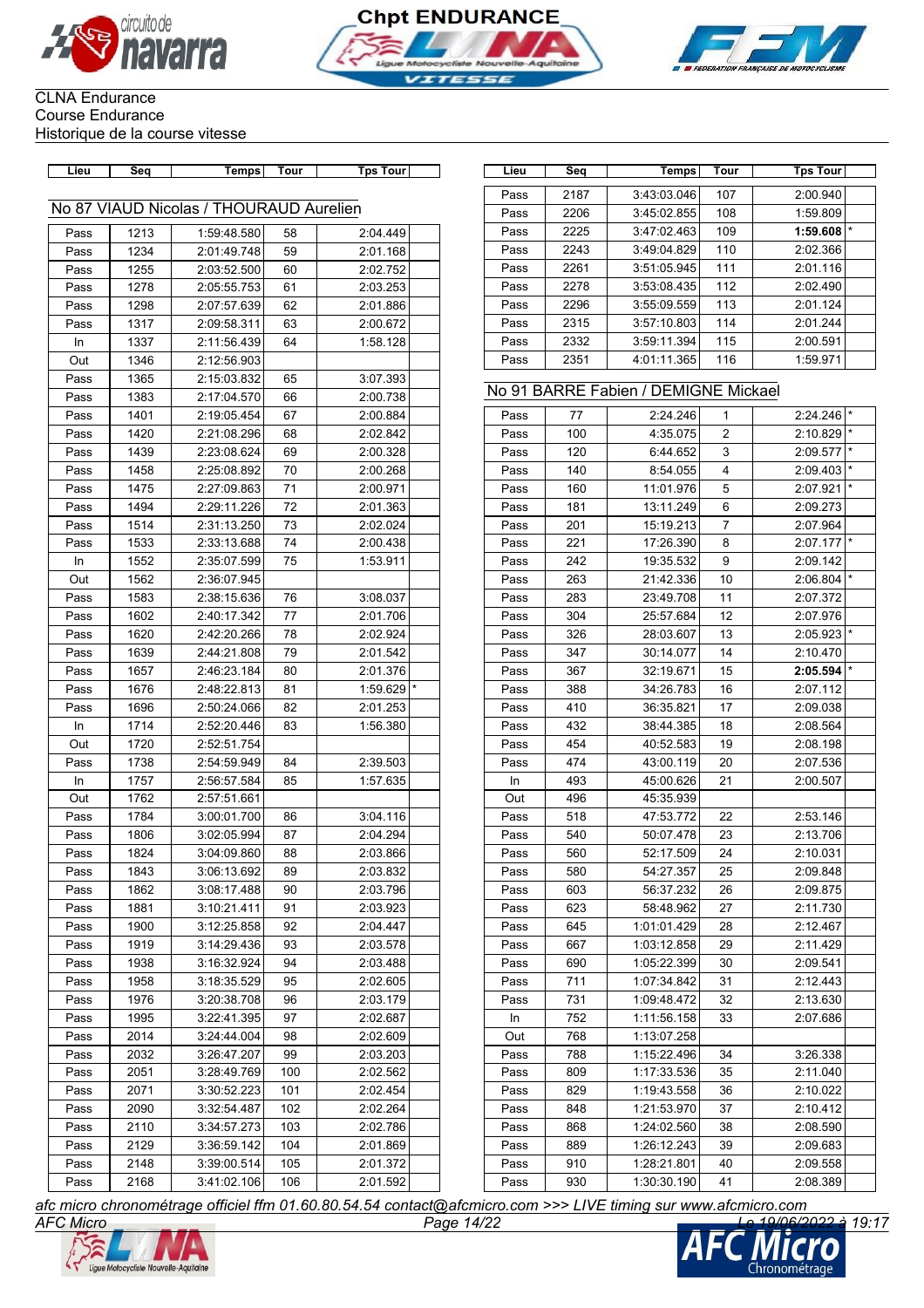CLNA Endurance
Course Endurance
Historique de la course vitesse

## No 87 VIAUD Nicolas / THOURAUD Aurelien

| Lieu | Seq | Temps | Tour | Tps Tour | |
|---|---|---|---|---|---|
| Pass | 1213 | 1:59:48.580 | 58 | 2:04.449 | |
| Pass | 1234 | 2:01:49.748 | 59 | 2:01.168 | |
| Pass | 1255 | 2:03:52.500 | 60 | 2:02.752 | |
| Pass | 1278 | 2:05:55.753 | 61 | 2:03.253 | |
| Pass | 1298 | 2:07:57.639 | 62 | 2:01.886 | |
| Pass | 1317 | 2:09:58.311 | 63 | 2:00.672 | |
| In | 1337 | 2:11:56.439 | 64 | 1:58.128 | |
| Out | 1346 | 2:12:56.903 | | | |
| Pass | 1365 | 2:15:03.832 | 65 | 3:07.393 | |
| Pass | 1383 | 2:17:04.570 | 66 | 2:00.738 | |
| Pass | 1401 | 2:19:05.454 | 67 | 2:00.884 | |
| Pass | 1420 | 2:21:08.296 | 68 | 2:02.842 | |
| Pass | 1439 | 2:23:08.624 | 69 | 2:00.328 | |
| Pass | 1458 | 2:25:08.892 | 70 | 2:00.268 | |
| Pass | 1475 | 2:27:09.863 | 71 | 2:00.971 | |
| Pass | 1494 | 2:29:11.226 | 72 | 2:01.363 | |
| Pass | 1514 | 2:31:13.250 | 73 | 2:02.024 | |
| Pass | 1533 | 2:33:13.688 | 74 | 2:00.438 | |
| In | 1552 | 2:35:07.599 | 75 | 1:53.911 | |
| Out | 1562 | 2:36:07.945 | | | |
| Pass | 1583 | 2:38:15.636 | 76 | 3:08.037 | |
| Pass | 1602 | 2:40:17.342 | 77 | 2:01.706 | |
| Pass | 1620 | 2:42:20.266 | 78 | 2:02.924 | |
| Pass | 1639 | 2:44:21.808 | 79 | 2:01.542 | |
| Pass | 1657 | 2:46:23.184 | 80 | 2:01.376 | |
| Pass | 1676 | 2:48:22.813 | 81 | 1:59.629 | * |
| Pass | 1696 | 2:50:24.066 | 82 | 2:01.253 | |
| In | 1714 | 2:52:20.446 | 83 | 1:56.380 | |
| Out | 1720 | 2:52:51.754 | | | |
| Pass | 1738 | 2:54:59.949 | 84 | 2:39.503 | |
| In | 1757 | 2:56:57.584 | 85 | 1:57.635 | |
| Out | 1762 | 2:57:51.661 | | | |
| Pass | 1784 | 3:00:01.700 | 86 | 3:04.116 | |
| Pass | 1806 | 3:02:05.994 | 87 | 2:04.294 | |
| Pass | 1824 | 3:04:09.860 | 88 | 2:03.866 | |
| Pass | 1843 | 3:06:13.692 | 89 | 2:03.832 | |
| Pass | 1862 | 3:08:17.488 | 90 | 2:03.796 | |
| Pass | 1881 | 3:10:21.411 | 91 | 2:03.923 | |
| Pass | 1900 | 3:12:25.858 | 92 | 2:04.447 | |
| Pass | 1919 | 3:14:29.436 | 93 | 2:03.578 | |
| Pass | 1938 | 3:16:32.924 | 94 | 2:03.488 | |
| Pass | 1958 | 3:18:35.529 | 95 | 2:02.605 | |
| Pass | 1976 | 3:20:38.708 | 96 | 2:03.179 | |
| Pass | 1995 | 3:22:41.395 | 97 | 2:02.687 | |
| Pass | 2014 | 3:24:44.004 | 98 | 2:02.609 | |
| Pass | 2032 | 3:26:47.207 | 99 | 2:03.203 | |
| Pass | 2051 | 3:28:49.769 | 100 | 2:02.562 | |
| Pass | 2071 | 3:30:52.223 | 101 | 2:02.454 | |
| Pass | 2090 | 3:32:54.487 | 102 | 2:02.264 | |
| Pass | 2110 | 3:34:57.273 | 103 | 2:02.786 | |
| Pass | 2129 | 3:36:59.142 | 104 | 2:01.869 | |
| Pass | 2148 | 3:39:00.514 | 105 | 2:01.372 | |
| Pass | 2168 | 3:41:02.106 | 106 | 2:01.592 | |
| Pass | 2187 | 3:43:03.046 | 107 | 2:00.940 | |
| Pass | 2206 | 3:45:02.855 | 108 | 1:59.809 | |
| Pass | 2225 | 3:47:02.463 | 109 | **1:59.608** | * |
| Pass | 2243 | 3:49:04.829 | 110 | 2:02.366 | |
| Pass | 2261 | 3:51:05.945 | 111 | 2:01.116 | |
| Pass | 2278 | 3:53:08.435 | 112 | 2:02.490 | |
| Pass | 2296 | 3:55:09.559 | 113 | 2:01.124 | |
| Pass | 2315 | 3:57:10.803 | 114 | 2:01.244 | |
| Pass | 2332 | 3:59:11.394 | 115 | 2:00.591 | |
| Pass | 2351 | 4:01:11.365 | 116 | 1:59.971 | |

## No 91 BARRE Fabien / DEMIGNE Mickael

| Lieu | Seq | Temps | Tour | Tps Tour | |
|---|---|---|---|---|---|
| Pass | 77 | 2:24.246 | 1 | 2:24.246 | * |
| Pass | 100 | 4:35.075 | 2 | 2:10.829 | * |
| Pass | 120 | 6:44.652 | 3 | 2:09.577 | * |
| Pass | 140 | 8:54.055 | 4 | 2:09.403 | * |
| Pass | 160 | 11:01.976 | 5 | 2:07.921 | * |
| Pass | 181 | 13:11.249 | 6 | 2:09.273 | |
| Pass | 201 | 15:19.213 | 7 | 2:07.964 | |
| Pass | 221 | 17:26.390 | 8 | 2:07.177 | * |
| Pass | 242 | 19:35.532 | 9 | 2:09.142 | |
| Pass | 263 | 21:42.336 | 10 | 2:06.804 | * |
| Pass | 283 | 23:49.708 | 11 | 2:07.372 | |
| Pass | 304 | 25:57.684 | 12 | 2:07.976 | |
| Pass | 326 | 28:03.607 | 13 | 2:05.923 | * |
| Pass | 347 | 30:14.077 | 14 | 2:10.470 | |
| Pass | 367 | 32:19.671 | 15 | **2:05.594** | * |
| Pass | 388 | 34:26.783 | 16 | 2:07.112 | |
| Pass | 410 | 36:35.821 | 17 | 2:09.038 | |
| Pass | 432 | 38:44.385 | 18 | 2:08.564 | |
| Pass | 454 | 40:52.583 | 19 | 2:08.198 | |
| Pass | 474 | 43:00.119 | 20 | 2:07.536 | |
| In | 493 | 45:00.626 | 21 | 2:00.507 | |
| Out | 496 | 45:35.939 | | | |
| Pass | 518 | 47:53.772 | 22 | 2:53.146 | |
| Pass | 540 | 50:07.478 | 23 | 2:13.706 | |
| Pass | 560 | 52:17.509 | 24 | 2:10.031 | |
| Pass | 580 | 54:27.357 | 25 | 2:09.848 | |
| Pass | 603 | 56:37.232 | 26 | 2:09.875 | |
| Pass | 623 | 58:48.962 | 27 | 2:11.730 | |
| Pass | 645 | 1:01:01.429 | 28 | 2:12.467 | |
| Pass | 667 | 1:03:12.858 | 29 | 2:11.429 | |
| Pass | 690 | 1:05:22.399 | 30 | 2:09.541 | |
| Pass | 711 | 1:07:34.842 | 31 | 2:12.443 | |
| Pass | 731 | 1:09:48.472 | 32 | 2:13.630 | |
| In | 752 | 1:11:56.158 | 33 | 2:07.686 | |
| Out | 768 | 1:13:07.258 | | | |
| Pass | 788 | 1:15:22.496 | 34 | 3:26.338 | |
| Pass | 809 | 1:17:33.536 | 35 | 2:11.040 | |
| Pass | 829 | 1:19:43.558 | 36 | 2:10.022 | |
| Pass | 848 | 1:21:53.970 | 37 | 2:10.412 | |
| Pass | 868 | 1:24:02.560 | 38 | 2:08.590 | |
| Pass | 889 | 1:26:12.243 | 39 | 2:09.683 | |
| Pass | 910 | 1:28:21.801 | 40 | 2:09.558 | |
| Pass | 930 | 1:30:30.190 | 41 | 2:08.389 | |

*afc micro chronométrage officiel ffm 01.60.80.54.54 contact@afcmicro.com >>> LIVE timing sur www.afcmicro.com*

AFC Micro — Le 19/06/2022 à 19:17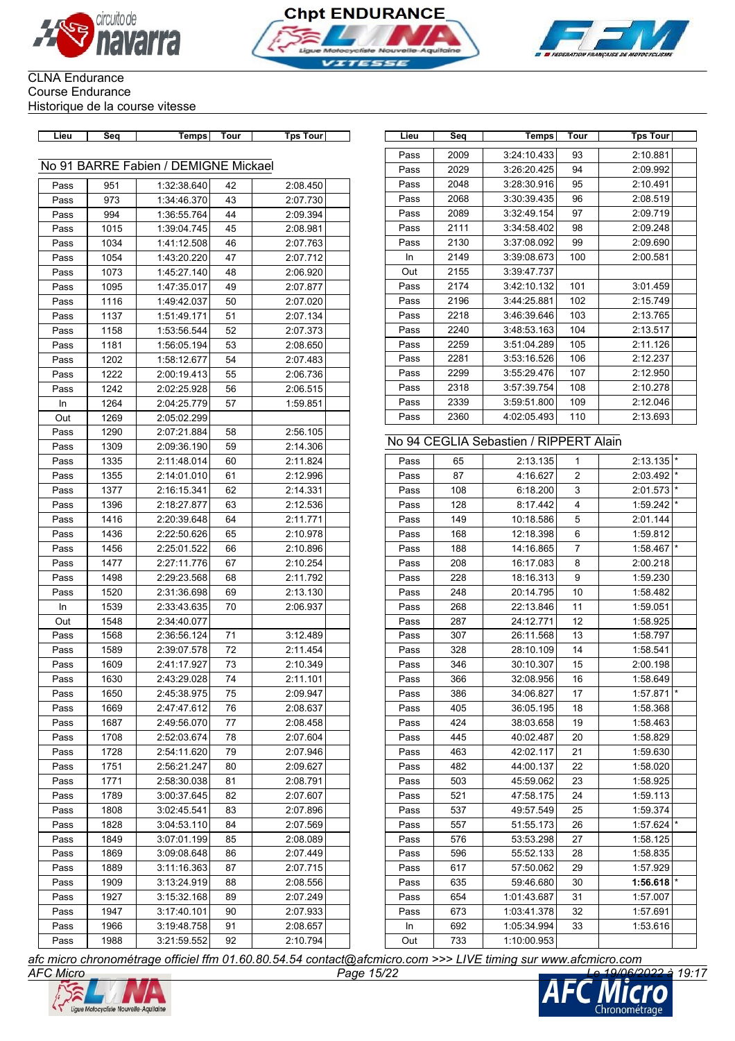# Chpt ENDURANCE

CLNA Endurance
Course Endurance
Historique de la course vitesse

## No 91 BARRE Fabien / DEMIGNE Mickael

| Lieu | Seq | Temps | Tour | Tps Tour | |
|---|---|---|---|---|---|
| Pass | 951 | 1:32:38.640 | 42 | 2:08.450 | |
| Pass | 973 | 1:34:46.370 | 43 | 2:07.730 | |
| Pass | 994 | 1:36:55.764 | 44 | 2:09.394 | |
| Pass | 1015 | 1:39:04.745 | 45 | 2:08.981 | |
| Pass | 1034 | 1:41:12.508 | 46 | 2:07.763 | |
| Pass | 1054 | 1:43:20.220 | 47 | 2:07.712 | |
| Pass | 1073 | 1:45:27.140 | 48 | 2:06.920 | |
| Pass | 1095 | 1:47:35.017 | 49 | 2:07.877 | |
| Pass | 1116 | 1:49:42.037 | 50 | 2:07.020 | |
| Pass | 1137 | 1:51:49.171 | 51 | 2:07.134 | |
| Pass | 1158 | 1:53:56.544 | 52 | 2:07.373 | |
| Pass | 1181 | 1:56:05.194 | 53 | 2:08.650 | |
| Pass | 1202 | 1:58:12.677 | 54 | 2:07.483 | |
| Pass | 1222 | 2:00:19.413 | 55 | 2:06.736 | |
| Pass | 1242 | 2:02:25.928 | 56 | 2:06.515 | |
| In | 1264 | 2:04:25.779 | 57 | 1:59.851 | |
| Out | 1269 | 2:05:02.299 | | | |
| Pass | 1290 | 2:07:21.884 | 58 | 2:56.105 | |
| Pass | 1309 | 2:09:36.190 | 59 | 2:14.306 | |
| Pass | 1335 | 2:11:48.014 | 60 | 2:11.824 | |
| Pass | 1355 | 2:14:01.010 | 61 | 2:12.996 | |
| Pass | 1377 | 2:16:15.341 | 62 | 2:14.331 | |
| Pass | 1396 | 2:18:27.877 | 63 | 2:12.536 | |
| Pass | 1416 | 2:20:39.648 | 64 | 2:11.771 | |
| Pass | 1436 | 2:22:50.626 | 65 | 2:10.978 | |
| Pass | 1456 | 2:25:01.522 | 66 | 2:10.896 | |
| Pass | 1477 | 2:27:11.776 | 67 | 2:10.254 | |
| Pass | 1498 | 2:29:23.568 | 68 | 2:11.792 | |
| Pass | 1520 | 2:31:36.698 | 69 | 2:13.130 | |
| In | 1539 | 2:33:43.635 | 70 | 2:06.937 | |
| Out | 1548 | 2:34:40.077 | | | |
| Pass | 1568 | 2:36:56.124 | 71 | 3:12.489 | |
| Pass | 1589 | 2:39:07.578 | 72 | 2:11.454 | |
| Pass | 1609 | 2:41:17.927 | 73 | 2:10.349 | |
| Pass | 1630 | 2:43:29.028 | 74 | 2:11.101 | |
| Pass | 1650 | 2:45:38.975 | 75 | 2:09.947 | |
| Pass | 1669 | 2:47:47.612 | 76 | 2:08.637 | |
| Pass | 1687 | 2:49:56.070 | 77 | 2:08.458 | |
| Pass | 1708 | 2:52:03.674 | 78 | 2:07.604 | |
| Pass | 1728 | 2:54:11.620 | 79 | 2:07.946 | |
| Pass | 1751 | 2:56:21.247 | 80 | 2:09.627 | |
| Pass | 1771 | 2:58:30.038 | 81 | 2:08.791 | |
| Pass | 1789 | 3:00:37.645 | 82 | 2:07.607 | |
| Pass | 1808 | 3:02:45.541 | 83 | 2:07.896 | |
| Pass | 1828 | 3:04:53.110 | 84 | 2:07.569 | |
| Pass | 1849 | 3:07:01.199 | 85 | 2:08.089 | |
| Pass | 1869 | 3:09:08.648 | 86 | 2:07.449 | |
| Pass | 1889 | 3:11:16.363 | 87 | 2:07.715 | |
| Pass | 1909 | 3:13:24.919 | 88 | 2:08.556 | |
| Pass | 1927 | 3:15:32.168 | 89 | 2:07.249 | |
| Pass | 1947 | 3:17:40.101 | 90 | 2:07.933 | |
| Pass | 1966 | 3:19:48.758 | 91 | 2:08.657 | |
| Pass | 1988 | 3:21:59.552 | 92 | 2:10.794 | |
| Pass | 2009 | 3:24:10.433 | 93 | 2:10.881 | |
| Pass | 2029 | 3:26:20.425 | 94 | 2:09.992 | |
| Pass | 2048 | 3:28:30.916 | 95 | 2:10.491 | |
| Pass | 2068 | 3:30:39.435 | 96 | 2:08.519 | |
| Pass | 2089 | 3:32:49.154 | 97 | 2:09.719 | |
| Pass | 2111 | 3:34:58.402 | 98 | 2:09.248 | |
| Pass | 2130 | 3:37:08.092 | 99 | 2:09.690 | |
| In | 2149 | 3:39:08.673 | 100 | 2:00.581 | |
| Out | 2155 | 3:39:47.737 | | | |
| Pass | 2174 | 3:42:10.132 | 101 | 3:01.459 | |
| Pass | 2196 | 3:44:25.881 | 102 | 2:15.749 | |
| Pass | 2218 | 3:46:39.646 | 103 | 2:13.765 | |
| Pass | 2240 | 3:48:53.163 | 104 | 2:13.517 | |
| Pass | 2259 | 3:51:04.289 | 105 | 2:11.126 | |
| Pass | 2281 | 3:53:16.526 | 106 | 2:12.237 | |
| Pass | 2299 | 3:55:29.476 | 107 | 2:12.950 | |
| Pass | 2318 | 3:57:39.754 | 108 | 2:10.278 | |
| Pass | 2339 | 3:59:51.800 | 109 | 2:12.046 | |
| Pass | 2360 | 4:02:05.493 | 110 | 2:13.693 | |

## No 94 CEGLIA Sebastien / RIPPERT Alain

| Lieu | Seq | Temps | Tour | Tps Tour | |
|---|---|---|---|---|---|
| Pass | 65 | 2:13.135 | 1 | 2:13.135 | * |
| Pass | 87 | 4:16.627 | 2 | 2:03.492 | * |
| Pass | 108 | 6:18.200 | 3 | 2:01.573 | * |
| Pass | 128 | 8:17.442 | 4 | 1:59.242 | * |
| Pass | 149 | 10:18.586 | 5 | 2:01.144 | |
| Pass | 168 | 12:18.398 | 6 | 1:59.812 | |
| Pass | 188 | 14:16.865 | 7 | 1:58.467 | * |
| Pass | 208 | 16:17.083 | 8 | 2:00.218 | |
| Pass | 228 | 18:16.313 | 9 | 1:59.230 | |
| Pass | 248 | 20:14.795 | 10 | 1:58.482 | |
| Pass | 268 | 22:13.846 | 11 | 1:59.051 | |
| Pass | 287 | 24:12.771 | 12 | 1:58.925 | |
| Pass | 307 | 26:11.568 | 13 | 1:58.797 | |
| Pass | 328 | 28:10.109 | 14 | 1:58.541 | |
| Pass | 346 | 30:10.307 | 15 | 2:00.198 | |
| Pass | 366 | 32:08.956 | 16 | 1:58.649 | |
| Pass | 386 | 34:06.827 | 17 | 1:57.871 | * |
| Pass | 405 | 36:05.195 | 18 | 1:58.368 | |
| Pass | 424 | 38:03.658 | 19 | 1:58.463 | |
| Pass | 445 | 40:02.487 | 20 | 1:58.829 | |
| Pass | 463 | 42:02.117 | 21 | 1:59.630 | |
| Pass | 482 | 44:00.137 | 22 | 1:58.020 | |
| Pass | 503 | 45:59.062 | 23 | 1:58.925 | |
| Pass | 521 | 47:58.175 | 24 | 1:59.113 | |
| Pass | 537 | 49:57.549 | 25 | 1:59.374 | |
| Pass | 557 | 51:55.173 | 26 | 1:57.624 | * |
| Pass | 576 | 53:53.298 | 27 | 1:58.125 | |
| Pass | 596 | 55:52.133 | 28 | 1:58.835 | |
| Pass | 617 | 57:50.062 | 29 | 1:57.929 | |
| Pass | 635 | 59:46.680 | 30 | **1:56.618** | * |
| Pass | 654 | 1:01:43.687 | 31 | 1:57.007 | |
| Pass | 673 | 1:03:41.378 | 32 | 1:57.691 | |
| In | 692 | 1:05:34.994 | 33 | 1:53.616 | |
| Out | 733 | 1:10:00.953 | | | |

*afc micro chronométrage officiel ffm 01.60.80.54.54 contact@afcmicro.com >>> LIVE timing sur www.afcmicro.com*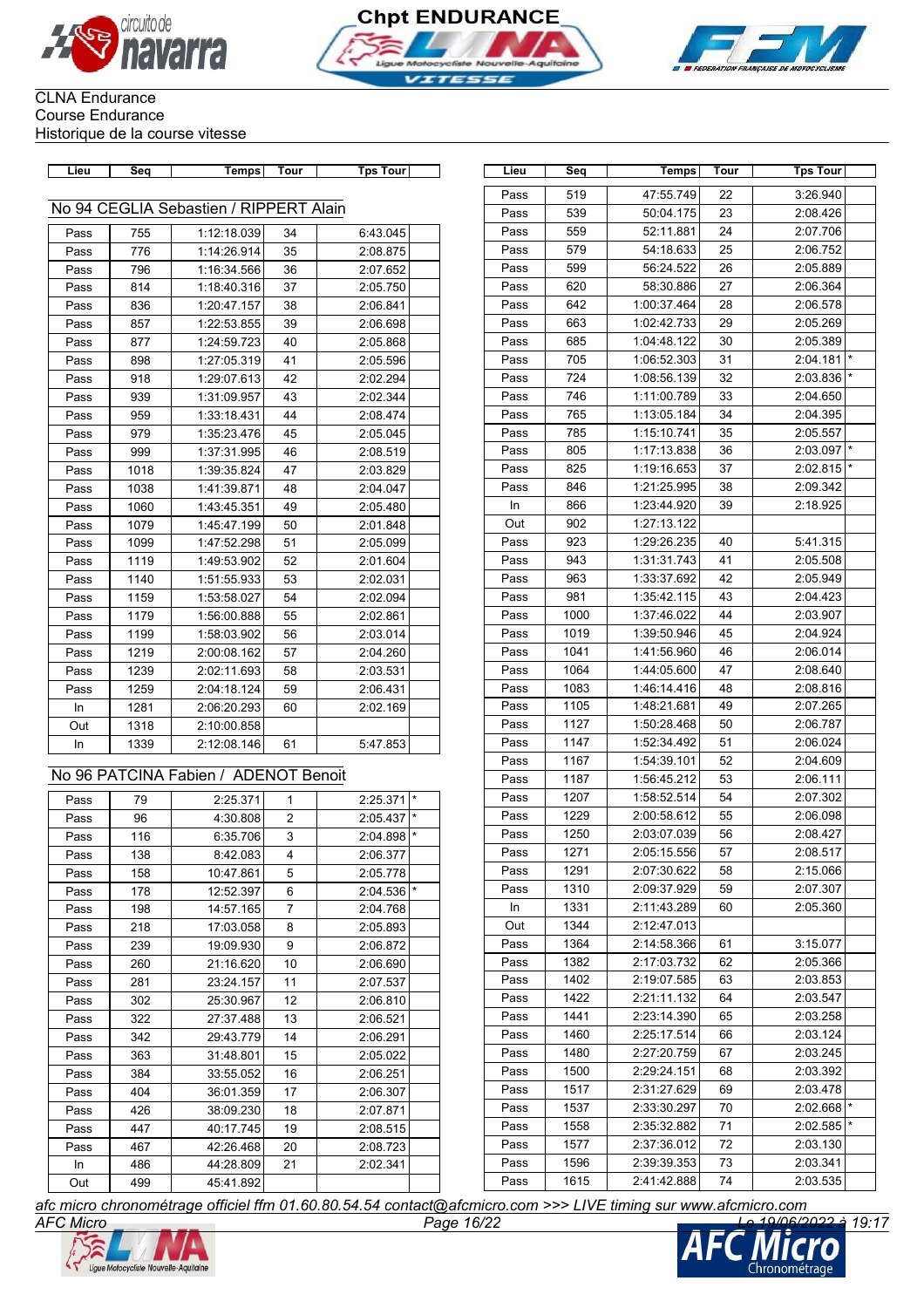Chpt ENDURANCE

CLNA Endurance
Course Endurance
Historique de la course vitesse

## No 94 CEGLIA Sebastien / RIPPERT Alain

| Lieu | Seq | Temps | Tour | Tps Tour | |
|---|---|---|---|---|---|
| Pass | 755 | 1:12:18.039 | 34 | 6:43.045 | |
| Pass | 776 | 1:14:26.914 | 35 | 2:08.875 | |
| Pass | 796 | 1:16:34.566 | 36 | 2:07.652 | |
| Pass | 814 | 1:18:40.316 | 37 | 2:05.750 | |
| Pass | 836 | 1:20:47.157 | 38 | 2:06.841 | |
| Pass | 857 | 1:22:53.855 | 39 | 2:06.698 | |
| Pass | 877 | 1:24:59.723 | 40 | 2:05.868 | |
| Pass | 898 | 1:27:05.319 | 41 | 2:05.596 | |
| Pass | 918 | 1:29:07.613 | 42 | 2:02.294 | |
| Pass | 939 | 1:31:09.957 | 43 | 2:02.344 | |
| Pass | 959 | 1:33:18.431 | 44 | 2:08.474 | |
| Pass | 979 | 1:35:23.476 | 45 | 2:05.045 | |
| Pass | 999 | 1:37:31.995 | 46 | 2:08.519 | |
| Pass | 1018 | 1:39:35.824 | 47 | 2:03.829 | |
| Pass | 1038 | 1:41:39.871 | 48 | 2:04.047 | |
| Pass | 1060 | 1:43:45.351 | 49 | 2:05.480 | |
| Pass | 1079 | 1:45:47.199 | 50 | 2:01.848 | |
| Pass | 1099 | 1:47:52.298 | 51 | 2:05.099 | |
| Pass | 1119 | 1:49:53.902 | 52 | 2:01.604 | |
| Pass | 1140 | 1:51:55.933 | 53 | 2:02.031 | |
| Pass | 1159 | 1:53:58.027 | 54 | 2:02.094 | |
| Pass | 1179 | 1:56:00.888 | 55 | 2:02.861 | |
| Pass | 1199 | 1:58:03.902 | 56 | 2:03.014 | |
| Pass | 1219 | 2:00:08.162 | 57 | 2:04.260 | |
| Pass | 1239 | 2:02:11.693 | 58 | 2:03.531 | |
| Pass | 1259 | 2:04:18.124 | 59 | 2:06.431 | |
| In | 1281 | 2:06:20.293 | 60 | 2:02.169 | |
| Out | 1318 | 2:10:00.858 | | | |
| In | 1339 | 2:12:08.146 | 61 | 5:47.853 | |

## No 96 PATCINA Fabien / ADENOT Benoit

| Lieu | Seq | Temps | Tour | Tps Tour | |
|---|---|---|---|---|---|
| Pass | 79 | 2:25.371 | 1 | 2:25.371 | * |
| Pass | 96 | 4:30.808 | 2 | 2:05.437 | * |
| Pass | 116 | 6:35.706 | 3 | 2:04.898 | * |
| Pass | 138 | 8:42.083 | 4 | 2:06.377 | |
| Pass | 158 | 10:47.861 | 5 | 2:05.778 | |
| Pass | 178 | 12:52.397 | 6 | 2:04.536 | * |
| Pass | 198 | 14:57.165 | 7 | 2:04.768 | |
| Pass | 218 | 17:03.058 | 8 | 2:05.893 | |
| Pass | 239 | 19:09.930 | 9 | 2:06.872 | |
| Pass | 260 | 21:16.620 | 10 | 2:06.690 | |
| Pass | 281 | 23:24.157 | 11 | 2:07.537 | |
| Pass | 302 | 25:30.967 | 12 | 2:06.810 | |
| Pass | 322 | 27:37.488 | 13 | 2:06.521 | |
| Pass | 342 | 29:43.779 | 14 | 2:06.291 | |
| Pass | 363 | 31:48.801 | 15 | 2:05.022 | |
| Pass | 384 | 33:55.052 | 16 | 2:06.251 | |
| Pass | 404 | 36:01.359 | 17 | 2:06.307 | |
| Pass | 426 | 38:09.230 | 18 | 2:07.871 | |
| Pass | 447 | 40:17.745 | 19 | 2:08.515 | |
| Pass | 467 | 42:26.468 | 20 | 2:08.723 | |
| In | 486 | 44:28.809 | 21 | 2:02.341 | |
| Out | 499 | 45:41.892 | | | |
| Pass | 519 | 47:55.749 | 22 | 3:26.940 | |
| Pass | 539 | 50:04.175 | 23 | 2:08.426 | |
| Pass | 559 | 52:11.881 | 24 | 2:07.706 | |
| Pass | 579 | 54:18.633 | 25 | 2:06.752 | |
| Pass | 599 | 56:24.522 | 26 | 2:05.889 | |
| Pass | 620 | 58:30.886 | 27 | 2:06.364 | |
| Pass | 642 | 1:00:37.464 | 28 | 2:06.578 | |
| Pass | 663 | 1:02:42.733 | 29 | 2:05.269 | |
| Pass | 685 | 1:04:48.122 | 30 | 2:05.389 | |
| Pass | 705 | 1:06:52.303 | 31 | 2:04.181 | * |
| Pass | 724 | 1:08:56.139 | 32 | 2:03.836 | * |
| Pass | 746 | 1:11:00.789 | 33 | 2:04.650 | |
| Pass | 765 | 1:13:05.184 | 34 | 2:04.395 | |
| Pass | 785 | 1:15:10.741 | 35 | 2:05.557 | |
| Pass | 805 | 1:17:13.838 | 36 | 2:03.097 | * |
| Pass | 825 | 1:19:16.653 | 37 | 2:02.815 | * |
| Pass | 846 | 1:21:25.995 | 38 | 2:09.342 | |
| In | 866 | 1:23:44.920 | 39 | 2:18.925 | |
| Out | 902 | 1:27:13.122 | | | |
| Pass | 923 | 1:29:26.235 | 40 | 5:41.315 | |
| Pass | 943 | 1:31:31.743 | 41 | 2:05.508 | |
| Pass | 963 | 1:33:37.692 | 42 | 2:05.949 | |
| Pass | 981 | 1:35:42.115 | 43 | 2:04.423 | |
| Pass | 1000 | 1:37:46.022 | 44 | 2:03.907 | |
| Pass | 1019 | 1:39:50.946 | 45 | 2:04.924 | |
| Pass | 1041 | 1:41:56.960 | 46 | 2:06.014 | |
| Pass | 1064 | 1:44:05.600 | 47 | 2:08.640 | |
| Pass | 1083 | 1:46:14.416 | 48 | 2:08.816 | |
| Pass | 1105 | 1:48:21.681 | 49 | 2:07.265 | |
| Pass | 1127 | 1:50:28.468 | 50 | 2:06.787 | |
| Pass | 1147 | 1:52:34.492 | 51 | 2:06.024 | |
| Pass | 1167 | 1:54:39.101 | 52 | 2:04.609 | |
| Pass | 1187 | 1:56:45.212 | 53 | 2:06.111 | |
| Pass | 1207 | 1:58:52.514 | 54 | 2:07.302 | |
| Pass | 1229 | 2:00:58.612 | 55 | 2:06.098 | |
| Pass | 1250 | 2:03:07.039 | 56 | 2:08.427 | |
| Pass | 1271 | 2:05:15.556 | 57 | 2:08.517 | |
| Pass | 1291 | 2:07:30.622 | 58 | 2:15.066 | |
| Pass | 1310 | 2:09:37.929 | 59 | 2:07.307 | |
| In | 1331 | 2:11:43.289 | 60 | 2:05.360 | |
| Out | 1344 | 2:12:47.013 | | | |
| Pass | 1364 | 2:14:58.366 | 61 | 3:15.077 | |
| Pass | 1382 | 2:17:03.732 | 62 | 2:05.366 | |
| Pass | 1402 | 2:19:07.585 | 63 | 2:03.853 | |
| Pass | 1422 | 2:21:11.132 | 64 | 2:03.547 | |
| Pass | 1441 | 2:23:14.390 | 65 | 2:03.258 | |
| Pass | 1460 | 2:25:17.514 | 66 | 2:03.124 | |
| Pass | 1480 | 2:27:20.759 | 67 | 2:03.245 | |
| Pass | 1500 | 2:29:24.151 | 68 | 2:03.392 | |
| Pass | 1517 | 2:31:27.629 | 69 | 2:03.478 | |
| Pass | 1537 | 2:33:30.297 | 70 | 2:02.668 | * |
| Pass | 1558 | 2:35:32.882 | 71 | 2:02.585 | * |
| Pass | 1577 | 2:37:36.012 | 72 | 2:03.130 | |
| Pass | 1596 | 2:39:39.353 | 73 | 2:03.341 | |
| Pass | 1615 | 2:41:42.888 | 74 | 2:03.535 | |

*afc micro chronométrage officiel ffm 01.60.80.54.54 contact@afcmicro.com >>> LIVE timing sur www.afcmicro.com*
*AFC Micro* — *Le 19/06/2022 à 19:17*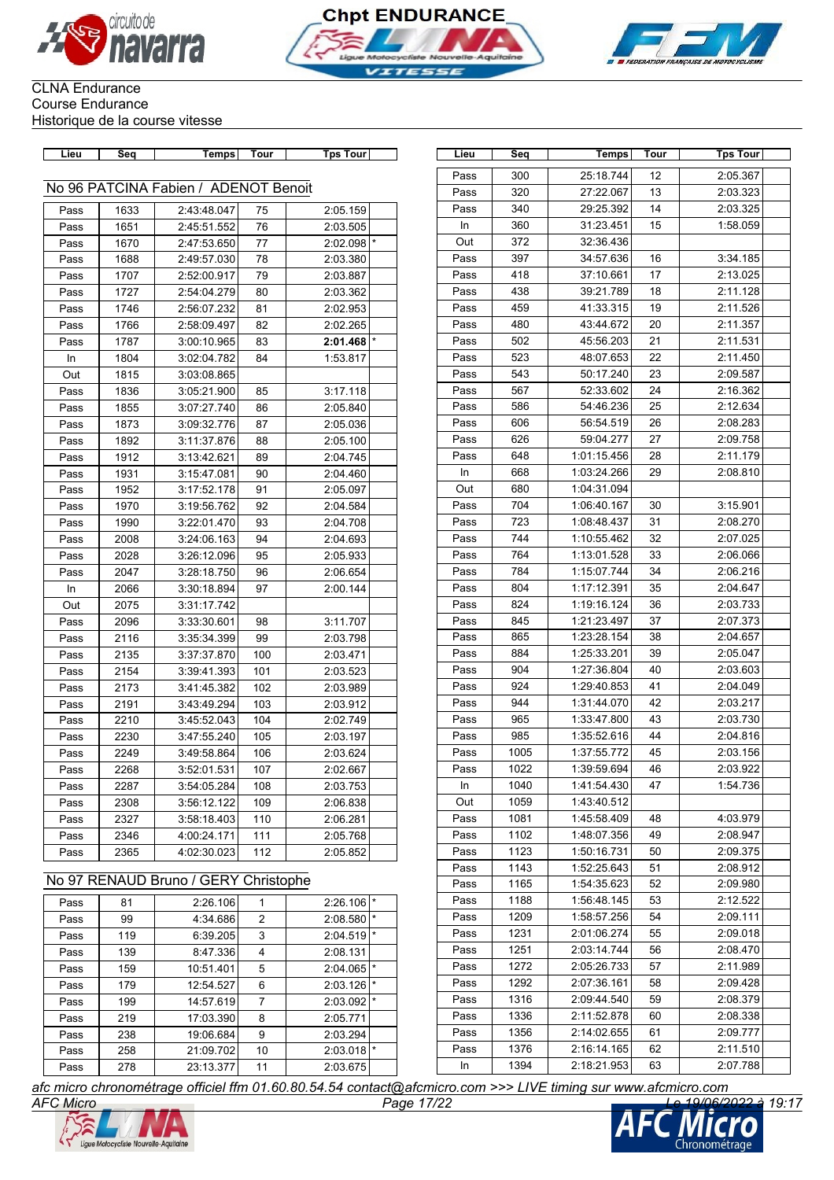CLNA Endurance
Course Endurance
Historique de la course vitesse

## No 96 PATCINA Fabien / ADENOT Benoit

| Lieu | Seq | Temps | Tour | Tps Tour | |
|---|---|---|---|---|---|
| Pass | 1633 | 2:43:48.047 | 75 | 2:05.159 | |
| Pass | 1651 | 2:45:51.552 | 76 | 2:03.505 | |
| Pass | 1670 | 2:47:53.650 | 77 | 2:02.098 | * |
| Pass | 1688 | 2:49:57.030 | 78 | 2:03.380 | |
| Pass | 1707 | 2:52:00.917 | 79 | 2:03.887 | |
| Pass | 1727 | 2:54:04.279 | 80 | 2:03.362 | |
| Pass | 1746 | 2:56:07.232 | 81 | 2:02.953 | |
| Pass | 1766 | 2:58:09.497 | 82 | 2:02.265 | |
| Pass | 1787 | 3:00:10.965 | 83 | **2:01.468** | * |
| In | 1804 | 3:02:04.782 | 84 | 1:53.817 | |
| Out | 1815 | 3:03:08.865 | | | |
| Pass | 1836 | 3:05:21.900 | 85 | 3:17.118 | |
| Pass | 1855 | 3:07:27.740 | 86 | 2:05.840 | |
| Pass | 1873 | 3:09:32.776 | 87 | 2:05.036 | |
| Pass | 1892 | 3:11:37.876 | 88 | 2:05.100 | |
| Pass | 1912 | 3:13:42.621 | 89 | 2:04.745 | |
| Pass | 1931 | 3:15:47.081 | 90 | 2:04.460 | |
| Pass | 1952 | 3:17:52.178 | 91 | 2:05.097 | |
| Pass | 1970 | 3:19:56.762 | 92 | 2:04.584 | |
| Pass | 1990 | 3:22:01.470 | 93 | 2:04.708 | |
| Pass | 2008 | 3:24:06.163 | 94 | 2:04.693 | |
| Pass | 2028 | 3:26:12.096 | 95 | 2:05.933 | |
| Pass | 2047 | 3:28:18.750 | 96 | 2:06.654 | |
| In | 2066 | 3:30:18.894 | 97 | 2:00.144 | |
| Out | 2075 | 3:31:17.742 | | | |
| Pass | 2096 | 3:33:30.601 | 98 | 3:11.707 | |
| Pass | 2116 | 3:35:34.399 | 99 | 2:03.798 | |
| Pass | 2135 | 3:37:37.870 | 100 | 2:03.471 | |
| Pass | 2154 | 3:39:41.393 | 101 | 2:03.523 | |
| Pass | 2173 | 3:41:45.382 | 102 | 2:03.989 | |
| Pass | 2191 | 3:43:49.294 | 103 | 2:03.912 | |
| Pass | 2210 | 3:45:52.043 | 104 | 2:02.749 | |
| Pass | 2230 | 3:47:55.240 | 105 | 2:03.197 | |
| Pass | 2249 | 3:49:58.864 | 106 | 2:03.624 | |
| Pass | 2268 | 3:52:01.531 | 107 | 2:02.667 | |
| Pass | 2287 | 3:54:05.284 | 108 | 2:03.753 | |
| Pass | 2308 | 3:56:12.122 | 109 | 2:06.838 | |
| Pass | 2327 | 3:58:18.403 | 110 | 2:06.281 | |
| Pass | 2346 | 4:00:24.171 | 111 | 2:05.768 | |
| Pass | 2365 | 4:02:30.023 | 112 | 2:05.852 | |

## No 97 RENAUD Bruno / GERY Christophe

| Lieu | Seq | Temps | Tour | Tps Tour | |
|---|---|---|---|---|---|
| Pass | 81 | 2:26.106 | 1 | 2:26.106 | * |
| Pass | 99 | 4:34.686 | 2 | 2:08.580 | * |
| Pass | 119 | 6:39.205 | 3 | 2:04.519 | * |
| Pass | 139 | 8:47.336 | 4 | 2:08.131 | |
| Pass | 159 | 10:51.401 | 5 | 2:04.065 | * |
| Pass | 179 | 12:54.527 | 6 | 2:03.126 | * |
| Pass | 199 | 14:57.619 | 7 | 2:03.092 | * |
| Pass | 219 | 17:03.390 | 8 | 2:05.771 | |
| Pass | 238 | 19:06.684 | 9 | 2:03.294 | |
| Pass | 258 | 21:09.702 | 10 | 2:03.018 | * |
| Pass | 278 | 23:13.377 | 11 | 2:03.675 | |
| Pass | 300 | 25:18.744 | 12 | 2:05.367 | |
| Pass | 320 | 27:22.067 | 13 | 2:03.323 | |
| Pass | 340 | 29:25.392 | 14 | 2:03.325 | |
| In | 360 | 31:23.451 | 15 | 1:58.059 | |
| Out | 372 | 32:36.436 | | | |
| Pass | 397 | 34:57.636 | 16 | 3:34.185 | |
| Pass | 418 | 37:10.661 | 17 | 2:13.025 | |
| Pass | 438 | 39:21.789 | 18 | 2:11.128 | |
| Pass | 459 | 41:33.315 | 19 | 2:11.526 | |
| Pass | 480 | 43:44.672 | 20 | 2:11.357 | |
| Pass | 502 | 45:56.203 | 21 | 2:11.531 | |
| Pass | 523 | 48:07.653 | 22 | 2:11.450 | |
| Pass | 543 | 50:17.240 | 23 | 2:09.587 | |
| Pass | 567 | 52:33.602 | 24 | 2:16.362 | |
| Pass | 586 | 54:46.236 | 25 | 2:12.634 | |
| Pass | 606 | 56:54.519 | 26 | 2:08.283 | |
| Pass | 626 | 59:04.277 | 27 | 2:09.758 | |
| Pass | 648 | 1:01:15.456 | 28 | 2:11.179 | |
| In | 668 | 1:03:24.266 | 29 | 2:08.810 | |
| Out | 680 | 1:04:31.094 | | | |
| Pass | 704 | 1:06:40.167 | 30 | 3:15.901 | |
| Pass | 723 | 1:08:48.437 | 31 | 2:08.270 | |
| Pass | 744 | 1:10:55.462 | 32 | 2:07.025 | |
| Pass | 764 | 1:13:01.528 | 33 | 2:06.066 | |
| Pass | 784 | 1:15:07.744 | 34 | 2:06.216 | |
| Pass | 804 | 1:17:12.391 | 35 | 2:04.647 | |
| Pass | 824 | 1:19:16.124 | 36 | 2:03.733 | |
| Pass | 845 | 1:21:23.497 | 37 | 2:07.373 | |
| Pass | 865 | 1:23:28.154 | 38 | 2:04.657 | |
| Pass | 884 | 1:25:33.201 | 39 | 2:05.047 | |
| Pass | 904 | 1:27:36.804 | 40 | 2:03.603 | |
| Pass | 924 | 1:29:40.853 | 41 | 2:04.049 | |
| Pass | 944 | 1:31:44.070 | 42 | 2:03.217 | |
| Pass | 965 | 1:33:47.800 | 43 | 2:03.730 | |
| Pass | 985 | 1:35:52.616 | 44 | 2:04.816 | |
| Pass | 1005 | 1:37:55.772 | 45 | 2:03.156 | |
| Pass | 1022 | 1:39:59.694 | 46 | 2:03.922 | |
| In | 1040 | 1:41:54.430 | 47 | 1:54.736 | |
| Out | 1059 | 1:43:40.512 | | | |
| Pass | 1081 | 1:45:58.409 | 48 | 4:03.979 | |
| Pass | 1102 | 1:48:07.356 | 49 | 2:08.947 | |
| Pass | 1123 | 1:50:16.731 | 50 | 2:09.375 | |
| Pass | 1143 | 1:52:25.643 | 51 | 2:08.912 | |
| Pass | 1165 | 1:54:35.623 | 52 | 2:09.980 | |
| Pass | 1188 | 1:56:48.145 | 53 | 2:12.522 | |
| Pass | 1209 | 1:58:57.256 | 54 | 2:09.111 | |
| Pass | 1231 | 2:01:06.274 | 55 | 2:09.018 | |
| Pass | 1251 | 2:03:14.744 | 56 | 2:08.470 | |
| Pass | 1272 | 2:05:26.733 | 57 | 2:11.989 | |
| Pass | 1292 | 2:07:36.161 | 58 | 2:09.428 | |
| Pass | 1316 | 2:09:44.540 | 59 | 2:08.379 | |
| Pass | 1336 | 2:11:52.878 | 60 | 2:08.338 | |
| Pass | 1356 | 2:14:02.655 | 61 | 2:09.777 | |
| Pass | 1376 | 2:16:14.165 | 62 | 2:11.510 | |
| In | 1394 | 2:18:21.953 | 63 | 2:07.788 | |

*afc micro chronométrage officiel ffm 01.60.80.54.54 contact@afcmicro.com >>> LIVE timing sur www.afcmicro.com*

*AFC Micro* — *Le 19/06/2022 à 19:17*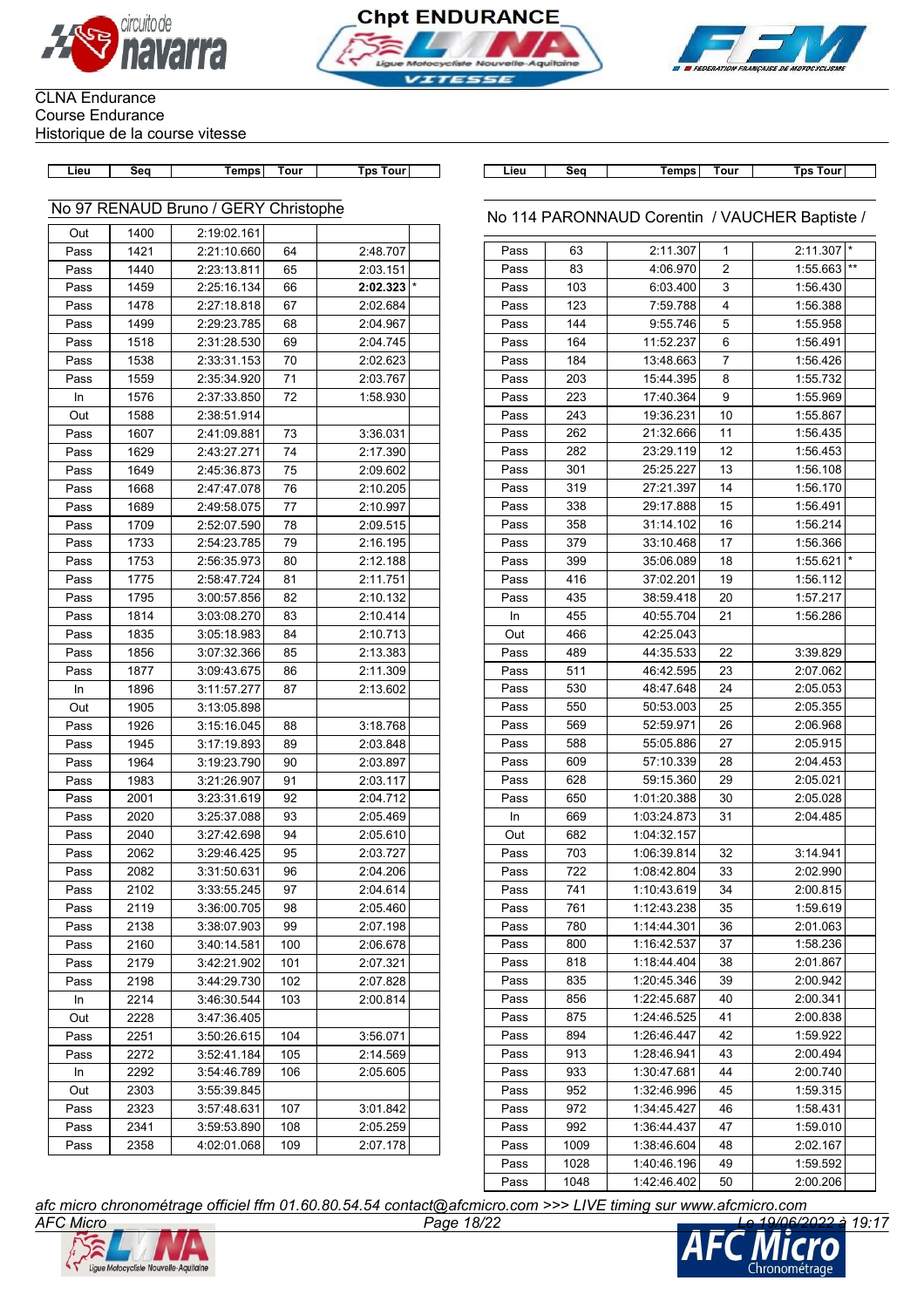CLNA Endurance
Course Endurance
Historique de la course vitesse

## No 97 RENAUD Bruno / GERY Christophe

| Lieu | Seq | Temps | Tour | Tps Tour | |
|---|---|---|---|---|---|
| Out | 1400 | 2:19:02.161 | | | |
| Pass | 1421 | 2:21:10.660 | 64 | 2:48.707 | |
| Pass | 1440 | 2:23:13.811 | 65 | 2:03.151 | |
| Pass | 1459 | 2:25:16.134 | 66 | **2:02.323** | * |
| Pass | 1478 | 2:27:18.818 | 67 | 2:02.684 | |
| Pass | 1499 | 2:29:23.785 | 68 | 2:04.967 | |
| Pass | 1518 | 2:31:28.530 | 69 | 2:04.745 | |
| Pass | 1538 | 2:33:31.153 | 70 | 2:02.623 | |
| Pass | 1559 | 2:35:34.920 | 71 | 2:03.767 | |
| In | 1576 | 2:37:33.850 | 72 | 1:58.930 | |
| Out | 1588 | 2:38:51.914 | | | |
| Pass | 1607 | 2:41:09.881 | 73 | 3:36.031 | |
| Pass | 1629 | 2:43:27.271 | 74 | 2:17.390 | |
| Pass | 1649 | 2:45:36.873 | 75 | 2:09.602 | |
| Pass | 1668 | 2:47:47.078 | 76 | 2:10.205 | |
| Pass | 1689 | 2:49:58.075 | 77 | 2:10.997 | |
| Pass | 1709 | 2:52:07.590 | 78 | 2:09.515 | |
| Pass | 1733 | 2:54:23.785 | 79 | 2:16.195 | |
| Pass | 1753 | 2:56:35.973 | 80 | 2:12.188 | |
| Pass | 1775 | 2:58:47.724 | 81 | 2:11.751 | |
| Pass | 1795 | 3:00:57.856 | 82 | 2:10.132 | |
| Pass | 1814 | 3:03:08.270 | 83 | 2:10.414 | |
| Pass | 1835 | 3:05:18.983 | 84 | 2:10.713 | |
| Pass | 1856 | 3:07:32.366 | 85 | 2:13.383 | |
| Pass | 1877 | 3:09:43.675 | 86 | 2:11.309 | |
| In | 1896 | 3:11:57.277 | 87 | 2:13.602 | |
| Out | 1905 | 3:13:05.898 | | | |
| Pass | 1926 | 3:15:16.045 | 88 | 3:18.768 | |
| Pass | 1945 | 3:17:19.893 | 89 | 2:03.848 | |
| Pass | 1964 | 3:19:23.790 | 90 | 2:03.897 | |
| Pass | 1983 | 3:21:26.907 | 91 | 2:03.117 | |
| Pass | 2001 | 3:23:31.619 | 92 | 2:04.712 | |
| Pass | 2020 | 3:25:37.088 | 93 | 2:05.469 | |
| Pass | 2040 | 3:27:42.698 | 94 | 2:05.610 | |
| Pass | 2062 | 3:29:46.425 | 95 | 2:03.727 | |
| Pass | 2082 | 3:31:50.631 | 96 | 2:04.206 | |
| Pass | 2102 | 3:33:55.245 | 97 | 2:04.614 | |
| Pass | 2119 | 3:36:00.705 | 98 | 2:05.460 | |
| Pass | 2138 | 3:38:07.903 | 99 | 2:07.198 | |
| Pass | 2160 | 3:40:14.581 | 100 | 2:06.678 | |
| Pass | 2179 | 3:42:21.902 | 101 | 2:07.321 | |
| Pass | 2198 | 3:44:29.730 | 102 | 2:07.828 | |
| In | 2214 | 3:46:30.544 | 103 | 2:00.814 | |
| Out | 2228 | 3:47:36.405 | | | |
| Pass | 2251 | 3:50:26.615 | 104 | 3:56.071 | |
| Pass | 2272 | 3:52:41.184 | 105 | 2:14.569 | |
| In | 2292 | 3:54:46.789 | 106 | 2:05.605 | |
| Out | 2303 | 3:55:39.845 | | | |
| Pass | 2323 | 3:57:48.631 | 107 | 3:01.842 | |
| Pass | 2341 | 3:59:53.890 | 108 | 2:05.259 | |
| Pass | 2358 | 4:02:01.068 | 109 | 2:07.178 | |

## No 114 PARONNAUD Corentin / VAUCHER Baptiste /

| Lieu | Seq | Temps | Tour | Tps Tour | |
|---|---|---|---|---|---|
| Pass | 63 | 2:11.307 | 1 | 2:11.307 | * |
| Pass | 83 | 4:06.970 | 2 | 1:55.663 | ** |
| Pass | 103 | 6:03.400 | 3 | 1:56.430 | |
| Pass | 123 | 7:59.788 | 4 | 1:56.388 | |
| Pass | 144 | 9:55.746 | 5 | 1:55.958 | |
| Pass | 164 | 11:52.237 | 6 | 1:56.491 | |
| Pass | 184 | 13:48.663 | 7 | 1:56.426 | |
| Pass | 203 | 15:44.395 | 8 | 1:55.732 | |
| Pass | 223 | 17:40.364 | 9 | 1:55.969 | |
| Pass | 243 | 19:36.231 | 10 | 1:55.867 | |
| Pass | 262 | 21:32.666 | 11 | 1:56.435 | |
| Pass | 282 | 23:29.119 | 12 | 1:56.453 | |
| Pass | 301 | 25:25.227 | 13 | 1:56.108 | |
| Pass | 319 | 27:21.397 | 14 | 1:56.170 | |
| Pass | 338 | 29:17.888 | 15 | 1:56.491 | |
| Pass | 358 | 31:14.102 | 16 | 1:56.214 | |
| Pass | 379 | 33:10.468 | 17 | 1:56.366 | |
| Pass | 399 | 35:06.089 | 18 | 1:55.621 | * |
| Pass | 416 | 37:02.201 | 19 | 1:56.112 | |
| Pass | 435 | 38:59.418 | 20 | 1:57.217 | |
| In | 455 | 40:55.704 | 21 | 1:56.286 | |
| Out | 466 | 42:25.043 | | | |
| Pass | 489 | 44:35.533 | 22 | 3:39.829 | |
| Pass | 511 | 46:42.595 | 23 | 2:07.062 | |
| Pass | 530 | 48:47.648 | 24 | 2:05.053 | |
| Pass | 550 | 50:53.003 | 25 | 2:05.355 | |
| Pass | 569 | 52:59.971 | 26 | 2:06.968 | |
| Pass | 588 | 55:05.886 | 27 | 2:05.915 | |
| Pass | 609 | 57:10.339 | 28 | 2:04.453 | |
| Pass | 628 | 59:15.360 | 29 | 2:05.021 | |
| Pass | 650 | 1:01:20.388 | 30 | 2:05.028 | |
| In | 669 | 1:03:24.873 | 31 | 2:04.485 | |
| Out | 682 | 1:04:32.157 | | | |
| Pass | 703 | 1:06:39.814 | 32 | 3:14.941 | |
| Pass | 722 | 1:08:42.804 | 33 | 2:02.990 | |
| Pass | 741 | 1:10:43.619 | 34 | 2:00.815 | |
| Pass | 761 | 1:12:43.238 | 35 | 1:59.619 | |
| Pass | 780 | 1:14:44.301 | 36 | 2:01.063 | |
| Pass | 800 | 1:16:42.537 | 37 | 1:58.236 | |
| Pass | 818 | 1:18:44.404 | 38 | 2:01.867 | |
| Pass | 835 | 1:20:45.346 | 39 | 2:00.942 | |
| Pass | 856 | 1:22:45.687 | 40 | 2:00.341 | |
| Pass | 875 | 1:24:46.525 | 41 | 2:00.838 | |
| Pass | 894 | 1:26:46.447 | 42 | 1:59.922 | |
| Pass | 913 | 1:28:46.941 | 43 | 2:00.494 | |
| Pass | 933 | 1:30:47.681 | 44 | 2:00.740 | |
| Pass | 952 | 1:32:46.996 | 45 | 1:59.315 | |
| Pass | 972 | 1:34:45.427 | 46 | 1:58.431 | |
| Pass | 992 | 1:36:44.437 | 47 | 1:59.010 | |
| Pass | 1009 | 1:38:46.604 | 48 | 2:02.167 | |
| Pass | 1028 | 1:40:46.196 | 49 | 1:59.592 | |
| Pass | 1048 | 1:42:46.402 | 50 | 2:00.206 | |

*afc micro chronométrage officiel ffm 01.60.80.54.54 contact@afcmicro.com >>> LIVE timing sur www.afcmicro.com*

AFC Micro — Le 19/06/2022 à 19:17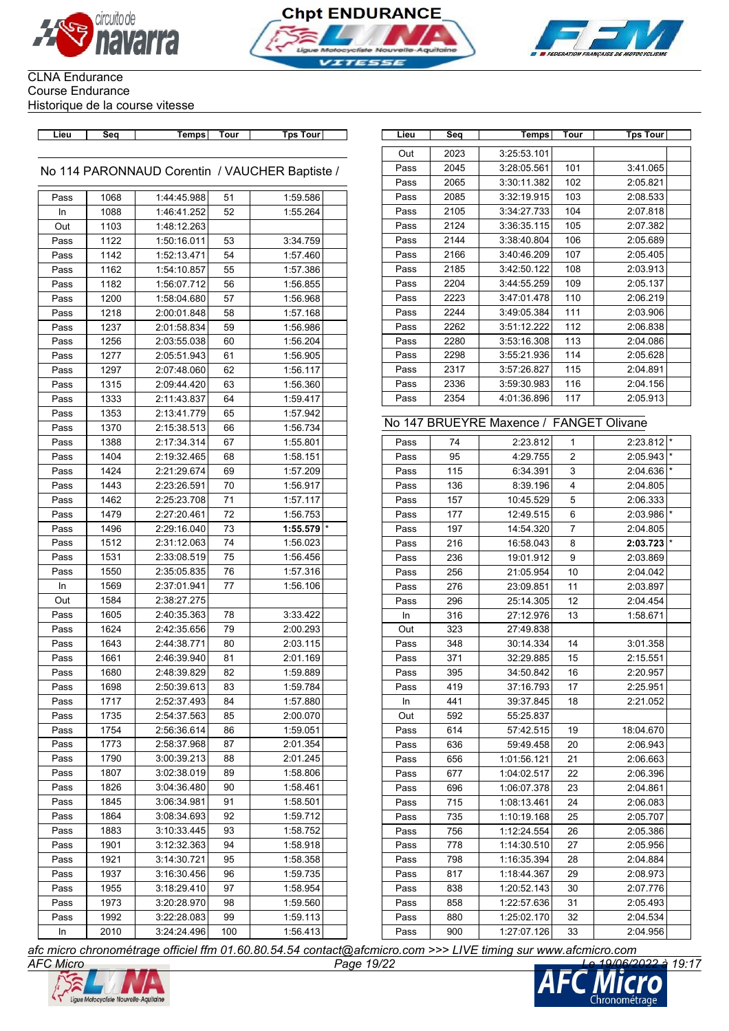CLNA Endurance
Course Endurance
Historique de la course vitesse

## No 114 PARONNAUD Corentin / VAUCHER Baptiste /

| Lieu | Seq | Temps | Tour | Tps Tour | |
|---|---|---|---|---|---|
| Pass | 1068 | 1:44:45.988 | 51 | 1:59.586 | |
| In | 1088 | 1:46:41.252 | 52 | 1:55.264 | |
| Out | 1103 | 1:48:12.263 | | | |
| Pass | 1122 | 1:50:16.011 | 53 | 3:34.759 | |
| Pass | 1142 | 1:52:13.471 | 54 | 1:57.460 | |
| Pass | 1162 | 1:54:10.857 | 55 | 1:57.386 | |
| Pass | 1182 | 1:56:07.712 | 56 | 1:56.855 | |
| Pass | 1200 | 1:58:04.680 | 57 | 1:56.968 | |
| Pass | 1218 | 2:00:01.848 | 58 | 1:57.168 | |
| Pass | 1237 | 2:01:58.834 | 59 | 1:56.986 | |
| Pass | 1256 | 2:03:55.038 | 60 | 1:56.204 | |
| Pass | 1277 | 2:05:51.943 | 61 | 1:56.905 | |
| Pass | 1297 | 2:07:48.060 | 62 | 1:56.117 | |
| Pass | 1315 | 2:09:44.420 | 63 | 1:56.360 | |
| Pass | 1333 | 2:11:43.837 | 64 | 1:59.417 | |
| Pass | 1353 | 2:13:41.779 | 65 | 1:57.942 | |
| Pass | 1370 | 2:15:38.513 | 66 | 1:56.734 | |
| Pass | 1388 | 2:17:34.314 | 67 | 1:55.801 | |
| Pass | 1404 | 2:19:32.465 | 68 | 1:58.151 | |
| Pass | 1424 | 2:21:29.674 | 69 | 1:57.209 | |
| Pass | 1443 | 2:23:26.591 | 70 | 1:56.917 | |
| Pass | 1462 | 2:25:23.708 | 71 | 1:57.117 | |
| Pass | 1479 | 2:27:20.461 | 72 | 1:56.753 | |
| Pass | 1496 | 2:29:16.040 | 73 | **1:55.579** | * |
| Pass | 1512 | 2:31:12.063 | 74 | 1:56.023 | |
| Pass | 1531 | 2:33:08.519 | 75 | 1:56.456 | |
| Pass | 1550 | 2:35:05.835 | 76 | 1:57.316 | |
| In | 1569 | 2:37:01.941 | 77 | 1:56.106 | |
| Out | 1584 | 2:38:27.275 | | | |
| Pass | 1605 | 2:40:35.363 | 78 | 3:33.422 | |
| Pass | 1624 | 2:42:35.656 | 79 | 2:00.293 | |
| Pass | 1643 | 2:44:38.771 | 80 | 2:03.115 | |
| Pass | 1661 | 2:46:39.940 | 81 | 2:01.169 | |
| Pass | 1680 | 2:48:39.829 | 82 | 1:59.889 | |
| Pass | 1698 | 2:50:39.613 | 83 | 1:59.784 | |
| Pass | 1717 | 2:52:37.493 | 84 | 1:57.880 | |
| Pass | 1735 | 2:54:37.563 | 85 | 2:00.070 | |
| Pass | 1754 | 2:56:36.614 | 86 | 1:59.051 | |
| Pass | 1773 | 2:58:37.968 | 87 | 2:01.354 | |
| Pass | 1790 | 3:00:39.213 | 88 | 2:01.245 | |
| Pass | 1807 | 3:02:38.019 | 89 | 1:58.806 | |
| Pass | 1826 | 3:04:36.480 | 90 | 1:58.461 | |
| Pass | 1845 | 3:06:34.981 | 91 | 1:58.501 | |
| Pass | 1864 | 3:08:34.693 | 92 | 1:59.712 | |
| Pass | 1883 | 3:10:33.445 | 93 | 1:58.752 | |
| Pass | 1901 | 3:12:32.363 | 94 | 1:58.918 | |
| Pass | 1921 | 3:14:30.721 | 95 | 1:58.358 | |
| Pass | 1937 | 3:16:30.456 | 96 | 1:59.735 | |
| Pass | 1955 | 3:18:29.410 | 97 | 1:58.954 | |
| Pass | 1973 | 3:20:28.970 | 98 | 1:59.560 | |
| Pass | 1992 | 3:22:28.083 | 99 | 1:59.113 | |
| In | 2010 | 3:24:24.496 | 100 | 1:56.413 | |
| Out | 2023 | 3:25:53.101 | | | |
| Pass | 2045 | 3:28:05.561 | 101 | 3:41.065 | |
| Pass | 2065 | 3:30:11.382 | 102 | 2:05.821 | |
| Pass | 2085 | 3:32:19.915 | 103 | 2:08.533 | |
| Pass | 2105 | 3:34:27.733 | 104 | 2:07.818 | |
| Pass | 2124 | 3:36:35.115 | 105 | 2:07.382 | |
| Pass | 2144 | 3:38:40.804 | 106 | 2:05.689 | |
| Pass | 2166 | 3:40:46.209 | 107 | 2:05.405 | |
| Pass | 2185 | 3:42:50.122 | 108 | 2:03.913 | |
| Pass | 2204 | 3:44:55.259 | 109 | 2:05.137 | |
| Pass | 2223 | 3:47:01.478 | 110 | 2:06.219 | |
| Pass | 2244 | 3:49:05.384 | 111 | 2:03.906 | |
| Pass | 2262 | 3:51:12.222 | 112 | 2:06.838 | |
| Pass | 2280 | 3:53:16.308 | 113 | 2:04.086 | |
| Pass | 2298 | 3:55:21.936 | 114 | 2:05.628 | |
| Pass | 2317 | 3:57:26.827 | 115 | 2:04.891 | |
| Pass | 2336 | 3:59:30.983 | 116 | 2:04.156 | |
| Pass | 2354 | 4:01:36.896 | 117 | 2:05.913 | |

## No 147 BRUEYRE Maxence / FANGET Olivane

| Lieu | Seq | Temps | Tour | Tps Tour | |
|---|---|---|---|---|---|
| Pass | 74 | 2:23.812 | 1 | 2:23.812 | * |
| Pass | 95 | 4:29.755 | 2 | 2:05.943 | * |
| Pass | 115 | 6:34.391 | 3 | 2:04.636 | * |
| Pass | 136 | 8:39.196 | 4 | 2:04.805 | |
| Pass | 157 | 10:45.529 | 5 | 2:06.333 | |
| Pass | 177 | 12:49.515 | 6 | 2:03.986 | * |
| Pass | 197 | 14:54.320 | 7 | 2:04.805 | |
| Pass | 216 | 16:58.043 | 8 | **2:03.723** | * |
| Pass | 236 | 19:01.912 | 9 | 2:03.869 | |
| Pass | 256 | 21:05.954 | 10 | 2:04.042 | |
| Pass | 276 | 23:09.851 | 11 | 2:03.897 | |
| Pass | 296 | 25:14.305 | 12 | 2:04.454 | |
| In | 316 | 27:12.976 | 13 | 1:58.671 | |
| Out | 323 | 27:49.838 | | | |
| Pass | 348 | 30:14.334 | 14 | 3:01.358 | |
| Pass | 371 | 32:29.885 | 15 | 2:15.551 | |
| Pass | 395 | 34:50.842 | 16 | 2:20.957 | |
| Pass | 419 | 37:16.793 | 17 | 2:25.951 | |
| In | 441 | 39:37.845 | 18 | 2:21.052 | |
| Out | 592 | 55:25.837 | | | |
| Pass | 614 | 57:42.515 | 19 | 18:04.670 | |
| Pass | 636 | 59:49.458 | 20 | 2:06.943 | |
| Pass | 656 | 1:01:56.121 | 21 | 2:06.663 | |
| Pass | 677 | 1:04:02.517 | 22 | 2:06.396 | |
| Pass | 696 | 1:06:07.378 | 23 | 2:04.861 | |
| Pass | 715 | 1:08:13.461 | 24 | 2:06.083 | |
| Pass | 735 | 1:10:19.168 | 25 | 2:05.707 | |
| Pass | 756 | 1:12:24.554 | 26 | 2:05.386 | |
| Pass | 778 | 1:14:30.510 | 27 | 2:05.956 | |
| Pass | 798 | 1:16:35.394 | 28 | 2:04.884 | |
| Pass | 817 | 1:18:44.367 | 29 | 2:08.973 | |
| Pass | 838 | 1:20:52.143 | 30 | 2:07.776 | |
| Pass | 858 | 1:22:57.636 | 31 | 2:05.493 | |
| Pass | 880 | 1:25:02.170 | 32 | 2:04.534 | |
| Pass | 900 | 1:27:07.126 | 33 | 2:04.956 | |

*afc micro chronométrage officiel ffm 01.60.80.54.54 contact@afcmicro.com >>> LIVE timing sur www.afcmicro.com*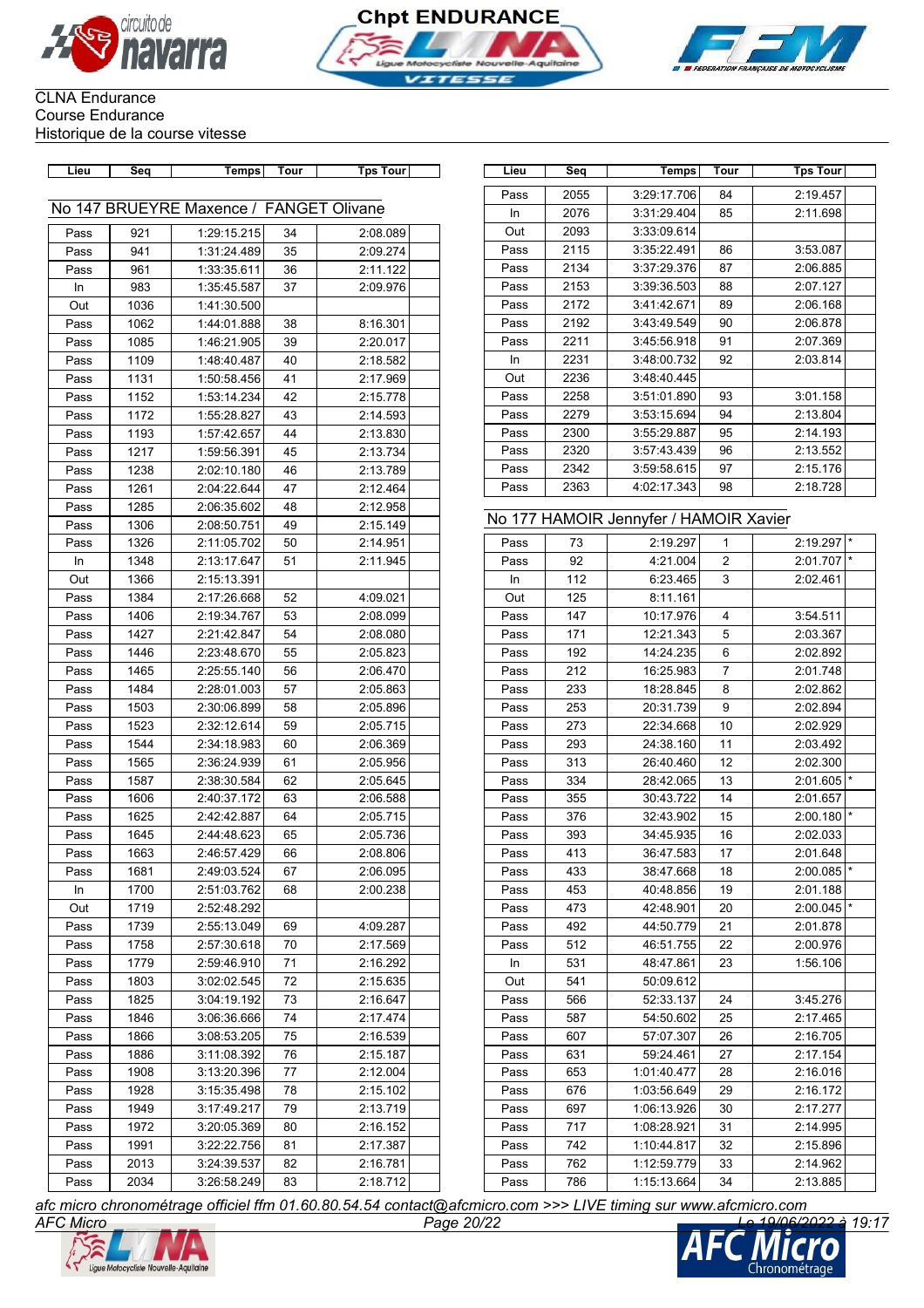CLNA Endurance
Course Endurance
Historique de la course vitesse

## No 147 BRUEYRE Maxence / FANGET Olivane

| Lieu | Seq | Temps | Tour | Tps Tour | |
|---|---|---|---|---|---|
| Pass | 921 | 1:29:15.215 | 34 | 2:08.089 | |
| Pass | 941 | 1:31:24.489 | 35 | 2:09.274 | |
| Pass | 961 | 1:33:35.611 | 36 | 2:11.122 | |
| In | 983 | 1:35:45.587 | 37 | 2:09.976 | |
| Out | 1036 | 1:41:30.500 | | | |
| Pass | 1062 | 1:44:01.888 | 38 | 8:16.301 | |
| Pass | 1085 | 1:46:21.905 | 39 | 2:20.017 | |
| Pass | 1109 | 1:48:40.487 | 40 | 2:18.582 | |
| Pass | 1131 | 1:50:58.456 | 41 | 2:17.969 | |
| Pass | 1152 | 1:53:14.234 | 42 | 2:15.778 | |
| Pass | 1172 | 1:55:28.827 | 43 | 2:14.593 | |
| Pass | 1193 | 1:57:42.657 | 44 | 2:13.830 | |
| Pass | 1217 | 1:59:56.391 | 45 | 2:13.734 | |
| Pass | 1238 | 2:02:10.180 | 46 | 2:13.789 | |
| Pass | 1261 | 2:04:22.644 | 47 | 2:12.464 | |
| Pass | 1285 | 2:06:35.602 | 48 | 2:12.958 | |
| Pass | 1306 | 2:08:50.751 | 49 | 2:15.149 | |
| Pass | 1326 | 2:11:05.702 | 50 | 2:14.951 | |
| In | 1348 | 2:13:17.647 | 51 | 2:11.945 | |
| Out | 1366 | 2:15:13.391 | | | |
| Pass | 1384 | 2:17:26.668 | 52 | 4:09.021 | |
| Pass | 1406 | 2:19:34.767 | 53 | 2:08.099 | |
| Pass | 1427 | 2:21:42.847 | 54 | 2:08.080 | |
| Pass | 1446 | 2:23:48.670 | 55 | 2:05.823 | |
| Pass | 1465 | 2:25:55.140 | 56 | 2:06.470 | |
| Pass | 1484 | 2:28:01.003 | 57 | 2:05.863 | |
| Pass | 1503 | 2:30:06.899 | 58 | 2:05.896 | |
| Pass | 1523 | 2:32:12.614 | 59 | 2:05.715 | |
| Pass | 1544 | 2:34:18.983 | 60 | 2:06.369 | |
| Pass | 1565 | 2:36:24.939 | 61 | 2:05.956 | |
| Pass | 1587 | 2:38:30.584 | 62 | 2:05.645 | |
| Pass | 1606 | 2:40:37.172 | 63 | 2:06.588 | |
| Pass | 1625 | 2:42:42.887 | 64 | 2:05.715 | |
| Pass | 1645 | 2:44:48.623 | 65 | 2:05.736 | |
| Pass | 1663 | 2:46:57.429 | 66 | 2:08.806 | |
| Pass | 1681 | 2:49:03.524 | 67 | 2:06.095 | |
| In | 1700 | 2:51:03.762 | 68 | 2:00.238 | |
| Out | 1719 | 2:52:48.292 | | | |
| Pass | 1739 | 2:55:13.049 | 69 | 4:09.287 | |
| Pass | 1758 | 2:57:30.618 | 70 | 2:17.569 | |
| Pass | 1779 | 2:59:46.910 | 71 | 2:16.292 | |
| Pass | 1803 | 3:02:02.545 | 72 | 2:15.635 | |
| Pass | 1825 | 3:04:19.192 | 73 | 2:16.647 | |
| Pass | 1846 | 3:06:36.666 | 74 | 2:17.474 | |
| Pass | 1866 | 3:08:53.205 | 75 | 2:16.539 | |
| Pass | 1886 | 3:11:08.392 | 76 | 2:15.187 | |
| Pass | 1908 | 3:13:20.396 | 77 | 2:12.004 | |
| Pass | 1928 | 3:15:35.498 | 78 | 2:15.102 | |
| Pass | 1949 | 3:17:49.217 | 79 | 2:13.719 | |
| Pass | 1972 | 3:20:05.369 | 80 | 2:16.152 | |
| Pass | 1991 | 3:22:22.756 | 81 | 2:17.387 | |
| Pass | 2013 | 3:24:39.537 | 82 | 2:16.781 | |
| Pass | 2034 | 3:26:58.249 | 83 | 2:18.712 | |
| Pass | 2055 | 3:29:17.706 | 84 | 2:19.457 | |
| In | 2076 | 3:31:29.404 | 85 | 2:11.698 | |
| Out | 2093 | 3:33:09.614 | | | |
| Pass | 2115 | 3:35:22.491 | 86 | 3:53.087 | |
| Pass | 2134 | 3:37:29.376 | 87 | 2:06.885 | |
| Pass | 2153 | 3:39:36.503 | 88 | 2:07.127 | |
| Pass | 2172 | 3:41:42.671 | 89 | 2:06.168 | |
| Pass | 2192 | 3:43:49.549 | 90 | 2:06.878 | |
| Pass | 2211 | 3:45:56.918 | 91 | 2:07.369 | |
| In | 2231 | 3:48:00.732 | 92 | 2:03.814 | |
| Out | 2236 | 3:48:40.445 | | | |
| Pass | 2258 | 3:51:01.890 | 93 | 3:01.158 | |
| Pass | 2279 | 3:53:15.694 | 94 | 2:13.804 | |
| Pass | 2300 | 3:55:29.887 | 95 | 2:14.193 | |
| Pass | 2320 | 3:57:43.439 | 96 | 2:13.552 | |
| Pass | 2342 | 3:59:58.615 | 97 | 2:15.176 | |
| Pass | 2363 | 4:02:17.343 | 98 | 2:18.728 | |

## No 177 HAMOIR Jennyfer / HAMOIR Xavier

| Lieu | Seq | Temps | Tour | Tps Tour | |
|---|---|---|---|---|---|
| Pass | 73 | 2:19.297 | 1 | 2:19.297 | * |
| Pass | 92 | 4:21.004 | 2 | 2:01.707 | * |
| In | 112 | 6:23.465 | 3 | 2:02.461 | |
| Out | 125 | 8:11.161 | | | |
| Pass | 147 | 10:17.976 | 4 | 3:54.511 | |
| Pass | 171 | 12:21.343 | 5 | 2:03.367 | |
| Pass | 192 | 14:24.235 | 6 | 2:02.892 | |
| Pass | 212 | 16:25.983 | 7 | 2:01.748 | |
| Pass | 233 | 18:28.845 | 8 | 2:02.862 | |
| Pass | 253 | 20:31.739 | 9 | 2:02.894 | |
| Pass | 273 | 22:34.668 | 10 | 2:02.929 | |
| Pass | 293 | 24:38.160 | 11 | 2:03.492 | |
| Pass | 313 | 26:40.460 | 12 | 2:02.300 | |
| Pass | 334 | 28:42.065 | 13 | 2:01.605 | * |
| Pass | 355 | 30:43.722 | 14 | 2:01.657 | |
| Pass | 376 | 32:43.902 | 15 | 2:00.180 | * |
| Pass | 393 | 34:45.935 | 16 | 2:02.033 | |
| Pass | 413 | 36:47.583 | 17 | 2:01.648 | |
| Pass | 433 | 38:47.668 | 18 | 2:00.085 | * |
| Pass | 453 | 40:48.856 | 19 | 2:01.188 | |
| Pass | 473 | 42:48.901 | 20 | 2:00.045 | * |
| Pass | 492 | 44:50.779 | 21 | 2:01.878 | |
| Pass | 512 | 46:51.755 | 22 | 2:00.976 | |
| In | 531 | 48:47.861 | 23 | 1:56.106 | |
| Out | 541 | 50:09.612 | | | |
| Pass | 566 | 52:33.137 | 24 | 3:45.276 | |
| Pass | 587 | 54:50.602 | 25 | 2:17.465 | |
| Pass | 607 | 57:07.307 | 26 | 2:16.705 | |
| Pass | 631 | 59:24.461 | 27 | 2:17.154 | |
| Pass | 653 | 1:01:40.477 | 28 | 2:16.016 | |
| Pass | 676 | 1:03:56.649 | 29 | 2:16.172 | |
| Pass | 697 | 1:06:13.926 | 30 | 2:17.277 | |
| Pass | 717 | 1:08:28.921 | 31 | 2:14.995 | |
| Pass | 742 | 1:10:44.817 | 32 | 2:15.896 | |
| Pass | 762 | 1:12:59.779 | 33 | 2:14.962 | |
| Pass | 786 | 1:15:13.664 | 34 | 2:13.885 | |

*afc micro chronométrage officiel ffm 01.60.80.54.54 contact@afcmicro.com >>> LIVE timing sur www.afcmicro.com*

*AFC Micro* — *Le 19/06/2022 à 19:17*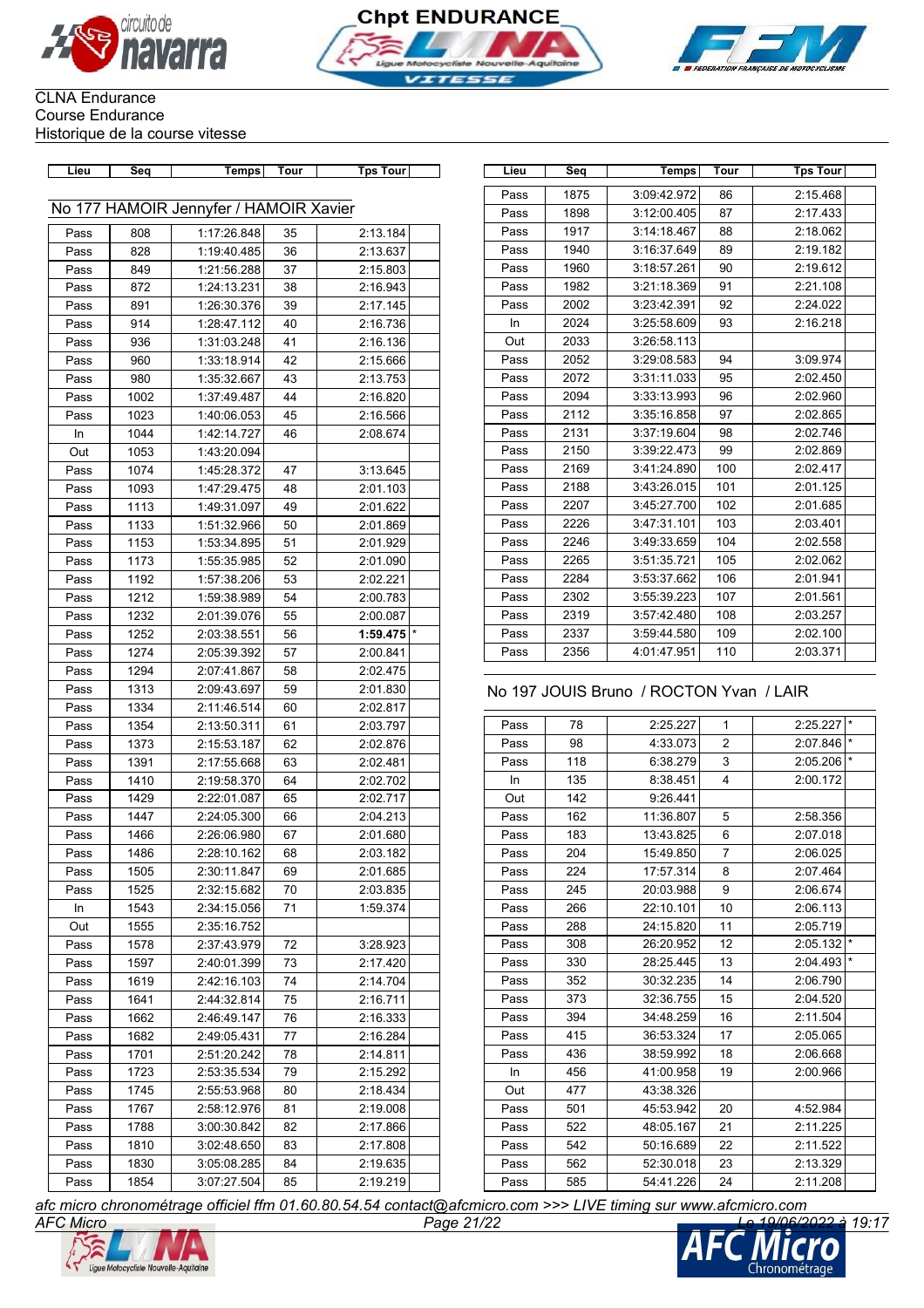Chpt ENDURANCE

CLNA Endurance
Course Endurance
Historique de la course vitesse

## No 177 HAMOIR Jennyfer / HAMOIR Xavier

| Lieu | Seq | Temps | Tour | Tps Tour | |
|---|---|---|---|---|---|
| Pass | 808 | 1:17:26.848 | 35 | 2:13.184 | |
| Pass | 828 | 1:19:40.485 | 36 | 2:13.637 | |
| Pass | 849 | 1:21:56.288 | 37 | 2:15.803 | |
| Pass | 872 | 1:24:13.231 | 38 | 2:16.943 | |
| Pass | 891 | 1:26:30.376 | 39 | 2:17.145 | |
| Pass | 914 | 1:28:47.112 | 40 | 2:16.736 | |
| Pass | 936 | 1:31:03.248 | 41 | 2:16.136 | |
| Pass | 960 | 1:33:18.914 | 42 | 2:15.666 | |
| Pass | 980 | 1:35:32.667 | 43 | 2:13.753 | |
| Pass | 1002 | 1:37:49.487 | 44 | 2:16.820 | |
| Pass | 1023 | 1:40:06.053 | 45 | 2:16.566 | |
| In | 1044 | 1:42:14.727 | 46 | 2:08.674 | |
| Out | 1053 | 1:43:20.094 | | | |
| Pass | 1074 | 1:45:28.372 | 47 | 3:13.645 | |
| Pass | 1093 | 1:47:29.475 | 48 | 2:01.103 | |
| Pass | 1113 | 1:49:31.097 | 49 | 2:01.622 | |
| Pass | 1133 | 1:51:32.966 | 50 | 2:01.869 | |
| Pass | 1153 | 1:53:34.895 | 51 | 2:01.929 | |
| Pass | 1173 | 1:55:35.985 | 52 | 2:01.090 | |
| Pass | 1192 | 1:57:38.206 | 53 | 2:02.221 | |
| Pass | 1212 | 1:59:38.989 | 54 | 2:00.783 | |
| Pass | 1232 | 2:01:39.076 | 55 | 2:00.087 | |
| Pass | 1252 | 2:03:38.551 | 56 | **1:59.475** | * |
| Pass | 1274 | 2:05:39.392 | 57 | 2:00.841 | |
| Pass | 1294 | 2:07:41.867 | 58 | 2:02.475 | |
| Pass | 1313 | 2:09:43.697 | 59 | 2:01.830 | |
| Pass | 1334 | 2:11:46.514 | 60 | 2:02.817 | |
| Pass | 1354 | 2:13:50.311 | 61 | 2:03.797 | |
| Pass | 1373 | 2:15:53.187 | 62 | 2:02.876 | |
| Pass | 1391 | 2:17:55.668 | 63 | 2:02.481 | |
| Pass | 1410 | 2:19:58.370 | 64 | 2:02.702 | |
| Pass | 1429 | 2:22:01.087 | 65 | 2:02.717 | |
| Pass | 1447 | 2:24:05.300 | 66 | 2:04.213 | |
| Pass | 1466 | 2:26:06.980 | 67 | 2:01.680 | |
| Pass | 1486 | 2:28:10.162 | 68 | 2:03.182 | |
| Pass | 1505 | 2:30:11.847 | 69 | 2:01.685 | |
| Pass | 1525 | 2:32:15.682 | 70 | 2:03.835 | |
| In | 1543 | 2:34:15.056 | 71 | 1:59.374 | |
| Out | 1555 | 2:35:16.752 | | | |
| Pass | 1578 | 2:37:43.979 | 72 | 3:28.923 | |
| Pass | 1597 | 2:40:01.399 | 73 | 2:17.420 | |
| Pass | 1619 | 2:42:16.103 | 74 | 2:14.704 | |
| Pass | 1641 | 2:44:32.814 | 75 | 2:16.711 | |
| Pass | 1662 | 2:46:49.147 | 76 | 2:16.333 | |
| Pass | 1682 | 2:49:05.431 | 77 | 2:16.284 | |
| Pass | 1701 | 2:51:20.242 | 78 | 2:14.811 | |
| Pass | 1723 | 2:53:35.534 | 79 | 2:15.292 | |
| Pass | 1745 | 2:55:53.968 | 80 | 2:18.434 | |
| Pass | 1767 | 2:58:12.976 | 81 | 2:19.008 | |
| Pass | 1788 | 3:00:30.842 | 82 | 2:17.866 | |
| Pass | 1810 | 3:02:48.650 | 83 | 2:17.808 | |
| Pass | 1830 | 3:05:08.285 | 84 | 2:19.635 | |
| Pass | 1854 | 3:07:27.504 | 85 | 2:19.219 | |
| Pass | 1875 | 3:09:42.972 | 86 | 2:15.468 | |
| Pass | 1898 | 3:12:00.405 | 87 | 2:17.433 | |
| Pass | 1917 | 3:14:18.467 | 88 | 2:18.062 | |
| Pass | 1940 | 3:16:37.649 | 89 | 2:19.182 | |
| Pass | 1960 | 3:18:57.261 | 90 | 2:19.612 | |
| Pass | 1982 | 3:21:18.369 | 91 | 2:21.108 | |
| Pass | 2002 | 3:23:42.391 | 92 | 2:24.022 | |
| In | 2024 | 3:25:58.609 | 93 | 2:16.218 | |
| Out | 2033 | 3:26:58.113 | | | |
| Pass | 2052 | 3:29:08.583 | 94 | 3:09.974 | |
| Pass | 2072 | 3:31:11.033 | 95 | 2:02.450 | |
| Pass | 2094 | 3:33:13.993 | 96 | 2:02.960 | |
| Pass | 2112 | 3:35:16.858 | 97 | 2:02.865 | |
| Pass | 2131 | 3:37:19.604 | 98 | 2:02.746 | |
| Pass | 2150 | 3:39:22.473 | 99 | 2:02.869 | |
| Pass | 2169 | 3:41:24.890 | 100 | 2:02.417 | |
| Pass | 2188 | 3:43:26.015 | 101 | 2:01.125 | |
| Pass | 2207 | 3:45:27.700 | 102 | 2:01.685 | |
| Pass | 2226 | 3:47:31.101 | 103 | 2:03.401 | |
| Pass | 2246 | 3:49:33.659 | 104 | 2:02.558 | |
| Pass | 2265 | 3:51:35.721 | 105 | 2:02.062 | |
| Pass | 2284 | 3:53:37.662 | 106 | 2:01.941 | |
| Pass | 2302 | 3:55:39.223 | 107 | 2:01.561 | |
| Pass | 2319 | 3:57:42.480 | 108 | 2:03.257 | |
| Pass | 2337 | 3:59:44.580 | 109 | 2:02.100 | |
| Pass | 2356 | 4:01:47.951 | 110 | 2:03.371 | |

## No 197 JOUIS Bruno / ROCTON Yvan / LAIR

| Lieu | Seq | Temps | Tour | Tps Tour | |
|---|---|---|---|---|---|
| Pass | 78 | 2:25.227 | 1 | 2:25.227 | * |
| Pass | 98 | 4:33.073 | 2 | 2:07.846 | * |
| Pass | 118 | 6:38.279 | 3 | 2:05.206 | * |
| In | 135 | 8:38.451 | 4 | 2:00.172 | |
| Out | 142 | 9:26.441 | | | |
| Pass | 162 | 11:36.807 | 5 | 2:58.356 | |
| Pass | 183 | 13:43.825 | 6 | 2:07.018 | |
| Pass | 204 | 15:49.850 | 7 | 2:06.025 | |
| Pass | 224 | 17:57.314 | 8 | 2:07.464 | |
| Pass | 245 | 20:03.988 | 9 | 2:06.674 | |
| Pass | 266 | 22:10.101 | 10 | 2:06.113 | |
| Pass | 288 | 24:15.820 | 11 | 2:05.719 | |
| Pass | 308 | 26:20.952 | 12 | 2:05.132 | * |
| Pass | 330 | 28:25.445 | 13 | 2:04.493 | * |
| Pass | 352 | 30:32.235 | 14 | 2:06.790 | |
| Pass | 373 | 32:36.755 | 15 | 2:04.520 | |
| Pass | 394 | 34:48.259 | 16 | 2:11.504 | |
| Pass | 415 | 36:53.324 | 17 | 2:05.065 | |
| Pass | 436 | 38:59.992 | 18 | 2:06.668 | |
| In | 456 | 41:00.958 | 19 | 2:00.966 | |
| Out | 477 | 43:38.326 | | | |
| Pass | 501 | 45:53.942 | 20 | 4:52.984 | |
| Pass | 522 | 48:05.167 | 21 | 2:11.225 | |
| Pass | 542 | 50:16.689 | 22 | 2:11.522 | |
| Pass | 562 | 52:30.018 | 23 | 2:13.329 | |
| Pass | 585 | 54:41.226 | 24 | 2:11.208 | |

*afc micro chronométrage officiel ffm 01.60.80.54.54 contact@afcmicro.com >>> LIVE timing sur www.afcmicro.com*
*AFC Micro* — *Le 19/06/2022 à 19:17*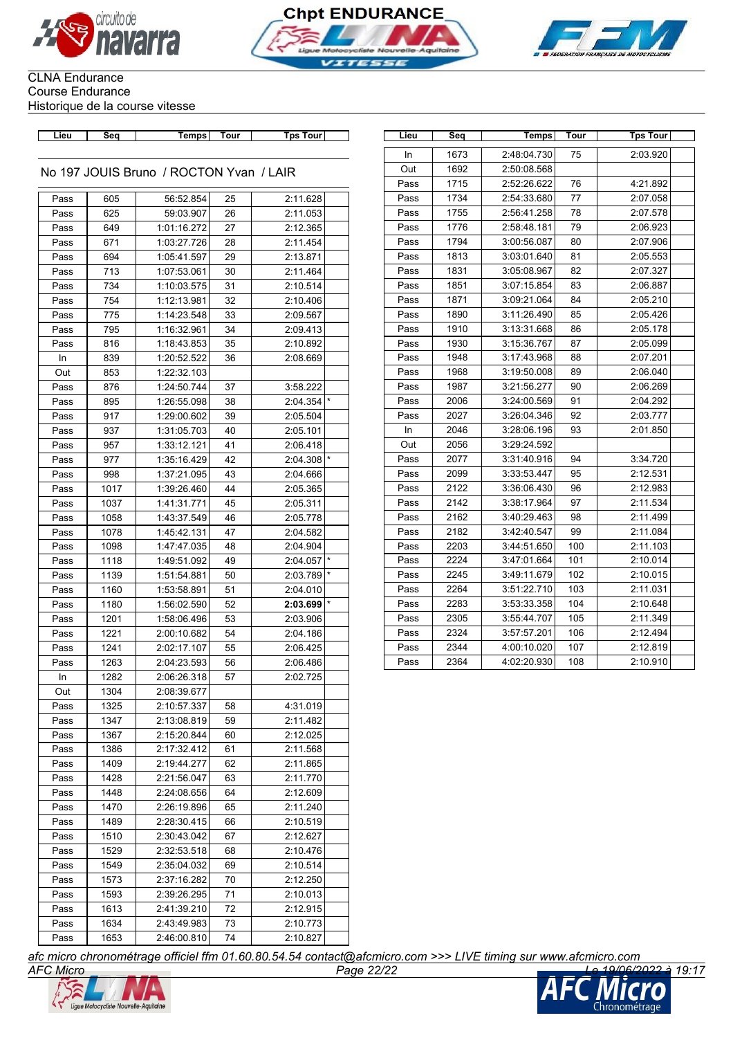CLNA Endurance
Course Endurance
Historique de la course vitesse

## No 197 JOUIS Bruno / ROCTON Yvan / LAIR

| Lieu | Seq | Temps | Tour | Tps Tour | |
|---|---|---|---|---|---|
| Pass | 605 | 56:52.854 | 25 | 2:11.628 | |
| Pass | 625 | 59:03.907 | 26 | 2:11.053 | |
| Pass | 649 | 1:01:16.272 | 27 | 2:12.365 | |
| Pass | 671 | 1:03:27.726 | 28 | 2:11.454 | |
| Pass | 694 | 1:05:41.597 | 29 | 2:13.871 | |
| Pass | 713 | 1:07:53.061 | 30 | 2:11.464 | |
| Pass | 734 | 1:10:03.575 | 31 | 2:10.514 | |
| Pass | 754 | 1:12:13.981 | 32 | 2:10.406 | |
| Pass | 775 | 1:14:23.548 | 33 | 2:09.567 | |
| Pass | 795 | 1:16:32.961 | 34 | 2:09.413 | |
| Pass | 816 | 1:18:43.853 | 35 | 2:10.892 | |
| In | 839 | 1:20:52.522 | 36 | 2:08.669 | |
| Out | 853 | 1:22:32.103 | | | |
| Pass | 876 | 1:24:50.744 | 37 | 3:58.222 | |
| Pass | 895 | 1:26:55.098 | 38 | 2:04.354 | * |
| Pass | 917 | 1:29:00.602 | 39 | 2:05.504 | |
| Pass | 937 | 1:31:05.703 | 40 | 2:05.101 | |
| Pass | 957 | 1:33:12.121 | 41 | 2:06.418 | |
| Pass | 977 | 1:35:16.429 | 42 | 2:04.308 | * |
| Pass | 998 | 1:37:21.095 | 43 | 2:04.666 | |
| Pass | 1017 | 1:39:26.460 | 44 | 2:05.365 | |
| Pass | 1037 | 1:41:31.771 | 45 | 2:05.311 | |
| Pass | 1058 | 1:43:37.549 | 46 | 2:05.778 | |
| Pass | 1078 | 1:45:42.131 | 47 | 2:04.582 | |
| Pass | 1098 | 1:47:47.035 | 48 | 2:04.904 | |
| Pass | 1118 | 1:49:51.092 | 49 | 2:04.057 | * |
| Pass | 1139 | 1:51:54.881 | 50 | 2:03.789 | * |
| Pass | 1160 | 1:53:58.891 | 51 | 2:04.010 | |
| Pass | 1180 | 1:56:02.590 | 52 | **2:03.699** | * |
| Pass | 1201 | 1:58:06.496 | 53 | 2:03.906 | |
| Pass | 1221 | 2:00:10.682 | 54 | 2:04.186 | |
| Pass | 1241 | 2:02:17.107 | 55 | 2:06.425 | |
| Pass | 1263 | 2:04:23.593 | 56 | 2:06.486 | |
| In | 1282 | 2:06:26.318 | 57 | 2:02.725 | |
| Out | 1304 | 2:08:39.677 | | | |
| Pass | 1325 | 2:10:57.337 | 58 | 4:31.019 | |
| Pass | 1347 | 2:13:08.819 | 59 | 2:11.482 | |
| Pass | 1367 | 2:15:20.844 | 60 | 2:12.025 | |
| Pass | 1386 | 2:17:32.412 | 61 | 2:11.568 | |
| Pass | 1409 | 2:19:44.277 | 62 | 2:11.865 | |
| Pass | 1428 | 2:21:56.047 | 63 | 2:11.770 | |
| Pass | 1448 | 2:24:08.656 | 64 | 2:12.609 | |
| Pass | 1470 | 2:26:19.896 | 65 | 2:11.240 | |
| Pass | 1489 | 2:28:30.415 | 66 | 2:10.519 | |
| Pass | 1510 | 2:30:43.042 | 67 | 2:12.627 | |
| Pass | 1529 | 2:32:53.518 | 68 | 2:10.476 | |
| Pass | 1549 | 2:35:04.032 | 69 | 2:10.514 | |
| Pass | 1573 | 2:37:16.282 | 70 | 2:12.250 | |
| Pass | 1593 | 2:39:26.295 | 71 | 2:10.013 | |
| Pass | 1613 | 2:41:39.210 | 72 | 2:12.915 | |
| Pass | 1634 | 2:43:49.983 | 73 | 2:10.773 | |
| Pass | 1653 | 2:46:00.810 | 74 | 2:10.827 | |
| In | 1673 | 2:48:04.730 | 75 | 2:03.920 | |
| Out | 1692 | 2:50:08.568 | | | |
| Pass | 1715 | 2:52:26.622 | 76 | 4:21.892 | |
| Pass | 1734 | 2:54:33.680 | 77 | 2:07.058 | |
| Pass | 1755 | 2:56:41.258 | 78 | 2:07.578 | |
| Pass | 1776 | 2:58:48.181 | 79 | 2:06.923 | |
| Pass | 1794 | 3:00:56.087 | 80 | 2:07.906 | |
| Pass | 1813 | 3:03:01.640 | 81 | 2:05.553 | |
| Pass | 1831 | 3:05:08.967 | 82 | 2:07.327 | |
| Pass | 1851 | 3:07:15.854 | 83 | 2:06.887 | |
| Pass | 1871 | 3:09:21.064 | 84 | 2:05.210 | |
| Pass | 1890 | 3:11:26.490 | 85 | 2:05.426 | |
| Pass | 1910 | 3:13:31.668 | 86 | 2:05.178 | |
| Pass | 1930 | 3:15:36.767 | 87 | 2:05.099 | |
| Pass | 1948 | 3:17:43.968 | 88 | 2:07.201 | |
| Pass | 1968 | 3:19:50.008 | 89 | 2:06.040 | |
| Pass | 1987 | 3:21:56.277 | 90 | 2:06.269 | |
| Pass | 2006 | 3:24:00.569 | 91 | 2:04.292 | |
| Pass | 2027 | 3:26:04.346 | 92 | 2:03.777 | |
| In | 2046 | 3:28:06.196 | 93 | 2:01.850 | |
| Out | 2056 | 3:29:24.592 | | | |
| Pass | 2077 | 3:31:40.916 | 94 | 3:34.720 | |
| Pass | 2099 | 3:33:53.447 | 95 | 2:12.531 | |
| Pass | 2122 | 3:36:06.430 | 96 | 2:12.983 | |
| Pass | 2142 | 3:38:17.964 | 97 | 2:11.534 | |
| Pass | 2162 | 3:40:29.463 | 98 | 2:11.499 | |
| Pass | 2182 | 3:42:40.547 | 99 | 2:11.084 | |
| Pass | 2203 | 3:44:51.650 | 100 | 2:11.103 | |
| Pass | 2224 | 3:47:01.664 | 101 | 2:10.014 | |
| Pass | 2245 | 3:49:11.679 | 102 | 2:10.015 | |
| Pass | 2264 | 3:51:22.710 | 103 | 2:11.031 | |
| Pass | 2283 | 3:53:33.358 | 104 | 2:10.648 | |
| Pass | 2305 | 3:55:44.707 | 105 | 2:11.349 | |
| Pass | 2324 | 3:57:57.201 | 106 | 2:12.494 | |
| Pass | 2344 | 4:00:10.020 | 107 | 2:12.819 | |
| Pass | 2364 | 4:02:20.930 | 108 | 2:10.910 | |

*afc micro chronométrage officiel ffm 01.60.80.54.54 contact@afcmicro.com >>> LIVE timing sur www.afcmicro.com*
AFC Micro — Le 19/06/2022 à 19:17